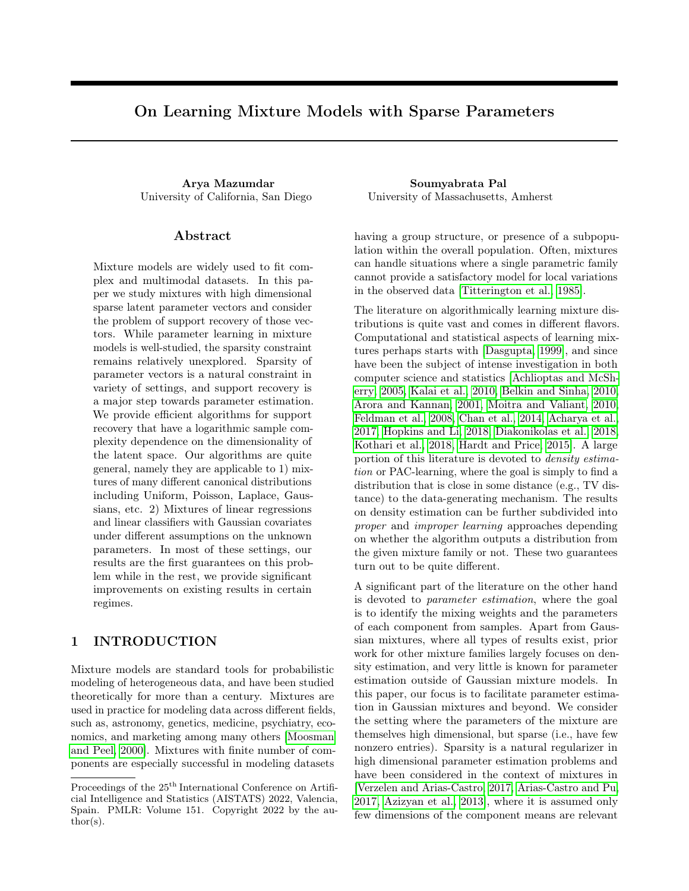# On Learning Mixture Models with Sparse Parameters

**Arya Mazumdar**
University of California, San Diego

**Soumyabrata Pal**
University of Massachusetts, Amherst

## Abstract

Mixture models are widely used to fit complex and multimodal datasets. In this paper we study mixtures with high dimensional sparse latent parameter vectors and consider the problem of support recovery of those vectors. While parameter learning in mixture models is well-studied, the sparsity constraint remains relatively unexplored. Sparsity of parameter vectors is a natural constraint in variety of settings, and support recovery is a major step towards parameter estimation. We provide efficient algorithms for support recovery that have a logarithmic sample complexity dependence on the dimensionality of the latent space. Our algorithms are quite general, namely they are applicable to 1) mixtures of many different canonical distributions including Uniform, Poisson, Laplace, Gaussians, etc. 2) Mixtures of linear regressions and linear classifiers with Gaussian covariates under different assumptions on the unknown parameters. In most of these settings, our results are the first guarantees on this problem while in the rest, we provide significant improvements on existing results in certain regimes.

## 1 INTRODUCTION

Mixture models are standard tools for probabilistic modeling of heterogeneous data, and have been studied theoretically for more than a century. Mixtures are used in practice for modeling data across different fields, such as, astronomy, genetics, medicine, psychiatry, economics, and marketing among many others [Moosman and Peel, 2000]. Mixtures with finite number of components are especially successful in modeling datasets having a group structure, or presence of a subpopulation within the overall population. Often, mixtures can handle situations where a single parametric family cannot provide a satisfactory model for local variations in the observed data [Titterington et al., 1985].

The literature on algorithmically learning mixture distributions is quite vast and comes in different flavors. Computational and statistical aspects of learning mixtures perhaps starts with [Dasgupta, 1999], and since have been the subject of intense investigation in both computer science and statistics [Achlioptas and McSherry, 2005, Kalai et al., 2010, Belkin and Sinha, 2010, Arora and Kannan, 2001, Moitra and Valiant, 2010, Feldman et al., 2008, Chan et al., 2014, Acharya et al., 2017, Hopkins and Li, 2018, Diakonikolas et al., 2018, Kothari et al., 2018, Hardt and Price, 2015]. A large portion of this literature is devoted to *density estimation* or PAC-learning, where the goal is simply to find a distribution that is close in some distance (e.g., TV distance) to the data-generating mechanism. The results on density estimation can be further subdivided into *proper* and *improper learning* approaches depending on whether the algorithm outputs a distribution from the given mixture family or not. These two guarantees turn out to be quite different.

A significant part of the literature on the other hand is devoted to *parameter estimation*, where the goal is to identify the mixing weights and the parameters of each component from samples. Apart from Gaussian mixtures, where all types of results exist, prior work for other mixture families largely focuses on density estimation, and very little is known for parameter estimation outside of Gaussian mixture models. In this paper, our focus is to facilitate parameter estimation in Gaussian mixtures and beyond. We consider the setting where the parameters of the mixture are themselves high dimensional, but sparse (i.e., have few nonzero entries). Sparsity is a natural regularizer in high dimensional parameter estimation problems and have been considered in the context of mixtures in [Verzelen and Arias-Castro, 2017, Arias-Castro and Pu, 2017, Azizyan et al., 2013], where it is assumed only few dimensions of the component means are relevant

Proceedings of the 25[th] International Conference on Artificial Intelligence and Statistics (AISTATS) 2022, Valencia, Spain. PMLR: Volume 151. Copyright 2022 by the author(s).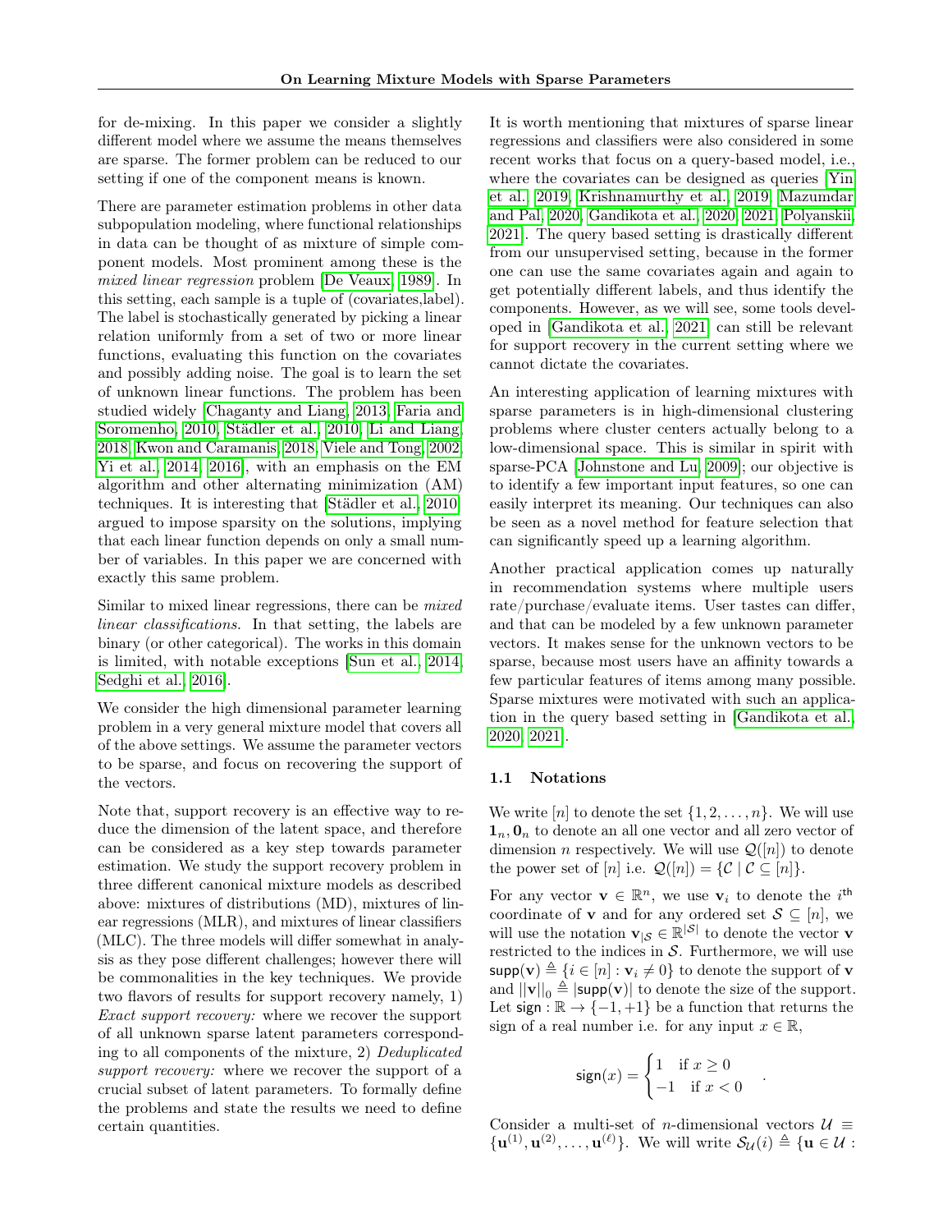for de-mixing. In this paper we consider a slightly different model where we assume the means themselves are sparse. The former problem can be reduced to our setting if one of the component means is known.

There are parameter estimation problems in other data subpopulation modeling, where functional relationships in data can be thought of as mixture of simple component models. Most prominent among these is the *mixed linear regression* problem [De Veaux, 1989]. In this setting, each sample is a tuple of (covariates,label). The label is stochastically generated by picking a linear relation uniformly from a set of two or more linear functions, evaluating this function on the covariates and possibly adding noise. The goal is to learn the set of unknown linear functions. The problem has been studied widely [Chaganty and Liang, 2013, Faria and Soromenho, 2010, Städler et al., 2010, Li and Liang, 2018, Kwon and Caramanis, 2018, Viele and Tong, 2002, Yi et al., 2014, 2016], with an emphasis on the EM algorithm and other alternating minimization (AM) techniques. It is interesting that [Städler et al., 2010] argued to impose sparsity on the solutions, implying that each linear function depends on only a small number of variables. In this paper we are concerned with exactly this same problem.

Similar to mixed linear regressions, there can be *mixed linear classifications*. In that setting, the labels are binary (or other categorical). The works in this domain is limited, with notable exceptions [Sun et al., 2014, Sedghi et al., 2016].

We consider the high dimensional parameter learning problem in a very general mixture model that covers all of the above settings. We assume the parameter vectors to be sparse, and focus on recovering the support of the vectors.

Note that, support recovery is an effective way to reduce the dimension of the latent space, and therefore can be considered as a key step towards parameter estimation. We study the support recovery problem in three different canonical mixture models as described above: mixtures of distributions (MD), mixtures of linear regressions (MLR), and mixtures of linear classifiers (MLC). The three models will differ somewhat in analysis as they pose different challenges; however there will be commonalities in the key techniques. We provide two flavors of results for support recovery namely, 1) *Exact support recovery:* where we recover the support of all unknown sparse latent parameters corresponding to all components of the mixture, 2) *Deduplicated support recovery:* where we recover the support of a crucial subset of latent parameters. To formally define the problems and state the results we need to define certain quantities.

It is worth mentioning that mixtures of sparse linear regressions and classifiers were also considered in some recent works that focus on a query-based model, i.e., where the covariates can be designed as queries [Yin et al., 2019, Krishnamurthy et al., 2019, Mazumdar and Pal, 2020, Gandikota et al., 2020, 2021, Polyanskii, 2021]. The query based setting is drastically different from our unsupervised setting, because in the former one can use the same covariates again and again to get potentially different labels, and thus identify the components. However, as we will see, some tools developed in [Gandikota et al., 2021] can still be relevant for support recovery in the current setting where we cannot dictate the covariates.

An interesting application of learning mixtures with sparse parameters is in high-dimensional clustering problems where cluster centers actually belong to a low-dimensional space. This is similar in spirit with sparse-PCA [Johnstone and Lu, 2009]; our objective is to identify a few important input features, so one can easily interpret its meaning. Our techniques can also be seen as a novel method for feature selection that can significantly speed up a learning algorithm.

Another practical application comes up naturally in recommendation systems where multiple users rate/purchase/evaluate items. User tastes can differ, and that can be modeled by a few unknown parameter vectors. It makes sense for the unknown vectors to be sparse, because most users have an affinity towards a few particular features of items among many possible. Sparse mixtures were motivated with such an application in the query based setting in [Gandikota et al., 2020, 2021].

### 1.1 Notations

We write $[n]$ to denote the set $\{1, 2, \ldots, n\}$. We will use $\mathbf{1}_n, \mathbf{0}_n$ to denote an all one vector and all zero vector of dimension $n$ respectively. We will use $\mathcal{Q}([n])$ to denote the power set of $[n]$ i.e. $\mathcal{Q}([n]) = \{\mathcal{C} \mid \mathcal{C} \subseteq [n]\}$.

For any vector $\mathbf{v} \in \mathbb{R}^n$, we use $\mathbf{v}_i$ to denote the $i^{\text{th}}$ coordinate of $\mathbf{v}$ and for any ordered set $\mathcal{S} \subseteq [n]$, we will use the notation $\mathbf{v}_{|\mathcal{S}} \in \mathbb{R}^{|\mathcal{S}|}$ to denote the vector $\mathbf{v}$ restricted to the indices in $\mathcal{S}$. Furthermore, we will use $\mathsf{supp}(\mathbf{v}) \triangleq \{i \in [n] : \mathbf{v}_i \neq 0\}$ to denote the support of $\mathbf{v}$ and $||\mathbf{v}||_0 \triangleq |\mathsf{supp}(\mathbf{v})|$ to denote the size of the support. Let $\mathsf{sign} : \mathbb{R} \to \{-1, +1\}$ be a function that returns the sign of a real number i.e. for any input $x \in \mathbb{R}$,

$$\mathsf{sign}(x) = \begin{cases} 1 & \text{if } x \geq 0 \\ -1 & \text{if } x < 0 \end{cases}.$$

Consider a multi-set of $n$-dimensional vectors $\mathcal{U} \equiv \{\mathbf{u}^{(1)}, \mathbf{u}^{(2)}, \ldots, \mathbf{u}^{(\ell)}\}$. We will write $\mathcal{S}_{\mathcal{U}}(i) \triangleq \{\mathbf{u} \in \mathcal{U} :$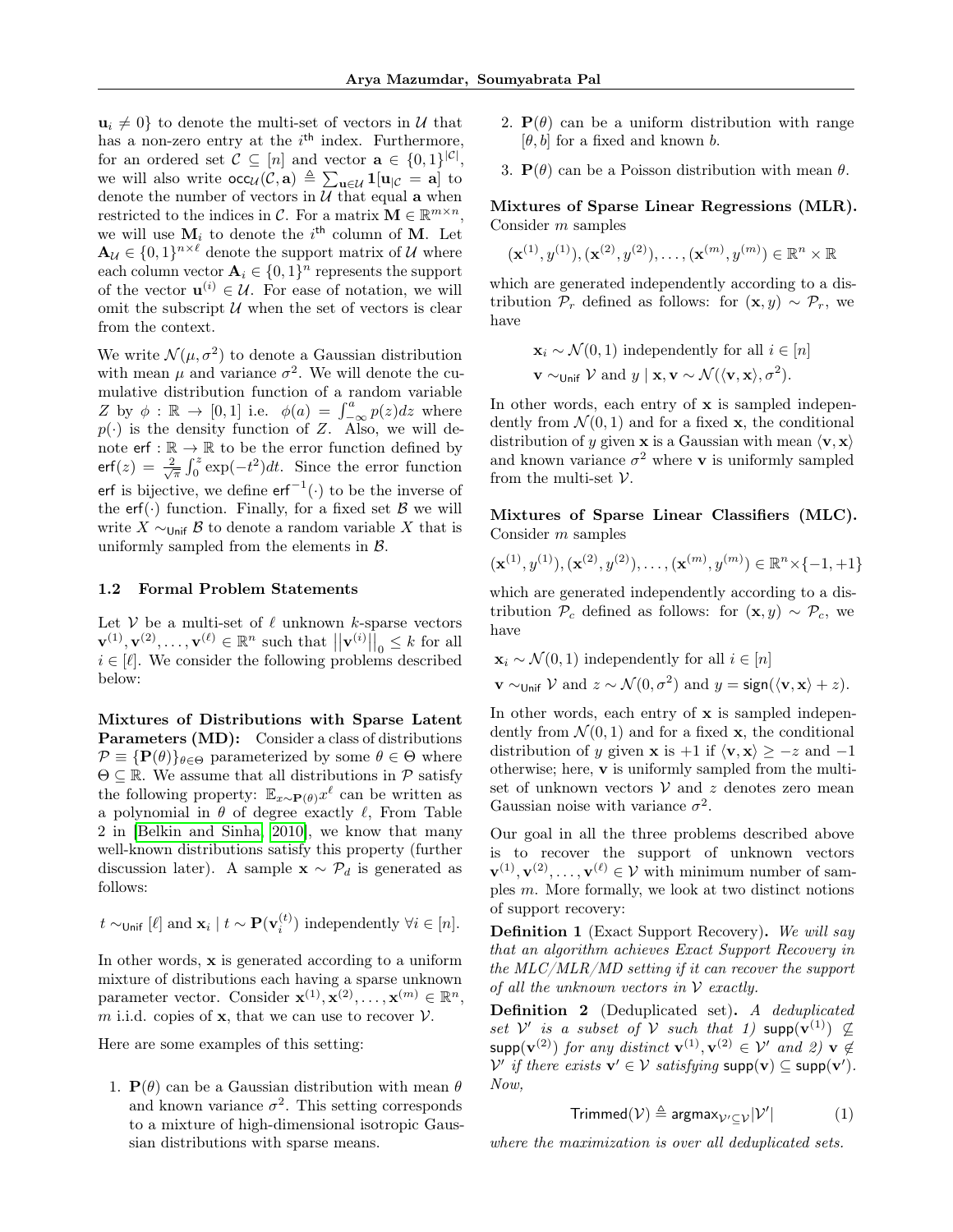$\mathbf{u}_i \neq 0\}$ to denote the multi-set of vectors in $\mathcal{U}$ that has a non-zero entry at the $i^{\text{th}}$ index. Furthermore, for an ordered set $\mathcal{C} \subseteq [n]$ and vector $\mathbf{a} \in \{0,1\}^{|\mathcal{C}|}$, we will also write $\mathsf{occ}_{\mathcal{U}}(\mathcal{C}, \mathbf{a}) \triangleq \sum_{\mathbf{u} \in \mathcal{U}} \mathbf{1}[\mathbf{u}_{|\mathcal{C}} = \mathbf{a}]$ to denote the number of vectors in $\mathcal{U}$ that equal $\mathbf{a}$ when restricted to the indices in $\mathcal{C}$. For a matrix $\mathbf{M} \in \mathbb{R}^{m \times n}$, we will use $\mathbf{M}_i$ to denote the $i^{\text{th}}$ column of $\mathbf{M}$. Let $\mathbf{A}_{\mathcal{U}} \in \{0,1\}^{n \times \ell}$ denote the support matrix of $\mathcal{U}$ where each column vector $\mathbf{A}_i \in \{0,1\}^n$ represents the support of the vector $\mathbf{u}^{(i)} \in \mathcal{U}$. For ease of notation, we will omit the subscript $\mathcal{U}$ when the set of vectors is clear from the context.

We write $\mathcal{N}(\mu, \sigma^2)$ to denote a Gaussian distribution with mean $\mu$ and variance $\sigma^2$. We will denote the cumulative distribution function of a random variable $Z$ by $\phi : \mathbb{R} \to [0,1]$ i.e. $\phi(a) = \int_{-\infty}^{a} p(z)dz$ where $p(\cdot)$ is the density function of $Z$. Also, we will denote $\mathsf{erf} : \mathbb{R} \to \mathbb{R}$ to be the error function defined by $\mathsf{erf}(z) = \frac{2}{\sqrt{\pi}} \int_0^z \exp(-t^2)dt$. Since the error function $\mathsf{erf}$ is bijective, we define $\mathsf{erf}^{-1}(\cdot)$ to be the inverse of the $\mathsf{erf}(\cdot)$ function. Finally, for a fixed set $\mathcal{B}$ we will write $X \sim_{\mathsf{Unif}} \mathcal{B}$ to denote a random variable $X$ that is uniformly sampled from the elements in $\mathcal{B}$.

### 1.2 Formal Problem Statements

Let $\mathcal{V}$ be a multi-set of $\ell$ unknown $k$-sparse vectors $\mathbf{v}^{(1)}, \mathbf{v}^{(2)}, \ldots, \mathbf{v}^{(\ell)} \in \mathbb{R}^n$ such that $\left|\left|\mathbf{v}^{(i)}\right|\right|_0 \leq k$ for all $i \in [\ell]$. We consider the following problems described below:

**Mixtures of Distributions with Sparse Latent Parameters (MD):** Consider a class of distributions $\mathcal{P} \equiv \{\mathbf{P}(\theta)\}_{\theta \in \Theta}$ parameterized by some $\theta \in \Theta$ where $\Theta \subseteq \mathbb{R}$. We assume that all distributions in $\mathcal{P}$ satisfy the following property: $\mathbb{E}_{x \sim \mathbf{P}(\theta)} x^{\ell}$ can be written as a polynomial in $\theta$ of degree exactly $\ell$, From Table 2 in [Belkin and Sinha, 2010], we know that many well-known distributions satisfy this property (further discussion later). A sample $\mathbf{x} \sim \mathcal{P}_d$ is generated as follows:

$$t \sim_{\mathsf{Unif}} [\ell] \text{ and } \mathbf{x}_i \mid t \sim \mathbf{P}(\mathbf{v}_i^{(t)}) \text{ independently } \forall i \in [n].$$

In other words, $\mathbf{x}$ is generated according to a uniform mixture of distributions each having a sparse unknown parameter vector. Consider $\mathbf{x}^{(1)}, \mathbf{x}^{(2)}, \ldots, \mathbf{x}^{(m)} \in \mathbb{R}^n$, $m$ i.i.d. copies of $\mathbf{x}$, that we can use to recover $\mathcal{V}$.

Here are some examples of this setting:

1. $\mathbf{P}(\theta)$ can be a Gaussian distribution with mean $\theta$ and known variance $\sigma^2$. This setting corresponds to a mixture of high-dimensional isotropic Gaussian distributions with sparse means.
2. $\mathbf{P}(\theta)$ can be a uniform distribution with range $[\theta, b]$ for a fixed and known $b$.
3. $\mathbf{P}(\theta)$ can be a Poisson distribution with mean $\theta$.

**Mixtures of Sparse Linear Regressions (MLR).** Consider $m$ samples

$$(\mathbf{x}^{(1)}, y^{(1)}), (\mathbf{x}^{(2)}, y^{(2)}), \ldots, (\mathbf{x}^{(m)}, y^{(m)}) \in \mathbb{R}^n \times \mathbb{R}$$

which are generated independently according to a distribution $\mathcal{P}_r$ defined as follows: for $(\mathbf{x}, y) \sim \mathcal{P}_r$, we have

$$\mathbf{x}_i \sim \mathcal{N}(0,1) \text{ independently for all } i \in [n]$$
$$\mathbf{v} \sim_{\mathsf{Unif}} \mathcal{V} \text{ and } y \mid \mathbf{x}, \mathbf{v} \sim \mathcal{N}(\langle \mathbf{v}, \mathbf{x} \rangle, \sigma^2).$$

In other words, each entry of $\mathbf{x}$ is sampled independently from $\mathcal{N}(0,1)$ and for a fixed $\mathbf{x}$, the conditional distribution of $y$ given $\mathbf{x}$ is a Gaussian with mean $\langle \mathbf{v}, \mathbf{x} \rangle$ and known variance $\sigma^2$ where $\mathbf{v}$ is uniformly sampled from the multi-set $\mathcal{V}$.

**Mixtures of Sparse Linear Classifiers (MLC).** Consider $m$ samples

$$(\mathbf{x}^{(1)}, y^{(1)}), (\mathbf{x}^{(2)}, y^{(2)}), \ldots, (\mathbf{x}^{(m)}, y^{(m)}) \in \mathbb{R}^n \times \{-1, +1\}$$

which are generated independently according to a distribution $\mathcal{P}_c$ defined as follows: for $(\mathbf{x}, y) \sim \mathcal{P}_c$, we have

$$\mathbf{x}_i \sim \mathcal{N}(0,1) \text{ independently for all } i \in [n]$$
$$\mathbf{v} \sim_{\mathsf{Unif}} \mathcal{V} \text{ and } z \sim \mathcal{N}(0, \sigma^2) \text{ and } y = \mathsf{sign}(\langle \mathbf{v}, \mathbf{x} \rangle + z).$$

In other words, each entry of $\mathbf{x}$ is sampled independently from $\mathcal{N}(0,1)$ and for a fixed $\mathbf{x}$, the conditional distribution of $y$ given $\mathbf{x}$ is $+1$ if $\langle \mathbf{v}, \mathbf{x} \rangle \geq -z$ and $-1$ otherwise; here, $\mathbf{v}$ is uniformly sampled from the multi-set of unknown vectors $\mathcal{V}$ and $z$ denotes zero mean Gaussian noise with variance $\sigma^2$.

Our goal in all the three problems described above is to recover the support of unknown vectors $\mathbf{v}^{(1)}, \mathbf{v}^{(2)}, \ldots, \mathbf{v}^{(\ell)} \in \mathcal{V}$ with minimum number of samples $m$. More formally, we look at two distinct notions of support recovery:

**Definition 1** (Exact Support Recovery). *We will say that an algorithm achieves Exact Support Recovery in the MLC/MLR/MD setting if it can recover the support of all the unknown vectors in $\mathcal{V}$ exactly.*

**Definition 2** (Deduplicated set). *A deduplicated set $\mathcal{V}'$ is a subset of $\mathcal{V}$ such that 1) $\mathsf{supp}(\mathbf{v}^{(1)}) \not\subseteq \mathsf{supp}(\mathbf{v}^{(2)})$ for any distinct $\mathbf{v}^{(1)}, \mathbf{v}^{(2)} \in \mathcal{V}'$ and 2) $\mathbf{v} \notin \mathcal{V}'$ if there exists $\mathbf{v}' \in \mathcal{V}$ satisfying $\mathsf{supp}(\mathbf{v}) \subseteq \mathsf{supp}(\mathbf{v}')$. Now,*

$$\mathsf{Trimmed}(\mathcal{V}) \triangleq \mathsf{argmax}_{\mathcal{V}' \subseteq \mathcal{V}} |\mathcal{V}'| \quad (1)$$

*where the maximization is over all deduplicated sets.*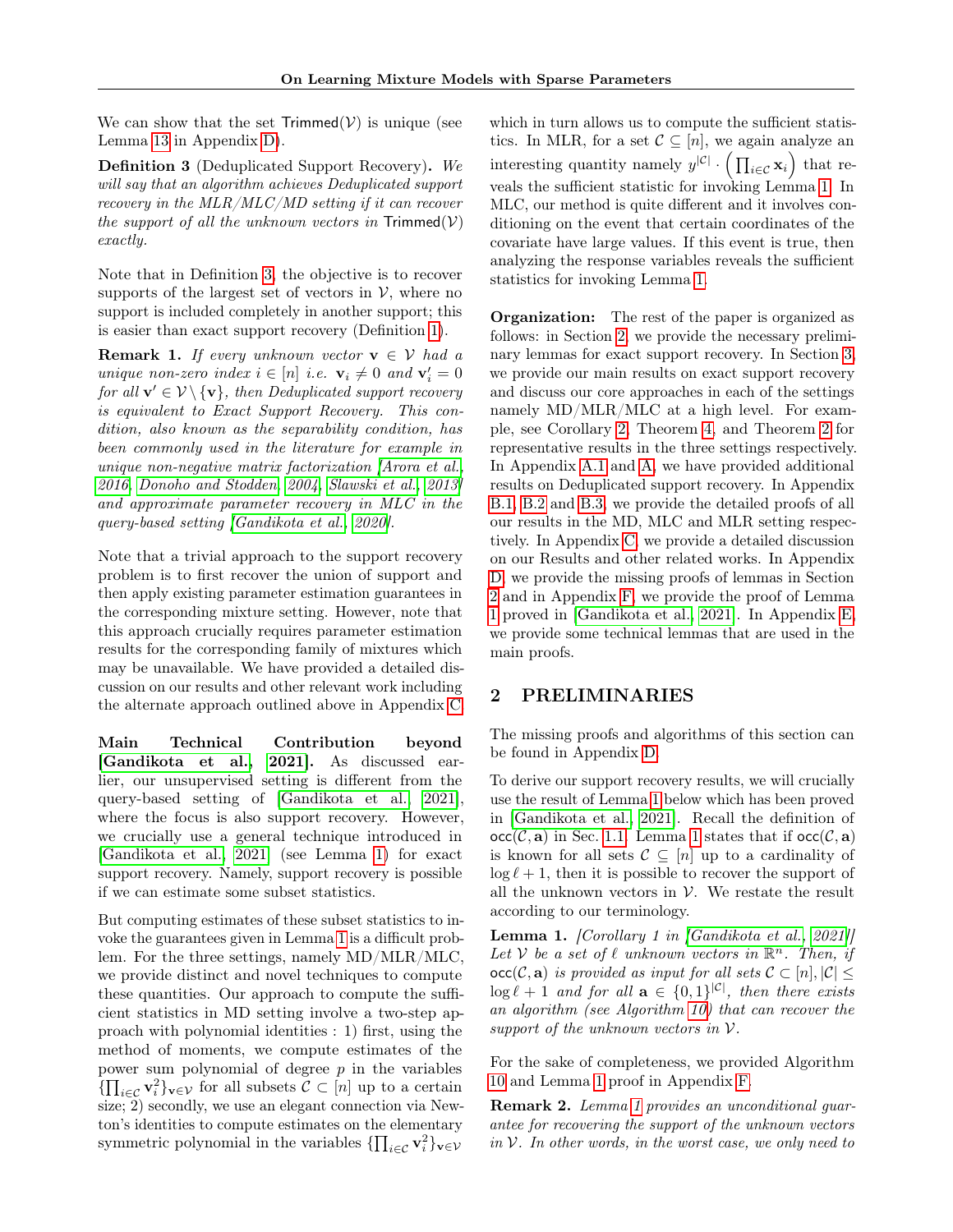We can show that the set $\mathsf{Trimmed}(\mathcal{V})$ is unique (see Lemma 13 in Appendix D).

**Definition 3** (Deduplicated Support Recovery). *We will say that an algorithm achieves Deduplicated support recovery in the MLR/MLC/MD setting if it can recover the support of all the unknown vectors in $\mathsf{Trimmed}(\mathcal{V})$ exactly.*

Note that in Definition 3, the objective is to recover supports of the largest set of vectors in $\mathcal{V}$, where no support is included completely in another support; this is easier than exact support recovery (Definition 1).

**Remark 1.** *If every unknown vector $\mathbf{v} \in \mathcal{V}$ had a unique non-zero index $i \in [n]$ i.e. $\mathbf{v}_i \neq 0$ and $\mathbf{v}'_i = 0$ for all $\mathbf{v}' \in \mathcal{V} \setminus \{\mathbf{v}\}$, then Deduplicated support recovery is equivalent to Exact Support Recovery. This condition, also known as the separability condition, has been commonly used in the literature for example in unique non-negative matrix factorization [Arora et al., 2016, Donoho and Stodden, 2004, Slawski et al., 2013] and approximate parameter recovery in MLC in the query-based setting [Gandikota et al., 2020].*

Note that a trivial approach to the support recovery problem is to first recover the union of support and then apply existing parameter estimation guarantees in the corresponding mixture setting. However, note that this approach crucially requires parameter estimation results for the corresponding family of mixtures which may be unavailable. We have provided a detailed discussion on our results and other relevant work including the alternate approach outlined above in Appendix C.

**Main Technical Contribution beyond [Gandikota et al., 2021].** As discussed earlier, our unsupervised setting is different from the query-based setting of [Gandikota et al., 2021], where the focus is also support recovery. However, we crucially use a general technique introduced in [Gandikota et al., 2021] (see Lemma 1) for exact support recovery. Namely, support recovery is possible if we can estimate some subset statistics.

But computing estimates of these subset statistics to invoke the guarantees given in Lemma 1 is a difficult problem. For the three settings, namely MD/MLR/MLC, we provide distinct and novel techniques to compute these quantities. Our approach to compute the sufficient statistics in MD setting involve a two-step approach with polynomial identities : 1) first, using the method of moments, we compute estimates of the power sum polynomial of degree $p$ in the variables $\{\prod_{i\in\mathcal{C}} \mathbf{v}_i^2\}_{\mathbf{v}\in\mathcal{V}}$ for all subsets $\mathcal{C} \subset [n]$ up to a certain size; 2) secondly, we use an elegant connection via Newton's identities to compute estimates on the elementary symmetric polynomial in the variables $\{\prod_{i\in\mathcal{C}} \mathbf{v}_i^2\}_{\mathbf{v}\in\mathcal{V}}$ which in turn allows us to compute the sufficient statistics. In MLR, for a set $\mathcal{C} \subseteq [n]$, we again analyze an interesting quantity namely $y^{|\mathcal{C}|} \cdot \left(\prod_{i\in\mathcal{C}} \mathbf{x}_i\right)$ that reveals the sufficient statistic for invoking Lemma 1. In MLC, our method is quite different and it involves conditioning on the event that certain coordinates of the covariate have large values. If this event is true, then analyzing the response variables reveals the sufficient statistics for invoking Lemma 1.

**Organization:** The rest of the paper is organized as follows: in Section 2, we provide the necessary preliminary lemmas for exact support recovery. In Section 3, we provide our main results on exact support recovery and discuss our core approaches in each of the settings namely MD/MLR/MLC at a high level. For example, see Corollary 2, Theorem 4, and Theorem 2 for representative results in the three settings respectively. In Appendix A.1 and A, we have provided additional results on Deduplicated support recovery. In Appendix B.1, B.2 and B.3, we provide the detailed proofs of all our results in the MD, MLC and MLR setting respectively. In Appendix C, we provide a detailed discussion on our Results and other related works. In Appendix D, we provide the missing proofs of lemmas in Section 2 and in Appendix F, we provide the proof of Lemma 1 proved in [Gandikota et al., 2021]. In Appendix E, we provide some technical lemmas that are used in the main proofs.

## 2 PRELIMINARIES

The missing proofs and algorithms of this section can be found in Appendix D.

To derive our support recovery results, we will crucially use the result of Lemma 1 below which has been proved in [Gandikota et al., 2021]. Recall the definition of $\mathsf{occ}(\mathcal{C}, \mathbf{a})$ in Sec. 1.1. Lemma 1 states that if $\mathsf{occ}(\mathcal{C}, \mathbf{a})$ is known for all sets $\mathcal{C} \subseteq [n]$ up to a cardinality of $\log \ell + 1$, then it is possible to recover the support of all the unknown vectors in $\mathcal{V}$. We restate the result according to our terminology.

**Lemma 1.** *[Corollary 1 in [Gandikota et al., 2021]] Let $\mathcal{V}$ be a set of $\ell$ unknown vectors in $\mathbb{R}^n$. Then, if $\mathsf{occ}(\mathcal{C}, \mathbf{a})$ is provided as input for all sets $\mathcal{C} \subset [n], |\mathcal{C}| \leq \log \ell + 1$ and for all $\mathbf{a} \in \{0,1\}^{|\mathcal{C}|}$, then there exists an algorithm (see Algorithm 10) that can recover the support of the unknown vectors in $\mathcal{V}$.*

For the sake of completeness, we provided Algorithm 10 and Lemma 1 proof in Appendix F.

**Remark 2.** *Lemma 1 provides an unconditional guarantee for recovering the support of the unknown vectors in $\mathcal{V}$. In other words, in the worst case, we only need to*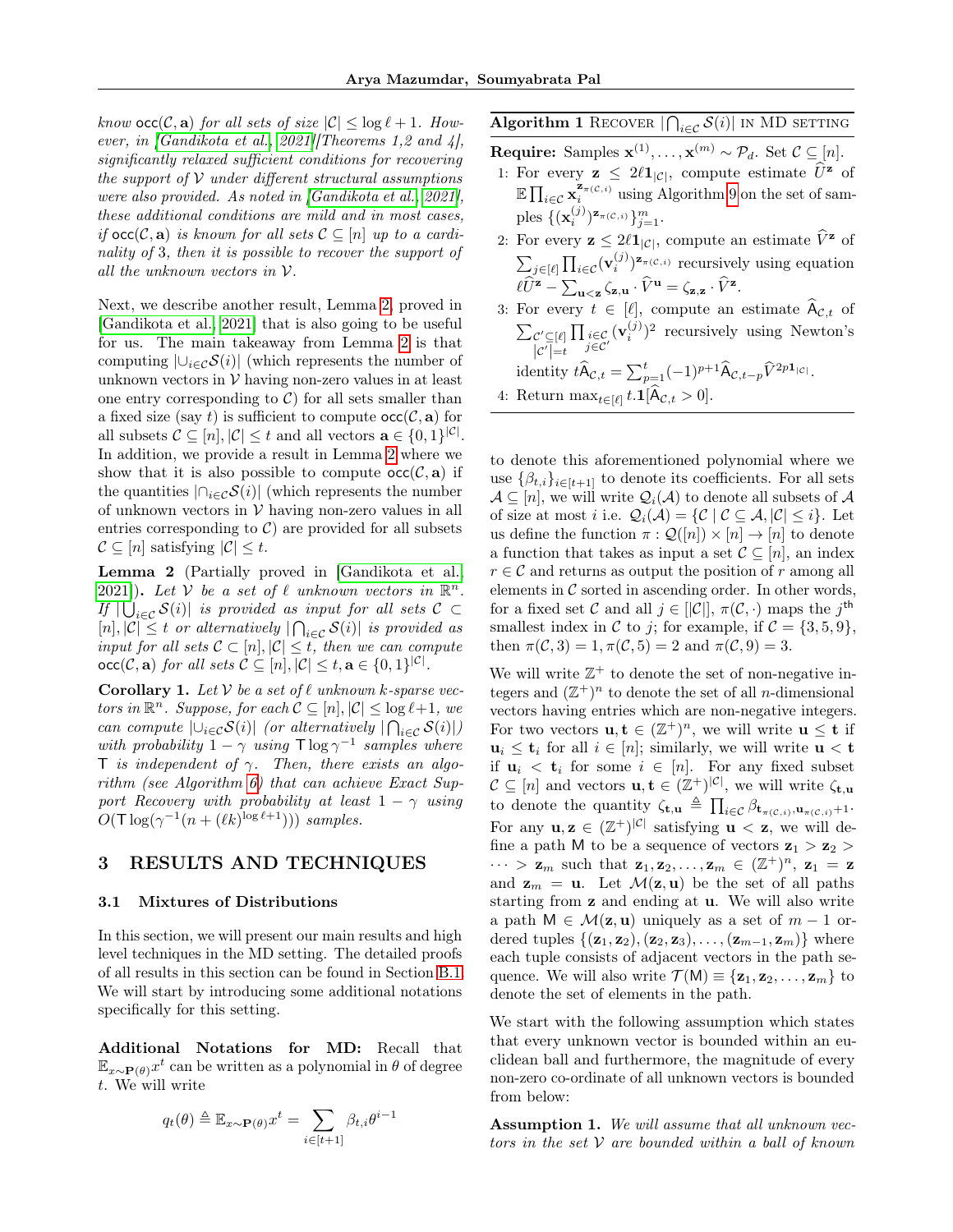*know* $\mathsf{occ}(\mathcal{C}, \mathbf{a})$ *for all sets of size* $|\mathcal{C}| \le \log \ell + 1$. *However, in [Gandikota et al., 2021][Theorems 1,2 and 4], significantly relaxed sufficient conditions for recovering the support of* $\mathcal{V}$ *under different structural assumptions were also provided. As noted in [Gandikota et al., 2021], these additional conditions are mild and in most cases, if* $\mathsf{occ}(\mathcal{C}, \mathbf{a})$ *is known for all sets* $\mathcal{C} \subseteq [n]$ *up to a cardinality of* 3*, then it is possible to recover the support of all the unknown vectors in* $\mathcal{V}$.

Next, we describe another result, Lemma 2, proved in [Gandikota et al., 2021] that is also going to be useful for us. The main takeaway from Lemma 2 is that computing $|\cup_{i \in \mathcal{C}} \mathcal{S}(i)|$ (which represents the number of unknown vectors in $\mathcal{V}$ having non-zero values in at least one entry corresponding to $\mathcal{C}$) for all sets smaller than a fixed size (say $t$) is sufficient to compute $\mathsf{occ}(\mathcal{C}, \mathbf{a})$ for all subsets $\mathcal{C} \subseteq [n], |\mathcal{C}| \le t$ and all vectors $\mathbf{a} \in \{0,1\}^{|\mathcal{C}|}$. In addition, we provide a result in Lemma 2 where we show that it is also possible to compute $\mathsf{occ}(\mathcal{C}, \mathbf{a})$ if the quantities $|\cap_{i \in \mathcal{C}} \mathcal{S}(i)|$ (which represents the number of unknown vectors in $\mathcal{V}$ having non-zero values in all entries corresponding to $\mathcal{C}$) are provided for all subsets $\mathcal{C} \subseteq [n]$ satisfying $|\mathcal{C}| \le t$.

**Lemma 2** (Partially proved in [Gandikota et al., 2021])**.** *Let* $\mathcal{V}$ *be a set of* $\ell$ *unknown vectors in* $\mathbb{R}^n$*. If* $|\bigcup_{i \in \mathcal{C}} \mathcal{S}(i)|$ *is provided as input for all sets* $\mathcal{C} \subset [n], |\mathcal{C}| \le t$ *or alternatively* $|\bigcap_{i \in \mathcal{C}} \mathcal{S}(i)|$ *is provided as input for all sets* $\mathcal{C} \subset [n], |\mathcal{C}| \le t$*, then we can compute* $\mathsf{occ}(\mathcal{C}, \mathbf{a})$ *for all sets* $\mathcal{C} \subseteq [n], |\mathcal{C}| \le t, \mathbf{a} \in \{0,1\}^{|\mathcal{C}|}$.

**Corollary 1.** *Let* $\mathcal{V}$ *be a set of* $\ell$ *unknown* $k$*-sparse vectors in* $\mathbb{R}^n$*. Suppose, for each* $\mathcal{C} \subseteq [n], |\mathcal{C}| \le \log \ell + 1$*, we can compute* $|\cup_{i \in \mathcal{C}} \mathcal{S}(i)|$ *(or alternatively* $|\bigcap_{i \in \mathcal{C}} \mathcal{S}(i)|$*) with probability* $1 - \gamma$ *using* $\mathsf{T} \log \gamma^{-1}$ *samples where* $\mathsf{T}$ *is independent of* $\gamma$*. Then, there exists an algorithm (see Algorithm 6) that can achieve Exact Support Recovery with probability at least* $1 - \gamma$ *using* $O(\mathsf{T} \log(\gamma^{-1}(n + (\ell k)^{\log \ell + 1})))$ *samples.*

## 3 RESULTS AND TECHNIQUES

### 3.1 Mixtures of Distributions

In this section, we will present our main results and high level techniques in the MD setting. The detailed proofs of all results in this section can be found in Section B.1. We will start by introducing some additional notations specifically for this setting.

**Additional Notations for MD:** Recall that $\mathbb{E}_{x \sim \mathbf{P}(\theta)} x^t$ can be written as a polynomial in $\theta$ of degree $t$. We will write

$$q_t(\theta) \triangleq \mathbb{E}_{x \sim \mathbf{P}(\theta)} x^t = \sum_{i \in [t+1]} \beta_{t,i} \theta^{i-1}$$

---

**Algorithm 1** Recover $|\bigcap_{i \in \mathcal{C}} \mathcal{S}(i)|$ in MD setting

**Require:** Samples $\mathbf{x}^{(1)}, \dots, \mathbf{x}^{(m)} \sim \mathcal{P}_d$. Set $\mathcal{C} \subseteq [n]$.

1: For every $\mathbf{z} \le 2\ell \mathbf{1}_{|\mathcal{C}|}$, compute estimate $\widehat{U}^{\mathbf{z}}$ of $\mathbb{E} \prod_{i \in \mathcal{C}} \mathbf{x}_i^{\mathbf{z}_{\pi(\mathcal{C},i)}}$ using Algorithm 9 on the set of samples $\{(\mathbf{x}_i^{(j)})^{\mathbf{z}_{\pi(\mathcal{C},i)}}\}_{j=1}^m$.

2: For every $\mathbf{z} \le 2\ell \mathbf{1}_{|\mathcal{C}|}$, compute an estimate $\widehat{V}^{\mathbf{z}}$ of $\sum_{j \in [\ell]} \prod_{i \in \mathcal{C}} (\mathbf{v}_i^{(j)})^{\mathbf{z}_{\pi(\mathcal{C},i)}}$ recursively using equation $\ell \widehat{U}^{\mathbf{z}} - \sum_{\mathbf{u} < \mathbf{z}} \zeta_{\mathbf{z},\mathbf{u}} \cdot \widehat{V}^{\mathbf{u}} = \zeta_{\mathbf{z},\mathbf{z}} \cdot \widehat{V}^{\mathbf{z}}$.

3: For every $t \in [\ell]$, compute an estimate $\widehat{\mathsf{A}}_{\mathcal{C},t}$ of $\sum_{\substack{\mathcal{C}' \subseteq [\ell] \\ |\mathcal{C}'| = t}} \prod_{\substack{i \in \mathcal{C} \\ j \in \mathcal{C}'}} (\mathbf{v}_i^{(j)})^2$ recursively using Newton's identity $t \widehat{\mathsf{A}}_{\mathcal{C},t} = \sum_{p=1}^{t} (-1)^{p+1} \widehat{\mathsf{A}}_{\mathcal{C},t-p} \widehat{V}^{2p \mathbf{1}_{|\mathcal{C}|}}$.

4: Return $\max_{t \in [\ell]} t . \mathbf{1}[\widehat{\mathsf{A}}_{\mathcal{C},t} > 0]$.

---

to denote this aforementioned polynomial where we use $\{\beta_{t,i}\}_{i \in [t+1]}$ to denote its coefficients. For all sets $\mathcal{A} \subseteq [n]$, we will write $\mathcal{Q}_i(\mathcal{A})$ to denote all subsets of $\mathcal{A}$ of size at most $i$ i.e. $\mathcal{Q}_i(\mathcal{A}) = \{\mathcal{C} \mid \mathcal{C} \subseteq \mathcal{A}, |\mathcal{C}| \le i\}$. Let us define the function $\pi : \mathcal{Q}([n]) \times [n] \to [n]$ to denote a function that takes as input a set $\mathcal{C} \subseteq [n]$, an index $r \in \mathcal{C}$ and returns as output the position of $r$ among all elements in $\mathcal{C}$ sorted in ascending order. In other words, for a fixed set $\mathcal{C}$ and all $j \in [|\mathcal{C}|]$, $\pi(\mathcal{C}, \cdot)$ maps the $j^{\text{th}}$ smallest index in $\mathcal{C}$ to $j$; for example, if $\mathcal{C} = \{3, 5, 9\}$, then $\pi(\mathcal{C}, 3) = 1, \pi(\mathcal{C}, 5) = 2$ and $\pi(\mathcal{C}, 9) = 3$.

We will write $\mathbb{Z}^+$ to denote the set of non-negative integers and $(\mathbb{Z}^+)^n$ to denote the set of all $n$-dimensional vectors having entries which are non-negative integers. For two vectors $\mathbf{u}, \mathbf{t} \in (\mathbb{Z}^+)^n$, we will write $\mathbf{u} \le \mathbf{t}$ if $\mathbf{u}_i \le \mathbf{t}_i$ for all $i \in [n]$; similarly, we will write $\mathbf{u} < \mathbf{t}$ if $\mathbf{u}_i < \mathbf{t}_i$ for some $i \in [n]$. For any fixed subset $\mathcal{C} \subseteq [n]$ and vectors $\mathbf{u}, \mathbf{t} \in (\mathbb{Z}^+)^{|\mathcal{C}|}$, we will write $\zeta_{\mathbf{t},\mathbf{u}}$ to denote the quantity $\zeta_{\mathbf{t},\mathbf{u}} \triangleq \prod_{i \in \mathcal{C}} \beta_{\mathbf{t}_{\pi(\mathcal{C},i)}, \mathbf{u}_{\pi(\mathcal{C},i)}+1}$. For any $\mathbf{u}, \mathbf{z} \in (\mathbb{Z}^+)^{|\mathcal{C}|}$ satisfying $\mathbf{u} < \mathbf{z}$, we will define a path $\mathsf{M}$ to be a sequence of vectors $\mathbf{z}_1 > \mathbf{z}_2 > \dots > \mathbf{z}_m$ such that $\mathbf{z}_1, \mathbf{z}_2, \dots, \mathbf{z}_m \in (\mathbb{Z}^+)^n$, $\mathbf{z}_1 = \mathbf{z}$ and $\mathbf{z}_m = \mathbf{u}$. Let $\mathcal{M}(\mathbf{z}, \mathbf{u})$ be the set of all paths starting from $\mathbf{z}$ and ending at $\mathbf{u}$. We will also write a path $\mathsf{M} \in \mathcal{M}(\mathbf{z}, \mathbf{u})$ uniquely as a set of $m-1$ ordered tuples $\{(\mathbf{z}_1, \mathbf{z}_2), (\mathbf{z}_2, \mathbf{z}_3), \dots, (\mathbf{z}_{m-1}, \mathbf{z}_m)\}$ where each tuple consists of adjacent vectors in the path sequence. We will also write $\mathcal{T}(\mathsf{M}) \equiv \{\mathbf{z}_1, \mathbf{z}_2, \dots, \mathbf{z}_m\}$ to denote the set of elements in the path.

We start with the following assumption which states that every unknown vector is bounded within an euclidean ball and furthermore, the magnitude of every non-zero co-ordinate of all unknown vectors is bounded from below:

**Assumption 1.** *We will assume that all unknown vectors in the set* $\mathcal{V}$ *are bounded within a ball of known*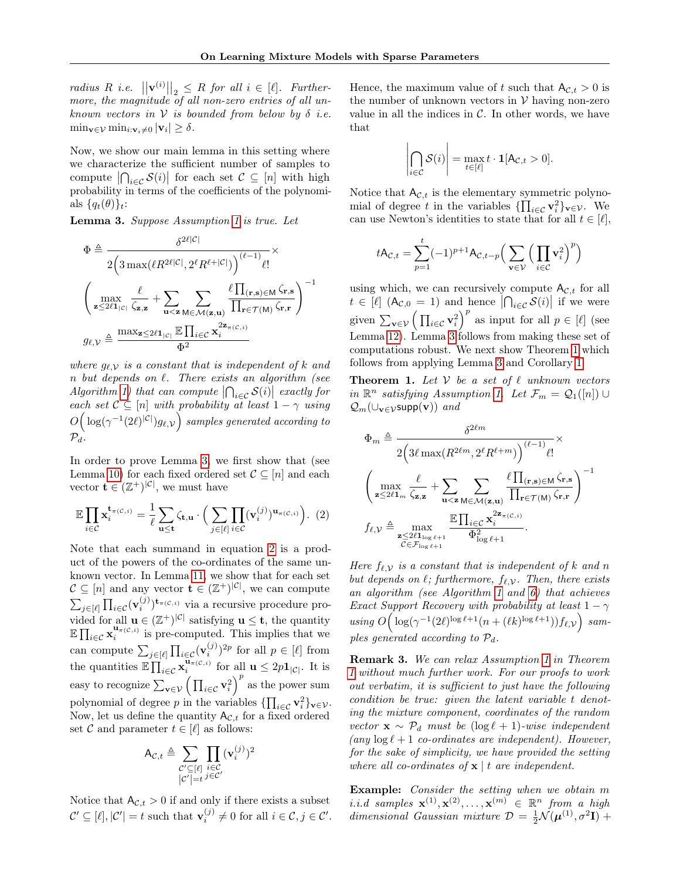*radius $R$ i.e. $\left|\left|\mathbf{v}^{(i)}\right|\right|_2 \le R$ for all $i \in [\ell]$. Furthermore, the magnitude of all non-zero entries of all unknown vectors in $\mathcal{V}$ is bounded from below by $\delta$ i.e. $\min_{\mathbf{v}\in\mathcal{V}} \min_{i:\mathbf{v}_i \neq 0} |\mathbf{v}_i| \ge \delta$.*

Now, we show our main lemma in this setting where we characterize the sufficient number of samples to compute $\left|\bigcap_{i\in\mathcal{C}} \mathcal{S}(i)\right|$ for each set $\mathcal{C} \subseteq [n]$ with high probability in terms of the coefficients of the polynomials $\{q_t(\theta)\}_t$:

**Lemma 3.** *Suppose Assumption 1 is true. Let*

$$\Phi \triangleq \frac{\delta^{2\ell|\mathcal{C}|}}{2\Big(3\max(\ell R^{2\ell|\mathcal{C}|}, 2^{\ell}R^{\ell+|\mathcal{C}|})\Big)^{(\ell-1)}\ell!} \times \left(\max_{\mathbf{z}\le 2\ell\mathbf{1}_{|\mathcal{C}|}} \frac{\ell}{\zeta_{\mathbf{z},\mathbf{z}}} + \sum_{\mathbf{u}<\mathbf{z}} \sum_{\mathsf{M}\in\mathcal{M}(\mathbf{z},\mathbf{u})} \frac{\ell\prod_{(\mathbf{r},\mathbf{s})\in\mathsf{M}}\zeta_{\mathbf{r},\mathbf{s}}}{\prod_{\mathbf{r}\in\mathcal{T}(\mathsf{M})}\zeta_{\mathbf{r},\mathbf{r}}}\right)^{-1}$$

$$g_{\ell,\mathcal{V}} \triangleq \frac{\max_{\mathbf{z}\le 2\ell\mathbf{1}_{|\mathcal{C}|}} \mathbb{E}\prod_{i\in\mathcal{C}} \mathbf{x}_i^{2\mathbf{z}_{\pi(\mathcal{C},i)}}}{\Phi^2}$$

*where $g_{\ell,\mathcal{V}}$ is a constant that is independent of $k$ and $n$ but depends on $\ell$. There exists an algorithm (see Algorithm 1) that can compute $\left|\bigcap_{i\in\mathcal{C}}\mathcal{S}(i)\right|$ exactly for each set $\mathcal{C}\subseteq[n]$ with probability at least $1-\gamma$ using $O\Big(\log(\gamma^{-1}(2\ell)^{|\mathcal{C}|})g_{\ell,\mathcal{V}}\Big)$ samples generated according to $\mathcal{P}_d$.*

In order to prove Lemma 3, we first show that (see Lemma 10) for each fixed ordered set $\mathcal{C}\subseteq[n]$ and each vector $\mathbf{t}\in(\mathbb{Z}^+)^{|\mathcal{C}|}$, we must have

$$\mathbb{E}\prod_{i\in\mathcal{C}}\mathbf{x}_i^{\mathbf{t}_{\pi(\mathcal{C},i)}} = \frac{1}{\ell}\sum_{\mathbf{u}\le\mathbf{t}}\zeta_{\mathbf{t},\mathbf{u}}\cdot\Big(\sum_{j\in[\ell]}\prod_{i\in\mathcal{C}}(\mathbf{v}_i^{(j)})^{\mathbf{u}_{\pi(\mathcal{C},i)}}\Big). \quad (2)$$

Note that each summand in equation 2 is a product of the powers of the co-ordinates of the same unknown vector. In Lemma 11, we show that for each set $\mathcal{C}\subseteq[n]$ and any vector $\mathbf{t}\in(\mathbb{Z}^+)^{|\mathcal{C}|}$, we can compute $\sum_{j\in[\ell]}\prod_{i\in\mathcal{C}}(\mathbf{v}_i^{(j)})^{\mathbf{t}_{\pi(\mathcal{C},i)}}$ via a recursive procedure provided for all $\mathbf{u}\in(\mathbb{Z}^+)^{|\mathcal{C}|}$ satisfying $\mathbf{u}\le\mathbf{t}$, the quantity $\mathbb{E}\prod_{i\in\mathcal{C}}\mathbf{x}_i^{\mathbf{u}_{\pi(\mathcal{C},i)}}$ is pre-computed. This implies that we can compute $\sum_{j\in[\ell]}\prod_{i\in\mathcal{C}}(\mathbf{v}_i^{(j)})^{2p}$ for all $p\in[\ell]$ from the quantities $\mathbb{E}\prod_{i\in\mathcal{C}}\mathbf{x}_i^{\mathbf{u}_{\pi(\mathcal{C},i)}}$ for all $\mathbf{u}\le 2p\mathbf{1}_{|\mathcal{C}|}$. It is easy to recognize $\sum_{\mathbf{v}\in\mathcal{V}}\Big(\prod_{i\in\mathcal{C}}\mathbf{v}_i^2\Big)^p$ as the power sum polynomial of degree $p$ in the variables $\{\prod_{i\in\mathcal{C}}\mathbf{v}_i^2\}_{\mathbf{v}\in\mathcal{V}}$. Now, let us define the quantity $\mathsf{A}_{\mathcal{C},t}$ for a fixed ordered set $\mathcal{C}$ and parameter $t\in[\ell]$ as follows:

$$\mathsf{A}_{\mathcal{C},t} \triangleq \sum_{\substack{\mathcal{C}'\subseteq[\ell]\\|\mathcal{C}'|=t}}\prod_{\substack{i\in\mathcal{C}\\j\in\mathcal{C}'}}(\mathbf{v}_i^{(j)})^2$$

Notice that $\mathsf{A}_{\mathcal{C},t}>0$ if and only if there exists a subset $\mathcal{C}'\subseteq[\ell], |\mathcal{C}'|=t$ such that $\mathbf{v}_i^{(j)}\neq 0$ for all $i\in\mathcal{C}, j\in\mathcal{C}'$. Hence, the maximum value of $t$ such that $\mathsf{A}_{\mathcal{C},t}>0$ is the number of unknown vectors in $\mathcal{V}$ having non-zero value in all the indices in $\mathcal{C}$. In other words, we have that

$$\Big|\bigcap_{i\in\mathcal{C}}\mathcal{S}(i)\Big| = \max_{t\in[\ell]} t\cdot\mathbf{1}[\mathsf{A}_{\mathcal{C},t}>0].$$

Notice that $\mathsf{A}_{\mathcal{C},t}$ is the elementary symmetric polynomial of degree $t$ in the variables $\{\prod_{i\in\mathcal{C}}\mathbf{v}_i^2\}_{\mathbf{v}\in\mathcal{V}}$. We can use Newton's identities to state that for all $t\in[\ell]$,

$$t\mathsf{A}_{\mathcal{C},t} = \sum_{p=1}^{t}(-1)^{p+1}\mathsf{A}_{\mathcal{C},t-p}\Big(\sum_{\mathbf{v}\in\mathcal{V}}\Big(\prod_{i\in\mathcal{C}}\mathbf{v}_i^2\Big)^p\Big)$$

using which, we can recursively compute $\mathsf{A}_{\mathcal{C},t}$ for all $t\in[\ell]$ ($\mathsf{A}_{\mathcal{C},0}=1$) and hence $\left|\bigcap_{i\in\mathcal{C}}\mathcal{S}(i)\right|$ if we were given $\sum_{\mathbf{v}\in\mathcal{V}}\Big(\prod_{i\in\mathcal{C}}\mathbf{v}_i^2\Big)^p$ as input for all $p\in[\ell]$ (see Lemma 12). Lemma 3 follows from making these set of computations robust. We next show Theorem 1 which follows from applying Lemma 3 and Corollary 1.

**Theorem 1.** *Let $\mathcal{V}$ be a set of $\ell$ unknown vectors in $\mathbb{R}^n$ satisfying Assumption 1. Let $\mathcal{F}_m = \mathcal{Q}_1([n])\cup\mathcal{Q}_m(\cup_{\mathbf{v}\in\mathcal{V}}\mathsf{supp}(\mathbf{v}))$ and*

$$\Phi_m \triangleq \frac{\delta^{2\ell m}}{2\Big(3\ell\max(R^{2\ell m}, 2^{\ell}R^{\ell+m})\Big)^{(\ell-1)}\ell!}\times\left(\max_{\mathbf{z}\le 2\ell\mathbf{1}_m}\frac{\ell}{\zeta_{\mathbf{z},\mathbf{z}}}+\sum_{\mathbf{u}<\mathbf{z}}\sum_{\mathsf{M}\in\mathcal{M}(\mathbf{z},\mathbf{u})}\frac{\ell\prod_{(\mathbf{r},\mathbf{s})\in\mathsf{M}}\zeta_{\mathbf{r},\mathbf{s}}}{\prod_{\mathbf{r}\in\mathcal{T}(\mathsf{M})}\zeta_{\mathbf{r},\mathbf{r}}}\right)^{-1}$$

$$f_{\ell,\mathcal{V}} \triangleq \max_{\substack{\mathbf{z}\le 2\ell\mathbf{1}_{\log\ell+1}\\ \mathcal{C}\in\mathcal{F}_{\log\ell+1}}}\frac{\mathbb{E}\prod_{i\in\mathcal{C}}\mathbf{x}_i^{2\mathbf{z}_{\pi(\mathcal{C},i)}}}{\Phi_{\log\ell+1}^2}.$$

*Here $f_{\ell,\mathcal{V}}$ is a constant that is independent of $k$ and $n$ but depends on $\ell$; furthermore, $f_{\ell,\mathcal{V}}$. Then, there exists an algorithm (see Algorithm 1 and 6) that achieves Exact Support Recovery with probability at least $1-\gamma$ using $O\Big(\log(\gamma^{-1}(2\ell)^{\log\ell+1}(n+(\ell k)^{\log\ell+1}))f_{\ell,\mathcal{V}}\Big)$ samples generated according to $\mathcal{P}_d$.*

**Remark 3.** *We can relax Assumption 1 in Theorem 1 without much further work. For our proofs to work out verbatim, it is sufficient to just have the following condition be true: given the latent variable $t$ denoting the mixture component, coordinates of the random vector $\mathbf{x}\sim\mathcal{P}_d$ must be $(\log\ell+1)$-wise independent (any $\log\ell+1$ co-ordinates are independent). However, for the sake of simplicity, we have provided the setting where all co-ordinates of $\mathbf{x}\mid t$ are independent.*

**Example:** *Consider the setting when we obtain $m$ i.i.d samples $\mathbf{x}^{(1)},\mathbf{x}^{(2)},\dots,\mathbf{x}^{(m)}\in\mathbb{R}^n$ from a high dimensional Gaussian mixture $\mathcal{D}=\frac{1}{2}\mathcal{N}(\boldsymbol{\mu}^{(1)},\sigma^2\mathbf{I})+$*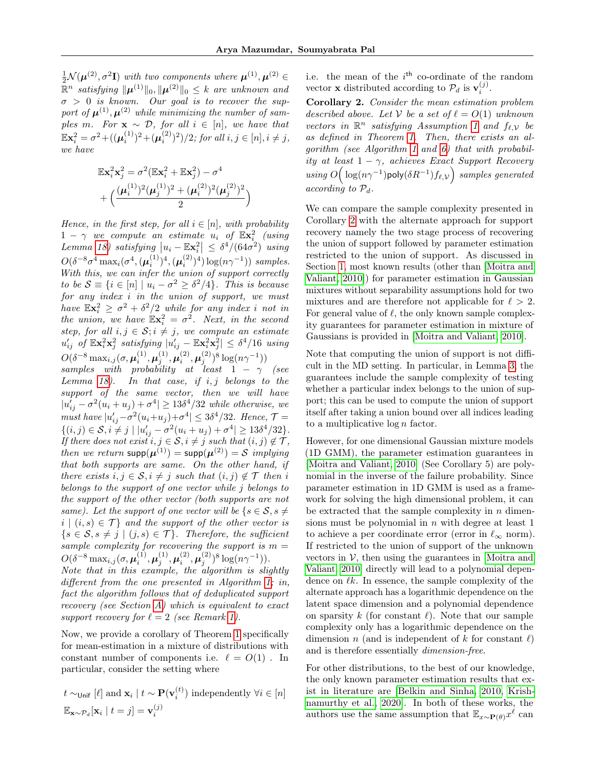$\frac{1}{2}\mathcal{N}(\boldsymbol{\mu}^{(2)}, \sigma^2 \mathbf{I})$ *with two components where* $\boldsymbol{\mu}^{(1)}, \boldsymbol{\mu}^{(2)} \in \mathbb{R}^n$ *satisfying* $\|\boldsymbol{\mu}^{(1)}\|_0, \|\boldsymbol{\mu}^{(2)}\|_0 \le k$ *are unknown and* $\sigma > 0$ *is known. Our goal is to recover the support of* $\boldsymbol{\mu}^{(1)}, \boldsymbol{\mu}^{(2)}$ *while minimizing the number of samples* $m$. *For* $\mathbf{x} \sim \mathcal{D}$, *for all* $i \in [n]$, *we have that* $\mathbb{E}\mathbf{x}_i^2 = \sigma^2 + ((\boldsymbol{\mu}_i^{(1)})^2 + (\boldsymbol{\mu}_i^{(2)})^2)/2$; *for all* $i, j \in [n], i \ne j$, *we have*

$$\mathbb{E}\mathbf{x}_i^2\mathbf{x}_j^2 = \sigma^2(\mathbb{E}\mathbf{x}_i^2 + \mathbb{E}\mathbf{x}_j^2) - \sigma^4 + \Big(\frac{(\boldsymbol{\mu}_i^{(1)})^2(\boldsymbol{\mu}_j^{(1)})^2 + (\boldsymbol{\mu}_i^{(2)})^2(\boldsymbol{\mu}_j^{(2)})^2}{2}\Big)$$

*Hence, in the first step, for all* $i \in [n]$, *with probability* $1 - \gamma$ *we compute an estimate* $u_i$ *of* $\mathbb{E}\mathbf{x}_i^2$ *(using Lemma 18) satisfying* $\left|u_i - \mathbb{E}\mathbf{x}_i^2\right| \le \delta^4/(64\sigma^2)$ *using* $O(\delta^{-8}\sigma^4 \max_i(\sigma^4, (\boldsymbol{\mu}_i^{(1)})^4, (\boldsymbol{\mu}_i^{(2)})^4)\log(n\gamma^{-1}))$ *samples. With this, we can infer the union of support correctly to be* $\mathcal{S} \equiv \{i \in [n] \mid u_i - \sigma^2 \ge \delta^2/4\}$. *This is because for any index* $i$ *in the union of support, we must have* $\mathbb{E}\mathbf{x}_i^2 \ge \sigma^2 + \delta^2/2$ *while for any index* $i$ *not in the union, we have* $\mathbb{E}\mathbf{x}_i^2 = \sigma^2$. *Next, in the second step, for all* $i, j \in \mathcal{S}; i \ne j$, *we compute an estimate* $u'_{ij}$ *of* $\mathbb{E}\mathbf{x}_i^2\mathbf{x}_j^2$ *satisfying* $|u'_{ij} - \mathbb{E}\mathbf{x}_i^2\mathbf{x}_j^2| \le \delta^4/16$ *using* $O(\delta^{-8}\max_{i,j}(\sigma, \boldsymbol{\mu}_i^{(1)}, \boldsymbol{\mu}_j^{(1)}, \boldsymbol{\mu}_i^{(2)}, \boldsymbol{\mu}_j^{(2)})^8 \log(n\gamma^{-1}))$ *samples with probability at least* $1 - \gamma$ *(see Lemma 18). In that case, if* $i, j$ *belongs to the support of the same vector, then we will have* $|u'_{ij} - \sigma^2(u_i + u_j) + \sigma^4| \ge 13\delta^4/32$ *while otherwise, we must have* $|u'_{ij} - \sigma^2(u_i + u_j) + \sigma^4| \le 3\delta^4/32$. *Hence,* $\mathcal{T} = \{(i, j) \in \mathcal{S}, i \ne j \mid |u'_{ij} - \sigma^2(u_i + u_j) + \sigma^4| \ge 13\delta^4/32\}$. *If there does not exist* $i, j \in \mathcal{S}, i \ne j$ *such that* $(i, j) \notin \mathcal{T}$, *then we return* $\mathsf{supp}(\boldsymbol{\mu}^{(1)}) = \mathsf{supp}(\boldsymbol{\mu}^{(2)}) = \mathcal{S}$ *implying that both supports are same. On the other hand, if there exists* $i, j \in \mathcal{S}, i \ne j$ *such that* $(i, j) \notin \mathcal{T}$ *then* $i$ *belongs to the support of one vector while* $j$ *belongs to the support of the other vector (both supports are not same). Let the support of one vector will be* $\{s \in \mathcal{S}, s \ne i \mid (i, s) \in \mathcal{T}\}$ *and the support of the other vector is* $\{s \in \mathcal{S}, s \ne j \mid (j, s) \in \mathcal{T}\}$. *Therefore, the sufficient sample complexity for recovering the support is* $m = O(\delta^{-8}\max_{i,j}(\sigma, \boldsymbol{\mu}_i^{(1)}, \boldsymbol{\mu}_j^{(1)}, \boldsymbol{\mu}_i^{(2)}, \boldsymbol{\mu}_j^{(2)})^8 \log(n\gamma^{-1}))$. *Note that in this example, the algorithm is slightly different from the one presented in Algorithm 1; in, fact the algorithm follows that of deduplicated support recovery (see Section A) which is equivalent to exact support recovery for* $\ell = 2$ *(see Remark 1).*

Now, we provide a corollary of Theorem 1 specifically for mean-estimation in a mixture of distributions with constant number of components i.e. $\ell = O(1)$. In particular, consider the setting where

$$t \sim_{\mathsf{Unif}} [\ell] \text{ and } \mathbf{x}_i \mid t \sim \mathbf{P}(\mathbf{v}_i^{(t)}) \text{ independently } \forall i \in [n]$$
$$\mathbb{E}_{\mathbf{x} \sim \mathcal{P}_d}[\mathbf{x}_i \mid t = j] = \mathbf{v}_i^{(j)}$$

i.e. the mean of the $i^{\mathsf{th}}$ co-ordinate of the random vector $\mathbf{x}$ distributed according to $\mathcal{P}_d$ is $\mathbf{v}_i^{(j)}$.

**Corollary 2.** *Consider the mean estimation problem described above. Let* $\mathcal{V}$ *be a set of* $\ell = O(1)$ *unknown vectors in* $\mathbb{R}^n$ *satisfying Assumption 1 and* $f_{\ell,\mathcal{V}}$ *be as defined in Theorem 1. Then, there exists an algorithm (see Algorithm 1 and 6) that with probability at least* $1 - \gamma$, *achieves Exact Support Recovery using* $O\Big(\log(n\gamma^{-1})\mathsf{poly}(\delta R^{-1}) f_{\ell,\mathcal{V}}\Big)$ *samples generated according to* $\mathcal{P}_d$.

We can compare the sample complexity presented in Corollary 2 with the alternate approach for support recovery namely the two stage process of recovering the union of support followed by parameter estimation restricted to the union of support. As discussed in Section 1, most known results (other than [Moitra and Valiant, 2010]) for parameter estimation in Gaussian mixtures without separability assumptions hold for two mixtures and are therefore not applicable for $\ell > 2$. For general value of $\ell$, the only known sample complexity guarantees for parameter estimation in mixture of Gaussians is provided in [Moitra and Valiant, 2010].

Note that computing the union of support is not difficult in the MD setting. In particular, in Lemma 3, the guarantees include the sample complexity of testing whether a particular index belongs to the union of support; this can be used to compute the union of support itself after taking a union bound over all indices leading to a multiplicative $\log n$ factor.

However, for one dimensional Gaussian mixture models (1D GMM), the parameter estimation guarantees in [Moitra and Valiant, 2010] (See Corollary 5) are polynomial in the inverse of the failure probability. Since parameter estimation in 1D GMM is used as a framework for solving the high dimensional problem, it can be extracted that the sample complexity in $n$ dimensions must be polynomial in $n$ with degree at least 1 to achieve a per coordinate error (error in $\ell_\infty$ norm). If restricted to the union of support of the unknown vectors in $\mathcal{V}$, then using the guarantees in [Moitra and Valiant, 2010] directly will lead to a polynomial dependence on $\ell k$. In essence, the sample complexity of the alternate approach has a logarithmic dependence on the latent space dimension and a polynomial dependence on sparsity $k$ (for constant $\ell$). Note that our sample complexity only has a logarithmic dependence on the dimension $n$ (and is independent of $k$ for constant $\ell$) and is therefore essentially *dimension-free*.

For other distributions, to the best of our knowledge, the only known parameter estimation results that exist in literature are [Belkin and Sinha, 2010, Krishnamurthy et al., 2020]. In both of these works, the authors use the same assumption that $\mathbb{E}_{x \sim \mathbf{P}(\theta)} x^\ell$ can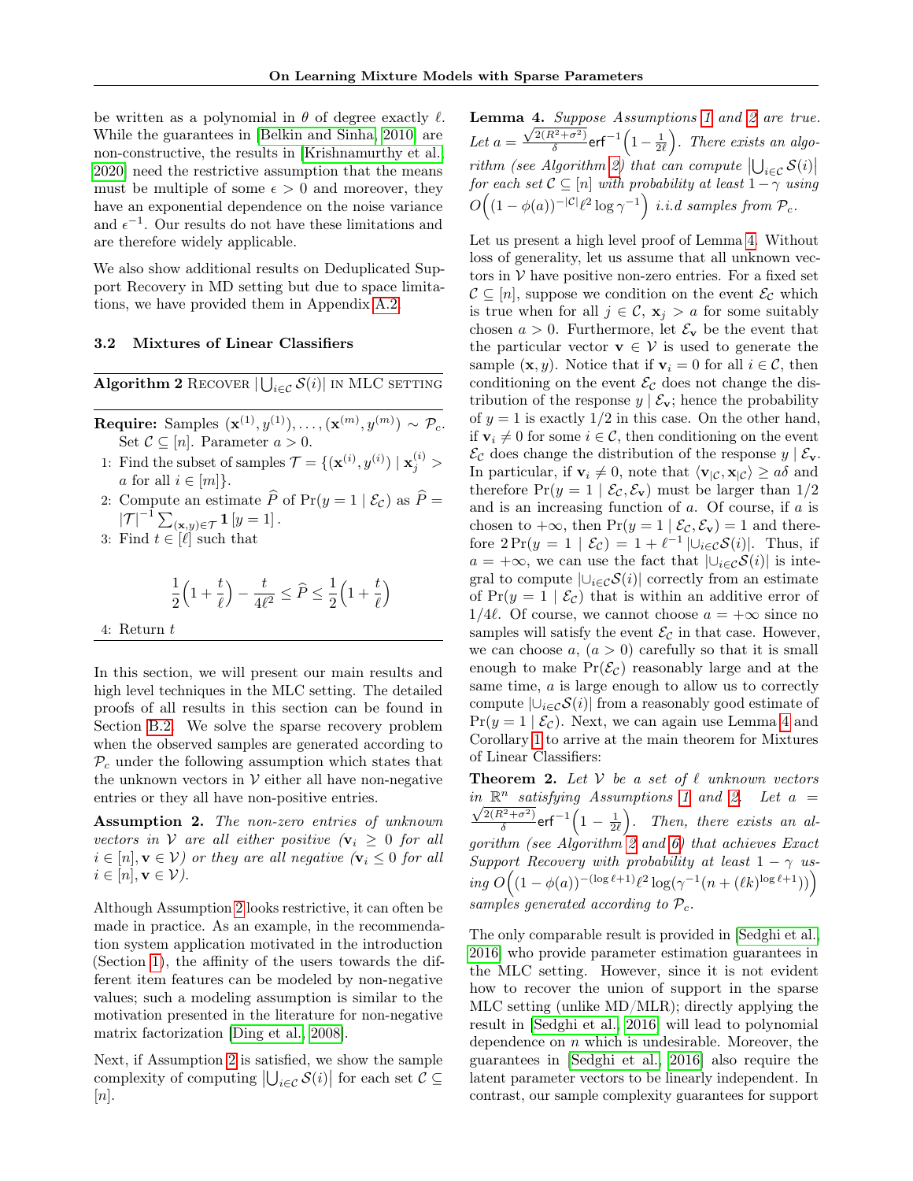be written as a polynomial in $\theta$ of degree exactly $\ell$. While the guarantees in [Belkin and Sinha, 2010] are non-constructive, the results in [Krishnamurthy et al. 2020] need the restrictive assumption that the means must be multiple of some $\epsilon > 0$ and moreover, they have an exponential dependence on the noise variance and $\epsilon^{-1}$. Our results do not have these limitations and are therefore widely applicable.

We also show additional results on Deduplicated Support Recovery in MD setting but due to space limitations, we have provided them in Appendix A.2.

### 3.2 Mixtures of Linear Classifiers

**Algorithm 2** Recover $|\bigcup_{i\in\mathcal{C}} \mathcal{S}(i)|$ in MLC setting

**Require:** Samples $(\mathbf{x}^{(1)}, y^{(1)}), \dots, (\mathbf{x}^{(m)}, y^{(m)}) \sim \mathcal{P}_c$. Set $\mathcal{C} \subseteq [n]$. Parameter $a > 0$.

1: Find the subset of samples $\mathcal{T} = \{(\mathbf{x}^{(i)}, y^{(i)}) \mid \mathbf{x}^{(i)}_j > a \text{ for all } i \in [m]\}$.
2: Compute an estimate $\widehat{P}$ of $\Pr(y = 1 \mid \mathcal{E}_{\mathcal{C}})$ as $\widehat{P} = |\mathcal{T}|^{-1} \sum_{(\mathbf{x},y)\in\mathcal{T}} \mathbf{1}[y = 1]$.
3: Find $t \in [\ell]$ such that

$$\frac{1}{2}\Big(1 + \frac{t}{\ell}\Big) - \frac{t}{4\ell^2} \le \widehat{P} \le \frac{1}{2}\Big(1 + \frac{t}{\ell}\Big)$$

4: Return $t$

In this section, we will present our main results and high level techniques in the MLC setting. The detailed proofs of all results in this section can be found in Section B.2. We solve the sparse recovery problem when the observed samples are generated according to $\mathcal{P}_c$ under the following assumption which states that the unknown vectors in $\mathcal{V}$ either all have non-negative entries or they all have non-positive entries.

**Assumption 2.** *The non-zero entries of unknown vectors in $\mathcal{V}$ are all either positive ($\mathbf{v}_i \ge 0$ for all $i \in [n], \mathbf{v} \in \mathcal{V}$) or they are all negative ($\mathbf{v}_i \le 0$ for all $i \in [n], \mathbf{v} \in \mathcal{V}$).*

Although Assumption 2 looks restrictive, it can often be made in practice. As an example, in the recommendation system application motivated in the introduction (Section 1), the affinity of the users towards the different item features can be modeled by non-negative values; such a modeling assumption is similar to the motivation presented in the literature for non-negative matrix factorization [Ding et al., 2008].

Next, if Assumption 2 is satisfied, we show the sample complexity of computing $|\bigcup_{i\in\mathcal{C}} \mathcal{S}(i)|$ for each set $\mathcal{C} \subseteq [n]$.

**Lemma 4.** *Suppose Assumptions 1 and 2 are true. Let $a = \frac{\sqrt{2(R^2+\sigma^2)}}{\delta}\mathsf{erf}^{-1}\Big(1 - \frac{1}{2\ell}\Big)$. There exists an algorithm (see Algorithm 2) that can compute $|\bigcup_{i\in\mathcal{C}} \mathcal{S}(i)|$ for each set $\mathcal{C} \subseteq [n]$ with probability at least $1-\gamma$ using $O\Big((1-\phi(a))^{-|\mathcal{C}|}\ell^2 \log \gamma^{-1}\Big)$ i.i.d samples from $\mathcal{P}_c$.*

Let us present a high level proof of Lemma 4. Without loss of generality, let us assume that all unknown vectors in $\mathcal{V}$ have positive non-zero entries. For a fixed set $\mathcal{C} \subseteq [n]$, suppose we condition on the event $\mathcal{E}_{\mathcal{C}}$ which is true when for all $j \in \mathcal{C}$, $\mathbf{x}_j > a$ for some suitably chosen $a > 0$. Furthermore, let $\mathcal{E}_{\mathbf{v}}$ be the event that the particular vector $\mathbf{v} \in \mathcal{V}$ is used to generate the sample $(\mathbf{x}, y)$. Notice that if $\mathbf{v}_i = 0$ for all $i \in \mathcal{C}$, then conditioning on the event $\mathcal{E}_{\mathcal{C}}$ does not change the distribution of the response $y \mid \mathcal{E}_{\mathbf{v}}$; hence the probability of $y = 1$ is exactly $1/2$ in this case. On the other hand, if $\mathbf{v}_i \neq 0$ for some $i \in \mathcal{C}$, then conditioning on the event $\mathcal{E}_{\mathcal{C}}$ does change the distribution of the response $y \mid \mathcal{E}_{\mathbf{v}}$. In particular, if $\mathbf{v}_i \neq 0$, note that $\langle \mathbf{v}_{|\mathcal{C}}, \mathbf{x}_{|\mathcal{C}} \rangle \ge a\delta$ and therefore $\Pr(y = 1 \mid \mathcal{E}_{\mathcal{C}}, \mathcal{E}_{\mathbf{v}})$ must be larger than $1/2$ and is an increasing function of $a$. Of course, if $a$ is chosen to $+\infty$, then $\Pr(y = 1 \mid \mathcal{E}_{\mathcal{C}}, \mathcal{E}_{\mathbf{v}}) = 1$ and therefore $2\Pr(y = 1 \mid \mathcal{E}_{\mathcal{C}}) = 1 + \ell^{-1}|\cup_{i\in\mathcal{C}}\mathcal{S}(i)|$. Thus, if $a = +\infty$, we can use the fact that $|\cup_{i\in\mathcal{C}}\mathcal{S}(i)|$ is integral to compute $|\cup_{i\in\mathcal{C}}\mathcal{S}(i)|$ correctly from an estimate of $\Pr(y = 1 \mid \mathcal{E}_{\mathcal{C}})$ that is within an additive error of $1/4\ell$. Of course, we cannot choose $a = +\infty$ since no samples will satisfy the event $\mathcal{E}_{\mathcal{C}}$ in that case. However, we can choose $a$, $(a > 0)$ carefully so that it is small enough to make $\Pr(\mathcal{E}_{\mathcal{C}})$ reasonably large and at the same time, $a$ is large enough to allow us to correctly compute $|\cup_{i\in\mathcal{C}}\mathcal{S}(i)|$ from a reasonably good estimate of $\Pr(y = 1 \mid \mathcal{E}_{\mathcal{C}})$. Next, we can again use Lemma 4 and Corollary 1 to arrive at the main theorem for Mixtures of Linear Classifiers:

**Theorem 2.** *Let $\mathcal{V}$ be a set of $\ell$ unknown vectors in $\mathbb{R}^n$ satisfying Assumptions 1 and 2. Let $a = \frac{\sqrt{2(R^2+\sigma^2)}}{\delta}\mathsf{erf}^{-1}\Big(1 - \frac{1}{2\ell}\Big)$. Then, there exists an algorithm (see Algorithm 2 and 6) that achieves Exact Support Recovery with probability at least $1-\gamma$ using $O\Big((1-\phi(a))^{-(\log \ell+1)}\ell^2 \log(\gamma^{-1}(n + (\ell k)^{\log \ell+1}))\Big)$ samples generated according to $\mathcal{P}_c$.*

The only comparable result is provided in [Sedghi et al., 2016] who provide parameter estimation guarantees in the MLC setting. However, since it is not evident how to recover the union of support in the sparse MLC setting (unlike MD/MLR); directly applying the result in [Sedghi et al., 2016] will lead to polynomial dependence on $n$ which is undesirable. Moreover, the guarantees in [Sedghi et al., 2016] also require the latent parameter vectors to be linearly independent. In contrast, our sample complexity guarantees for support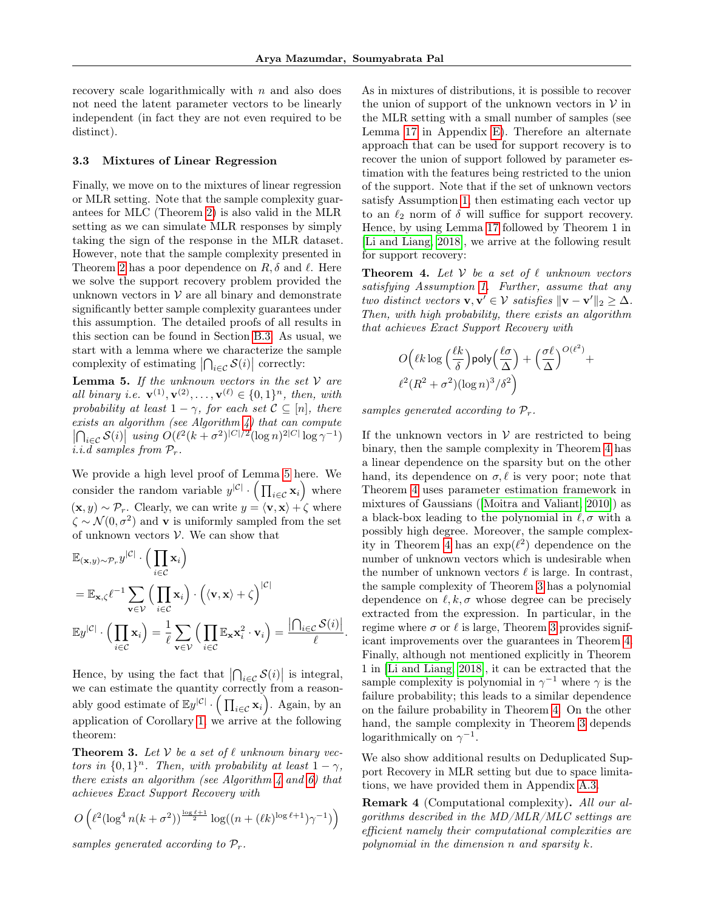recovery scale logarithmically with $n$ and also does not need the latent parameter vectors to be linearly independent (in fact they are not even required to be distinct).

### 3.3 Mixtures of Linear Regression

Finally, we move on to the mixtures of linear regression or MLR setting. Note that the sample complexity guarantees for MLC (Theorem 2) is also valid in the MLR setting as we can simulate MLR responses by simply taking the sign of the response in the MLR dataset. However, note that the sample complexity presented in Theorem 2 has a poor dependence on $R, \delta$ and $\ell$. Here we solve the support recovery problem provided the unknown vectors in $\mathcal{V}$ are all binary and demonstrate significantly better sample complexity guarantees under this assumption. The detailed proofs of all results in this section can be found in Section B.3. As usual, we start with a lemma where we characterize the sample complexity of estimating $\left|\bigcap_{i\in\mathcal{C}}\mathcal{S}(i)\right|$ correctly:

**Lemma 5.** *If the unknown vectors in the set $\mathcal{V}$ are all binary i.e. $\mathbf{v}^{(1)}, \mathbf{v}^{(2)}, \dots, \mathbf{v}^{(\ell)} \in \{0,1\}^n$, then, with probability at least $1-\gamma$, for each set $\mathcal{C} \subseteq [n]$, there exists an algorithm (see Algorithm 4) that can compute $\left|\bigcap_{i\in\mathcal{C}}\mathcal{S}(i)\right|$ using $O(\ell^2(k+\sigma^2)^{|C|/2}(\log n)^{2|C|}\log\gamma^{-1})$ i.i.d samples from $\mathcal{P}_r$.*

We provide a high level proof of Lemma 5 here. We consider the random variable $y^{|\mathcal{C}|}\cdot\Big(\prod_{i\in\mathcal{C}}\mathbf{x}_i\Big)$ where $(\mathbf{x},y)\sim\mathcal{P}_r$. Clearly, we can write $y = \langle \mathbf{v},\mathbf{x}\rangle + \zeta$ where $\zeta \sim \mathcal{N}(0,\sigma^2)$ and $\mathbf{v}$ is uniformly sampled from the set of unknown vectors $\mathcal{V}$. We can show that

$$
\begin{aligned}
&\mathbb{E}_{(\mathbf{x},y)\sim\mathcal{P}_r} y^{|\mathcal{C}|}\cdot\Big(\prod_{i\in\mathcal{C}}\mathbf{x}_i\Big) \\
&= \mathbb{E}_{\mathbf{x},\zeta}\ell^{-1}\sum_{\mathbf{v}\in\mathcal{V}}\Big(\prod_{i\in\mathcal{C}}\mathbf{x}_i\Big)\cdot\Big(\langle\mathbf{v},\mathbf{x}\rangle+\zeta\Big)^{|\mathcal{C}|} \\
&\mathbb{E}y^{|\mathcal{C}|}\cdot\Big(\prod_{i\in\mathcal{C}}\mathbf{x}_i\Big) = \frac{1}{\ell}\sum_{\mathbf{v}\in\mathcal{V}}\Big(\prod_{i\in\mathcal{C}}\mathbb{E}_{\mathbf{x}}\mathbf{x}_i^2\cdot\mathbf{v}_i\Big) = \frac{\left|\bigcap_{i\in\mathcal{C}}\mathcal{S}(i)\right|}{\ell}.
\end{aligned}
$$

Hence, by using the fact that $\left|\bigcap_{i\in\mathcal{C}}\mathcal{S}(i)\right|$ is integral, we can estimate the quantity correctly from a reasonably good estimate of $\mathbb{E}y^{|\mathcal{C}|}\cdot\Big(\prod_{i\in\mathcal{C}}\mathbf{x}_i\Big)$. Again, by an application of Corollary 1, we arrive at the following theorem:

**Theorem 3.** *Let $\mathcal{V}$ be a set of $\ell$ unknown binary vectors in $\{0,1\}^n$. Then, with probability at least $1-\gamma$, there exists an algorithm (see Algorithm 4 and 6) that achieves Exact Support Recovery with*

$$
O\left(\ell^2(\log^4 n(k+\sigma^2))^{\frac{\log\ell+1}{2}}\log((n+(\ell k)^{\log\ell+1})\gamma^{-1})\right)
$$

*samples generated according to $\mathcal{P}_r$.*

As in mixtures of distributions, it is possible to recover the union of support of the unknown vectors in $\mathcal{V}$ in the MLR setting with a small number of samples (see Lemma 17 in Appendix E). Therefore an alternate approach that can be used for support recovery is to recover the union of support followed by parameter estimation with the features being restricted to the union of the support. Note that if the set of unknown vectors satisfy Assumption 1, then estimating each vector up to an $\ell_2$ norm of $\delta$ will suffice for support recovery. Hence, by using Lemma 17 followed by Theorem 1 in [Li and Liang, 2018], we arrive at the following result for support recovery:

**Theorem 4.** *Let $\mathcal{V}$ be a set of $\ell$ unknown vectors satisfying Assumption 1. Further, assume that any two distinct vectors $\mathbf{v},\mathbf{v}'\in\mathcal{V}$ satisfies $\|\mathbf{v}-\mathbf{v}'\|_2 \ge \Delta$. Then, with high probability, there exists an algorithm that achieves Exact Support Recovery with*

$$
O\Big(\ell k\log\Big(\frac{\ell k}{\delta}\Big)\mathsf{poly}\Big(\frac{\ell\sigma}{\Delta}\Big) + \Big(\frac{\sigma\ell}{\Delta}\Big)^{O(\ell^2)} + \ell^2(R^2+\sigma^2)(\log n)^3/\delta^2\Big)
$$

*samples generated according to $\mathcal{P}_r$.*

If the unknown vectors in $\mathcal{V}$ are restricted to being binary, then the sample complexity in Theorem 4 has a linear dependence on the sparsity but on the other hand, its dependence on $\sigma,\ell$ is very poor; note that Theorem 4 uses parameter estimation framework in mixtures of Gaussians ([Moitra and Valiant, 2010]) as a black-box leading to the polynomial in $\ell,\sigma$ with a possibly high degree. Moreover, the sample complexity in Theorem 4 has an $\exp(\ell^2)$ dependence on the number of unknown vectors which is undesirable when the number of unknown vectors $\ell$ is large. In contrast, the sample complexity of Theorem 3 has a polynomial dependence on $\ell, k, \sigma$ whose degree can be precisely extracted from the expression. In particular, in the regime where $\sigma$ or $\ell$ is large, Theorem 3 provides significant improvements over the guarantees in Theorem 4. Finally, although not mentioned explicitly in Theorem 1 in [Li and Liang, 2018], it can be extracted that the sample complexity is polynomial in $\gamma^{-1}$ where $\gamma$ is the failure probability; this leads to a similar dependence on the failure probability in Theorem 4. On the other hand, the sample complexity in Theorem 3 depends logarithmically on $\gamma^{-1}$.

We also show additional results on Deduplicated Support Recovery in MLR setting but due to space limitations, we have provided them in Appendix A.3.

**Remark 4** (Computational complexity)**.** *All our algorithms described in the MD/MLR/MLC settings are efficient namely their computational complexities are polynomial in the dimension $n$ and sparsity $k$.*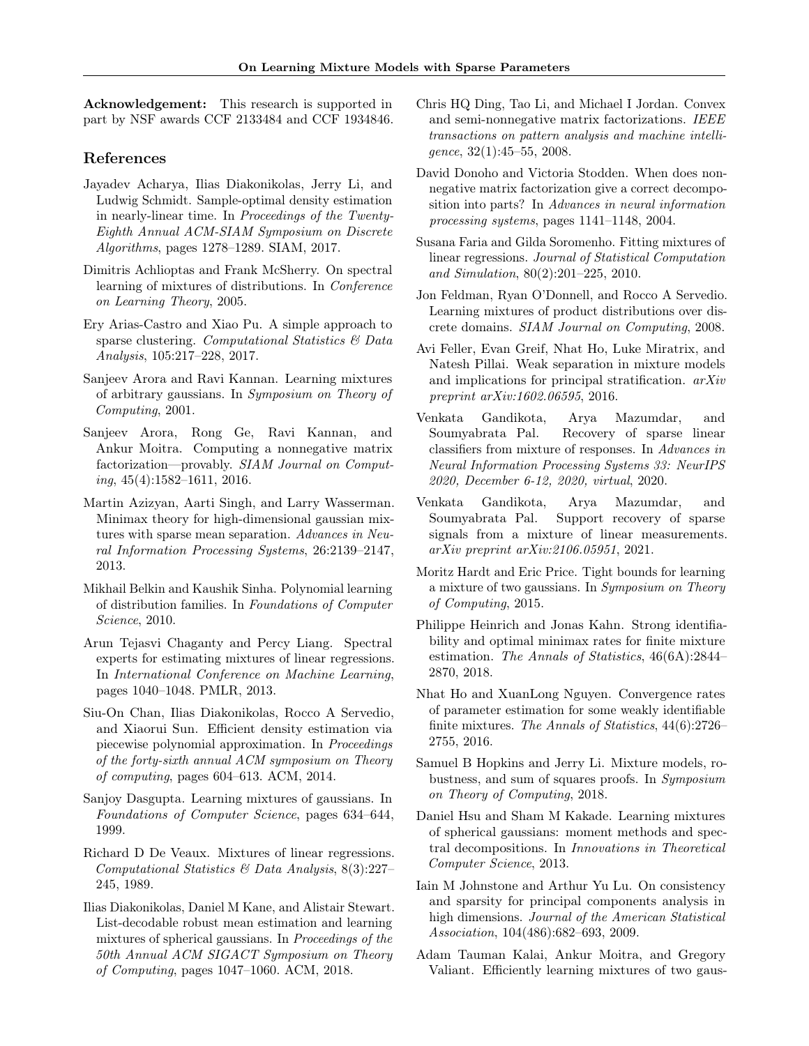**Acknowledgement:** This research is supported in part by NSF awards CCF 2133484 and CCF 1934846.

## References

Jayadev Acharya, Ilias Diakonikolas, Jerry Li, and Ludwig Schmidt. Sample-optimal density estimation in nearly-linear time. In *Proceedings of the Twenty-Eighth Annual ACM-SIAM Symposium on Discrete Algorithms*, pages 1278–1289. SIAM, 2017.

Dimitris Achlioptas and Frank McSherry. On spectral learning of mixtures of distributions. In *Conference on Learning Theory*, 2005.

Ery Arias-Castro and Xiao Pu. A simple approach to sparse clustering. *Computational Statistics & Data Analysis*, 105:217–228, 2017.

Sanjeev Arora and Ravi Kannan. Learning mixtures of arbitrary gaussians. In *Symposium on Theory of Computing*, 2001.

Sanjeev Arora, Rong Ge, Ravi Kannan, and Ankur Moitra. Computing a nonnegative matrix factorization—provably. *SIAM Journal on Computing*, 45(4):1582–1611, 2016.

Martin Azizyan, Aarti Singh, and Larry Wasserman. Minimax theory for high-dimensional gaussian mixtures with sparse mean separation. *Advances in Neural Information Processing Systems*, 26:2139–2147, 2013.

Mikhail Belkin and Kaushik Sinha. Polynomial learning of distribution families. In *Foundations of Computer Science*, 2010.

Arun Tejasvi Chaganty and Percy Liang. Spectral experts for estimating mixtures of linear regressions. In *International Conference on Machine Learning*, pages 1040–1048. PMLR, 2013.

Siu-On Chan, Ilias Diakonikolas, Rocco A Servedio, and Xiaorui Sun. Efficient density estimation via piecewise polynomial approximation. In *Proceedings of the forty-sixth annual ACM symposium on Theory of computing*, pages 604–613. ACM, 2014.

Sanjoy Dasgupta. Learning mixtures of gaussians. In *Foundations of Computer Science*, pages 634–644, 1999.

Richard D De Veaux. Mixtures of linear regressions. *Computational Statistics & Data Analysis*, 8(3):227–245, 1989.

Ilias Diakonikolas, Daniel M Kane, and Alistair Stewart. List-decodable robust mean estimation and learning mixtures of spherical gaussians. In *Proceedings of the 50th Annual ACM SIGACT Symposium on Theory of Computing*, pages 1047–1060. ACM, 2018.

Chris HQ Ding, Tao Li, and Michael I Jordan. Convex and semi-nonnegative matrix factorizations. *IEEE transactions on pattern analysis and machine intelligence*, 32(1):45–55, 2008.

David Donoho and Victoria Stodden. When does nonnegative matrix factorization give a correct decomposition into parts? In *Advances in neural information processing systems*, pages 1141–1148, 2004.

Susana Faria and Gilda Soromenho. Fitting mixtures of linear regressions. *Journal of Statistical Computation and Simulation*, 80(2):201–225, 2010.

Jon Feldman, Ryan O'Donnell, and Rocco A Servedio. Learning mixtures of product distributions over discrete domains. *SIAM Journal on Computing*, 2008.

Avi Feller, Evan Greif, Nhat Ho, Luke Miratrix, and Natesh Pillai. Weak separation in mixture models and implications for principal stratification. *arXiv preprint arXiv:1602.06595*, 2016.

Venkata Gandikota, Arya Mazumdar, and Soumyabrata Pal. Recovery of sparse linear classifiers from mixture of responses. In *Advances in Neural Information Processing Systems 33: NeurIPS 2020, December 6-12, 2020, virtual*, 2020.

Venkata Gandikota, Arya Mazumdar, and Soumyabrata Pal. Support recovery of sparse signals from a mixture of linear measurements. *arXiv preprint arXiv:2106.05951*, 2021.

Moritz Hardt and Eric Price. Tight bounds for learning a mixture of two gaussians. In *Symposium on Theory of Computing*, 2015.

Philippe Heinrich and Jonas Kahn. Strong identifiability and optimal minimax rates for finite mixture estimation. *The Annals of Statistics*, 46(6A):2844–2870, 2018.

Nhat Ho and XuanLong Nguyen. Convergence rates of parameter estimation for some weakly identifiable finite mixtures. *The Annals of Statistics*, 44(6):2726–2755, 2016.

Samuel B Hopkins and Jerry Li. Mixture models, robustness, and sum of squares proofs. In *Symposium on Theory of Computing*, 2018.

Daniel Hsu and Sham M Kakade. Learning mixtures of spherical gaussians: moment methods and spectral decompositions. In *Innovations in Theoretical Computer Science*, 2013.

Iain M Johnstone and Arthur Yu Lu. On consistency and sparsity for principal components analysis in high dimensions. *Journal of the American Statistical Association*, 104(486):682–693, 2009.

Adam Tauman Kalai, Ankur Moitra, and Gregory Valiant. Efficiently learning mixtures of two gaus-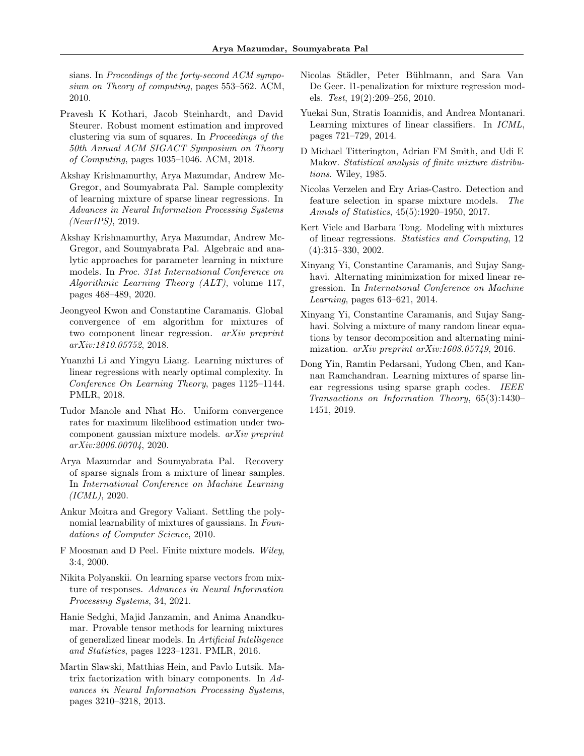sians. In *Proceedings of the forty-second ACM symposium on Theory of computing*, pages 553–562. ACM, 2010.

Pravesh K Kothari, Jacob Steinhardt, and David Steurer. Robust moment estimation and improved clustering via sum of squares. In *Proceedings of the 50th Annual ACM SIGACT Symposium on Theory of Computing*, pages 1035–1046. ACM, 2018.

Akshay Krishnamurthy, Arya Mazumdar, Andrew McGregor, and Soumyabrata Pal. Sample complexity of learning mixture of sparse linear regressions. In *Advances in Neural Information Processing Systems (NeurIPS)*, 2019.

Akshay Krishnamurthy, Arya Mazumdar, Andrew McGregor, and Soumyabrata Pal. Algebraic and analytic approaches for parameter learning in mixture models. In *Proc. 31st International Conference on Algorithmic Learning Theory (ALT)*, volume 117, pages 468–489, 2020.

Jeongyeol Kwon and Constantine Caramanis. Global convergence of em algorithm for mixtures of two component linear regression. *arXiv preprint arXiv:1810.05752*, 2018.

Yuanzhi Li and Yingyu Liang. Learning mixtures of linear regressions with nearly optimal complexity. In *Conference On Learning Theory*, pages 1125–1144. PMLR, 2018.

Tudor Manole and Nhat Ho. Uniform convergence rates for maximum likelihood estimation under two-component gaussian mixture models. *arXiv preprint arXiv:2006.00704*, 2020.

Arya Mazumdar and Soumyabrata Pal. Recovery of sparse signals from a mixture of linear samples. In *International Conference on Machine Learning (ICML)*, 2020.

Ankur Moitra and Gregory Valiant. Settling the polynomial learnability of mixtures of gaussians. In *Foundations of Computer Science*, 2010.

F Moosman and D Peel. Finite mixture models. *Wiley*, 3:4, 2000.

Nikita Polyanskii. On learning sparse vectors from mixture of responses. *Advances in Neural Information Processing Systems*, 34, 2021.

Hanie Sedghi, Majid Janzamin, and Anima Anandkumar. Provable tensor methods for learning mixtures of generalized linear models. In *Artificial Intelligence and Statistics*, pages 1223–1231. PMLR, 2016.

Martin Slawski, Matthias Hein, and Pavlo Lutsik. Matrix factorization with binary components. In *Advances in Neural Information Processing Systems*, pages 3210–3218, 2013.

Nicolas Städler, Peter Bühlmann, and Sara Van De Geer. l1-penalization for mixture regression models. *Test*, 19(2):209–256, 2010.

Yuekai Sun, Stratis Ioannidis, and Andrea Montanari. Learning mixtures of linear classifiers. In *ICML*, pages 721–729, 2014.

D Michael Titterington, Adrian FM Smith, and Udi E Makov. *Statistical analysis of finite mixture distributions*. Wiley, 1985.

Nicolas Verzelen and Ery Arias-Castro. Detection and feature selection in sparse mixture models. *The Annals of Statistics*, 45(5):1920–1950, 2017.

Kert Viele and Barbara Tong. Modeling with mixtures of linear regressions. *Statistics and Computing*, 12 (4):315–330, 2002.

Xinyang Yi, Constantine Caramanis, and Sujay Sanghavi. Alternating minimization for mixed linear regression. In *International Conference on Machine Learning*, pages 613–621, 2014.

Xinyang Yi, Constantine Caramanis, and Sujay Sanghavi. Solving a mixture of many random linear equations by tensor decomposition and alternating minimization. *arXiv preprint arXiv:1608.05749*, 2016.

Dong Yin, Ramtin Pedarsani, Yudong Chen, and Kannan Ramchandran. Learning mixtures of sparse linear regressions using sparse graph codes. *IEEE Transactions on Information Theory*, 65(3):1430–1451, 2019.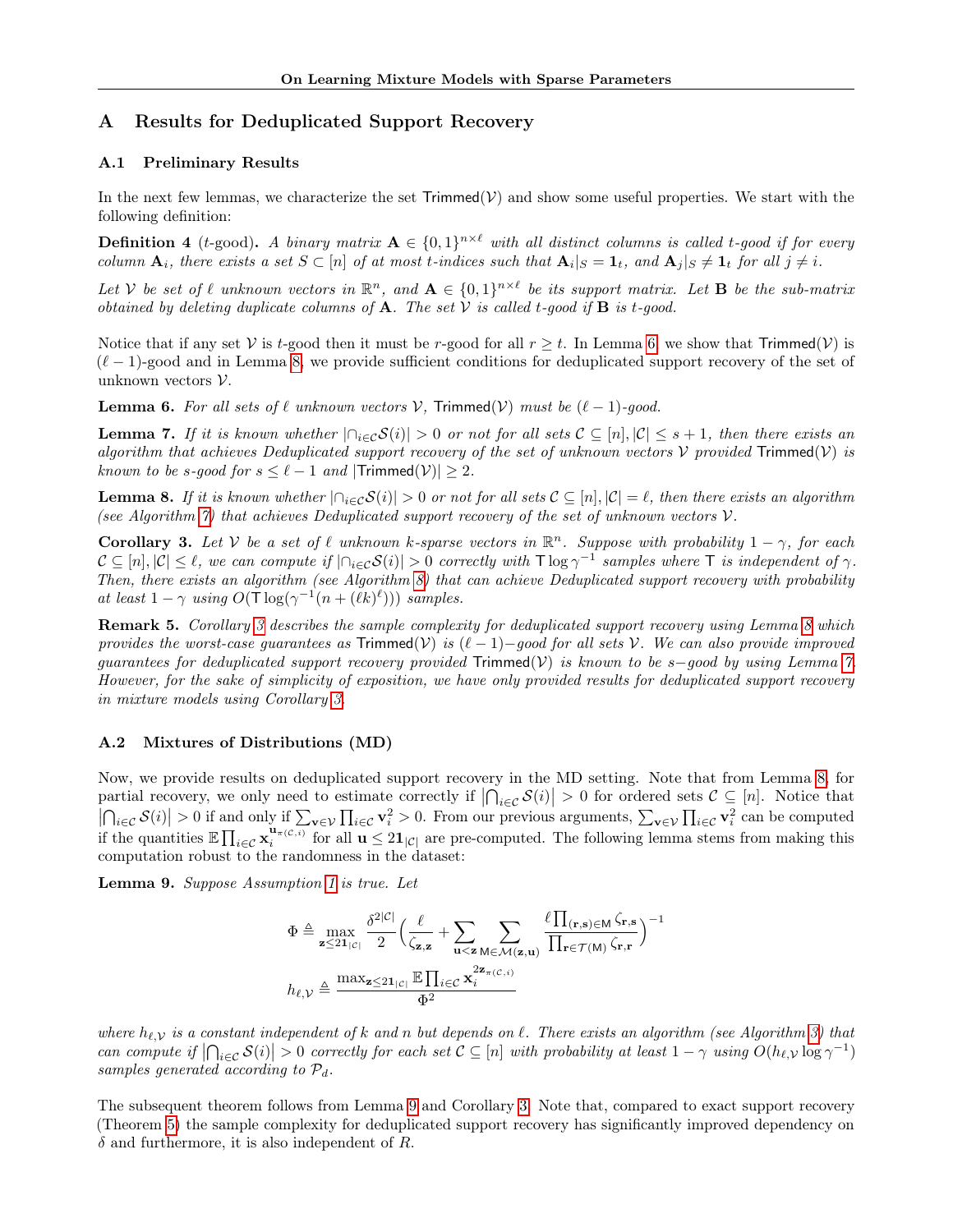# A Results for Deduplicated Support Recovery

## A.1 Preliminary Results

In the next few lemmas, we characterize the set $\mathsf{Trimmed}(\mathcal{V})$ and show some useful properties. We start with the following definition:

**Definition 4** ($t$-good)**.** *A binary matrix $\mathbf{A} \in \{0,1\}^{n\times \ell}$ with all distinct columns is called $t$-good if for every column $\mathbf{A}_i$, there exists a set $S \subset [n]$ of at most $t$-indices such that $\mathbf{A}_i|_S = \mathbf{1}_t$, and $\mathbf{A}_j|_S \neq \mathbf{1}_t$ for all $j \neq i$.*

*Let $\mathcal{V}$ be set of $\ell$ unknown vectors in $\mathbb{R}^n$, and $\mathbf{A} \in \{0,1\}^{n\times \ell}$ be its support matrix. Let $\mathbf{B}$ be the sub-matrix obtained by deleting duplicate columns of $\mathbf{A}$. The set $\mathcal{V}$ is called $t$-good if $\mathbf{B}$ is $t$-good.*

Notice that if any set $\mathcal{V}$ is $t$-good then it must be $r$-good for all $r \geq t$. In Lemma 6, we show that $\mathsf{Trimmed}(\mathcal{V})$ is $(\ell-1)$-good and in Lemma 8, we provide sufficient conditions for deduplicated support recovery of the set of unknown vectors $\mathcal{V}$.

**Lemma 6.** *For all sets of $\ell$ unknown vectors $\mathcal{V}$, $\mathsf{Trimmed}(\mathcal{V})$ must be $(\ell-1)$-good.*

**Lemma 7.** *If it is known whether $|\cap_{i\in\mathcal{C}}\mathcal{S}(i)| > 0$ or not for all sets $\mathcal{C} \subseteq [n], |\mathcal{C}| \leq s+1$, then there exists an algorithm that achieves Deduplicated support recovery of the set of unknown vectors $\mathcal{V}$ provided $\mathsf{Trimmed}(\mathcal{V})$ is known to be $s$-good for $s \leq \ell-1$ and $|\mathsf{Trimmed}(\mathcal{V})| \geq 2$.*

**Lemma 8.** *If it is known whether $|\cap_{i\in\mathcal{C}}\mathcal{S}(i)| > 0$ or not for all sets $\mathcal{C} \subseteq [n], |\mathcal{C}| = \ell$, then there exists an algorithm (see Algorithm 7) that achieves Deduplicated support recovery of the set of unknown vectors $\mathcal{V}$.*

**Corollary 3.** *Let $\mathcal{V}$ be a set of $\ell$ unknown $k$-sparse vectors in $\mathbb{R}^n$. Suppose with probability $1-\gamma$, for each $\mathcal{C} \subseteq [n], |\mathcal{C}| \leq \ell$, we can compute if $|\cap_{i\in\mathcal{C}}\mathcal{S}(i)| > 0$ correctly with $\mathsf{T}\log\gamma^{-1}$ samples where $\mathsf{T}$ is independent of $\gamma$. Then, there exists an algorithm (see Algorithm 8) that can achieve Deduplicated support recovery with probability at least $1-\gamma$ using $O(\mathsf{T}\log(\gamma^{-1}(n+(\ell k)^\ell)))$ samples.*

**Remark 5.** *Corollary 3 describes the sample complexity for deduplicated support recovery using Lemma 8 which provides the worst-case guarantees as $\mathsf{Trimmed}(\mathcal{V})$ is $(\ell-1)-$good for all sets $\mathcal{V}$. We can also provide improved guarantees for deduplicated support recovery provided $\mathsf{Trimmed}(\mathcal{V})$ is known to be $s-$good by using Lemma 7. However, for the sake of simplicity of exposition, we have only provided results for deduplicated support recovery in mixture models using Corollary 3.*

## A.2 Mixtures of Distributions (MD)

Now, we provide results on deduplicated support recovery in the MD setting. Note that from Lemma 8, for partial recovery, we only need to estimate correctly if $\left|\bigcap_{i\in\mathcal{C}}\mathcal{S}(i)\right| > 0$ for ordered sets $\mathcal{C} \subseteq [n]$. Notice that $\left|\bigcap_{i\in\mathcal{C}}\mathcal{S}(i)\right| > 0$ if and only if $\sum_{\mathbf{v}\in\mathcal{V}}\prod_{i\in\mathcal{C}}\mathbf{v}_i^2 > 0$. From our previous arguments, $\sum_{\mathbf{v}\in\mathcal{V}}\prod_{i\in\mathcal{C}}\mathbf{v}_i^2$ can be computed if the quantities $\mathbb{E}\prod_{i\in\mathcal{C}}\mathbf{x}_i^{\mathbf{u}_{\pi(\mathcal{C},i)}}$ for all $\mathbf{u} \leq 2\mathbf{1}_{|\mathcal{C}|}$ are pre-computed. The following lemma stems from making this computation robust to the randomness in the dataset:

**Lemma 9.** *Suppose Assumption 1 is true. Let*

$$\Phi \triangleq \max_{\mathbf{z}\leq 2\mathbf{1}_{|\mathcal{C}|}} \frac{\delta^{2|\mathcal{C}|}}{2}\Big(\frac{\ell}{\zeta_{\mathbf{z},\mathbf{z}}} + \sum_{\mathbf{u}<\mathbf{z}}\sum_{\mathsf{M}\in\mathcal{M}(\mathbf{z},\mathbf{u})}\frac{\ell\prod_{(\mathbf{r},\mathbf{s})\in\mathsf{M}}\zeta_{\mathbf{r},\mathbf{s}}}{\prod_{\mathbf{r}\in\mathcal{T}(\mathsf{M})}\zeta_{\mathbf{r},\mathbf{r}}}\Big)^{-1}$$

$$h_{\ell,\mathcal{V}} \triangleq \frac{\max_{\mathbf{z}\leq 2\mathbf{1}_{|\mathcal{C}|}}\mathbb{E}\prod_{i\in\mathcal{C}}\mathbf{x}_i^{2\mathbf{z}_{\pi(\mathcal{C},i)}}}{\Phi^2}$$

*where $h_{\ell,\mathcal{V}}$ is a constant independent of $k$ and $n$ but depends on $\ell$. There exists an algorithm (see Algorithm 3) that can compute if $\left|\bigcap_{i\in\mathcal{C}}\mathcal{S}(i)\right| > 0$ correctly for each set $\mathcal{C} \subseteq [n]$ with probability at least $1-\gamma$ using $O(h_{\ell,\mathcal{V}}\log\gamma^{-1})$ samples generated according to $\mathcal{P}_d$.*

The subsequent theorem follows from Lemma 9 and Corollary 3. Note that, compared to exact support recovery (Theorem 5) the sample complexity for deduplicated support recovery has significantly improved dependency on $\delta$ and furthermore, it is also independent of $R$.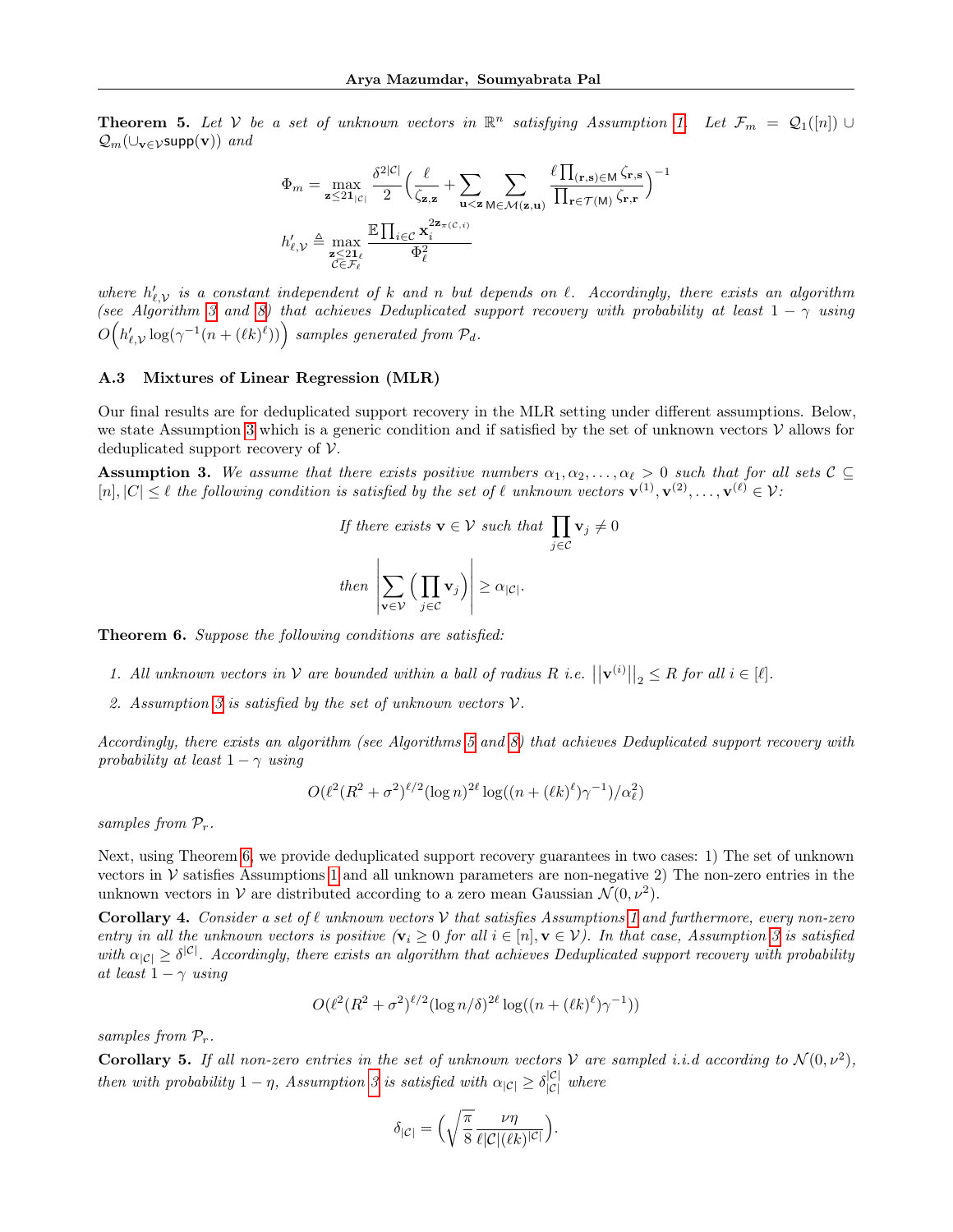**Theorem 5.** *Let $\mathcal{V}$ be a set of unknown vectors in $\mathbb{R}^n$ satisfying Assumption 1. Let $\mathcal{F}_m = \mathcal{Q}_1([n]) \cup \mathcal{Q}_m(\cup_{\mathbf{v}\in\mathcal{V}}\mathsf{supp}(\mathbf{v}))$ and*

$$\Phi_m = \max_{\mathbf{z}\le 2\mathbf{1}_{|\mathcal{C}|}} \frac{\delta^{2|\mathcal{C}|}}{2}\Big(\frac{\ell}{\zeta_{\mathbf{z},\mathbf{z}}} + \sum_{\mathbf{u}<\mathbf{z}} \sum_{\mathsf{M}\in\mathcal{M}(\mathbf{z},\mathbf{u})} \frac{\ell\prod_{(\mathbf{r},\mathbf{s})\in\mathsf{M}}\zeta_{\mathbf{r},\mathbf{s}}}{\prod_{\mathbf{r}\in\mathcal{T}(\mathsf{M})}\zeta_{\mathbf{r},\mathbf{r}}}\Big)^{-1}$$

$$h'_{\ell,\mathcal{V}} \triangleq \max_{\substack{\mathbf{z}\le 2\mathbf{1}_\ell \\ \mathcal{C}\in\mathcal{F}_\ell}} \frac{\mathbb{E}\prod_{i\in\mathcal{C}}\mathbf{x}_i^{2\mathbf{z}_{\pi(\mathcal{C},i)}}}{\Phi_\ell^2}$$

*where $h'_{\ell,\mathcal{V}}$ is a constant independent of $k$ and $n$ but depends on $\ell$. Accordingly, there exists an algorithm (see Algorithm 3 and 8) that achieves Deduplicated support recovery with probability at least $1-\gamma$ using $O\Big(h'_{\ell,\mathcal{V}}\log(\gamma^{-1}(n+(\ell k)^\ell))\Big)$ samples generated from $\mathcal{P}_d$.*

### A.3 Mixtures of Linear Regression (MLR)

Our final results are for deduplicated support recovery in the MLR setting under different assumptions. Below, we state Assumption 3 which is a generic condition and if satisfied by the set of unknown vectors $\mathcal{V}$ allows for deduplicated support recovery of $\mathcal{V}$.

**Assumption 3.** *We assume that there exists positive numbers $\alpha_1, \alpha_2, \dots, \alpha_\ell > 0$ such that for all sets $\mathcal{C} \subseteq [n], |C| \le \ell$ the following condition is satisfied by the set of $\ell$ unknown vectors $\mathbf{v}^{(1)}, \mathbf{v}^{(2)}, \dots, \mathbf{v}^{(\ell)} \in \mathcal{V}$:*

$$\textit{If there exists } \mathbf{v}\in\mathcal{V} \textit{ such that } \prod_{j\in\mathcal{C}}\mathbf{v}_j \neq 0$$

$$\textit{then } \Big|\sum_{\mathbf{v}\in\mathcal{V}}\Big(\prod_{j\in\mathcal{C}}\mathbf{v}_j\Big)\Big| \ge \alpha_{|\mathcal{C}|}.$$

**Theorem 6.** *Suppose the following conditions are satisfied:*

1. *All unknown vectors in $\mathcal{V}$ are bounded within a ball of radius $R$ i.e. $\big|\big|\mathbf{v}^{(i)}\big|\big|_2 \le R$ for all $i\in[\ell]$.*
2. *Assumption 3 is satisfied by the set of unknown vectors $\mathcal{V}$.*

*Accordingly, there exists an algorithm (see Algorithms 5 and 8) that achieves Deduplicated support recovery with probability at least $1-\gamma$ using*

$$O(\ell^2(R^2+\sigma^2)^{\ell/2}(\log n)^{2\ell}\log((n+(\ell k)^\ell)\gamma^{-1})/\alpha_\ell^2)$$

*samples from $\mathcal{P}_r$.*

Next, using Theorem 6, we provide deduplicated support recovery guarantees in two cases: 1) The set of unknown vectors in $\mathcal{V}$ satisfies Assumptions 1 and all unknown parameters are non-negative 2) The non-zero entries in the unknown vectors in $\mathcal{V}$ are distributed according to a zero mean Gaussian $\mathcal{N}(0,\nu^2)$.

**Corollary 4.** *Consider a set of $\ell$ unknown vectors $\mathcal{V}$ that satisfies Assumptions 1 and furthermore, every non-zero entry in all the unknown vectors is positive ($\mathbf{v}_i \ge 0$ for all $i\in[n], \mathbf{v}\in\mathcal{V}$). In that case, Assumption 3 is satisfied with $\alpha_{|\mathcal{C}|} \ge \delta^{|\mathcal{C}|}$. Accordingly, there exists an algorithm that achieves Deduplicated support recovery with probability at least $1-\gamma$ using*

$$O(\ell^2(R^2+\sigma^2)^{\ell/2}(\log n/\delta)^{2\ell}\log((n+(\ell k)^\ell)\gamma^{-1}))$$

*samples from $\mathcal{P}_r$.*

**Corollary 5.** *If all non-zero entries in the set of unknown vectors $\mathcal{V}$ are sampled i.i.d according to $\mathcal{N}(0,\nu^2)$, then with probability $1-\eta$, Assumption 3 is satisfied with $\alpha_{|\mathcal{C}|} \ge \delta_{|\mathcal{C}|}^{|\mathcal{C}|}$ where*

$$\delta_{|\mathcal{C}|} = \Big(\sqrt{\frac{\pi}{8}}\frac{\nu\eta}{\ell|\mathcal{C}|(\ell k)^{|\mathcal{C}|}}\Big).$$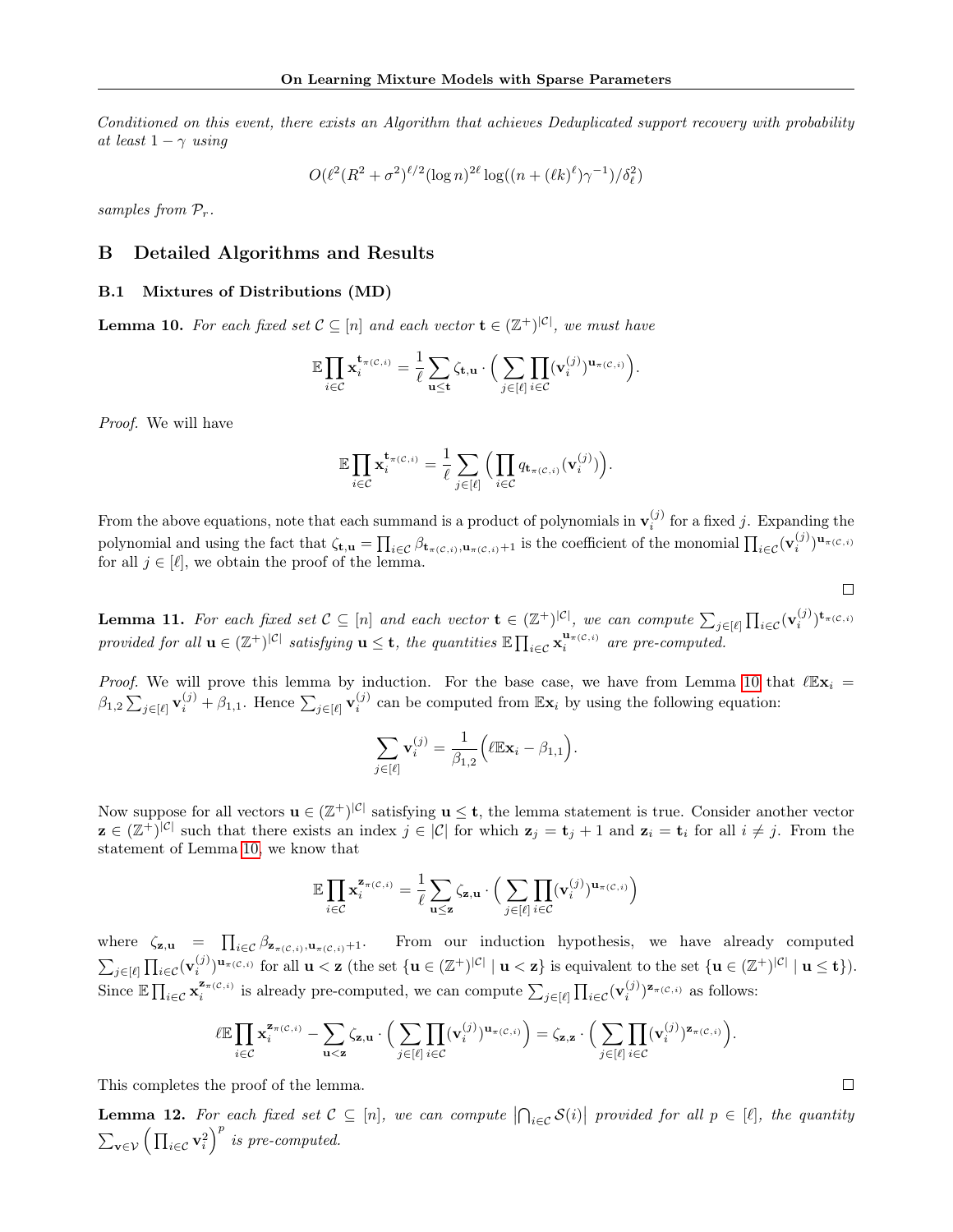*Conditioned on this event, there exists an Algorithm that achieves Deduplicated support recovery with probability at least* $1-\gamma$ *using*

$$O(\ell^2(R^2+\sigma^2)^{\ell/2}(\log n)^{2\ell}\log((n+(\ell k)^\ell)\gamma^{-1})/\delta_\ell^2)$$

*samples from* $\mathcal{P}_r$.

# B Detailed Algorithms and Results

## B.1 Mixtures of Distributions (MD)

**Lemma 10.** *For each fixed set* $\mathcal{C} \subseteq [n]$ *and each vector* $\mathbf{t} \in (\mathbb{Z}^+)^{|\mathcal{C}|}$*, we must have*

$$\mathbb{E}\prod_{i\in\mathcal{C}}\mathbf{x}_i^{\mathbf{t}_{\pi(\mathcal{C},i)}} = \frac{1}{\ell}\sum_{\mathbf{u}\le\mathbf{t}}\zeta_{\mathbf{t},\mathbf{u}}\cdot\Big(\sum_{j\in[\ell]}\prod_{i\in\mathcal{C}}(\mathbf{v}_i^{(j)})^{\mathbf{u}_{\pi(\mathcal{C},i)}}\Big).$$

*Proof.* We will have

$$\mathbb{E}\prod_{i\in\mathcal{C}}\mathbf{x}_i^{\mathbf{t}_{\pi(\mathcal{C},i)}} = \frac{1}{\ell}\sum_{j\in[\ell]}\Big(\prod_{i\in\mathcal{C}}q_{\mathbf{t}_{\pi(\mathcal{C},i)}}(\mathbf{v}_i^{(j)})\Big).$$

From the above equations, note that each summand is a product of polynomials in $\mathbf{v}_i^{(j)}$ for a fixed $j$. Expanding the polynomial and using the fact that $\zeta_{\mathbf{t},\mathbf{u}} = \prod_{i\in\mathcal{C}}\beta_{\mathbf{t}_{\pi(\mathcal{C},i)},\mathbf{u}_{\pi(\mathcal{C},i)}+1}$ is the coefficient of the monomial $\prod_{i\in\mathcal{C}}(\mathbf{v}_i^{(j)})^{\mathbf{u}_{\pi(\mathcal{C},i)}}$ for all $j\in[\ell]$, we obtain the proof of the lemma. □

**Lemma 11.** *For each fixed set* $\mathcal{C}\subseteq[n]$ *and each vector* $\mathbf{t}\in(\mathbb{Z}^+)^{|\mathcal{C}|}$*, we can compute* $\sum_{j\in[\ell]}\prod_{i\in\mathcal{C}}(\mathbf{v}_i^{(j)})^{\mathbf{t}_{\pi(\mathcal{C},i)}}$ *provided for all* $\mathbf{u}\in(\mathbb{Z}^+)^{|\mathcal{C}|}$ *satisfying* $\mathbf{u}\le\mathbf{t}$*, the quantities* $\mathbb{E}\prod_{i\in\mathcal{C}}\mathbf{x}_i^{\mathbf{u}_{\pi(\mathcal{C},i)}}$ *are pre-computed.*

*Proof.* We will prove this lemma by induction. For the base case, we have from Lemma 10 that $\ell\mathbb{E}\mathbf{x}_i = \beta_{1,2}\sum_{j\in[\ell]}\mathbf{v}_i^{(j)}+\beta_{1,1}$. Hence $\sum_{j\in[\ell]}\mathbf{v}_i^{(j)}$ can be computed from $\mathbb{E}\mathbf{x}_i$ by using the following equation:

$$\sum_{j\in[\ell]}\mathbf{v}_i^{(j)} = \frac{1}{\beta_{1,2}}\Big(\ell\mathbb{E}\mathbf{x}_i-\beta_{1,1}\Big).$$

Now suppose for all vectors $\mathbf{u}\in(\mathbb{Z}^+)^{|\mathcal{C}|}$ satisfying $\mathbf{u}\le\mathbf{t}$, the lemma statement is true. Consider another vector $\mathbf{z}\in(\mathbb{Z}^+)^{|\mathcal{C}|}$ such that there exists an index $j\in|\mathcal{C}|$ for which $\mathbf{z}_j=\mathbf{t}_j+1$ and $\mathbf{z}_i=\mathbf{t}_i$ for all $i\neq j$. From the statement of Lemma 10, we know that

$$\mathbb{E}\prod_{i\in\mathcal{C}}\mathbf{x}_i^{\mathbf{z}_{\pi(\mathcal{C},i)}} = \frac{1}{\ell}\sum_{\mathbf{u}\le\mathbf{z}}\zeta_{\mathbf{z},\mathbf{u}}\cdot\Big(\sum_{j\in[\ell]}\prod_{i\in\mathcal{C}}(\mathbf{v}_i^{(j)})^{\mathbf{u}_{\pi(\mathcal{C},i)}}\Big)$$

where $\zeta_{\mathbf{z},\mathbf{u}} = \prod_{i\in\mathcal{C}}\beta_{\mathbf{z}_{\pi(\mathcal{C},i)},\mathbf{u}_{\pi(\mathcal{C},i)}+1}$. From our induction hypothesis, we have already computed $\sum_{j\in[\ell]}\prod_{i\in\mathcal{C}}(\mathbf{v}_i^{(j)})^{\mathbf{u}_{\pi(\mathcal{C},i)}}$ for all $\mathbf{u}<\mathbf{z}$ (the set $\{\mathbf{u}\in(\mathbb{Z}^+)^{|\mathcal{C}|}\mid\mathbf{u}<\mathbf{z}\}$ is equivalent to the set $\{\mathbf{u}\in(\mathbb{Z}^+)^{|\mathcal{C}|}\mid\mathbf{u}\le\mathbf{t}\}$). Since $\mathbb{E}\prod_{i\in\mathcal{C}}\mathbf{x}_i^{\mathbf{z}_{\pi(\mathcal{C},i)}}$ is already pre-computed, we can compute $\sum_{j\in[\ell]}\prod_{i\in\mathcal{C}}(\mathbf{v}_i^{(j)})^{\mathbf{z}_{\pi(\mathcal{C},i)}}$ as follows:

$$\ell\mathbb{E}\prod_{i\in\mathcal{C}}\mathbf{x}_i^{\mathbf{z}_{\pi(\mathcal{C},i)}} - \sum_{\mathbf{u}<\mathbf{z}}\zeta_{\mathbf{z},\mathbf{u}}\cdot\Big(\sum_{j\in[\ell]}\prod_{i\in\mathcal{C}}(\mathbf{v}_i^{(j)})^{\mathbf{u}_{\pi(\mathcal{C},i)}}\Big) = \zeta_{\mathbf{z},\mathbf{z}}\cdot\Big(\sum_{j\in[\ell]}\prod_{i\in\mathcal{C}}(\mathbf{v}_i^{(j)})^{\mathbf{z}_{\pi(\mathcal{C},i)}}\Big).$$

This completes the proof of the lemma. □

**Lemma 12.** *For each fixed set* $\mathcal{C}\subseteq[n]$*, we can compute* $\left|\bigcap_{i\in\mathcal{C}}\mathcal{S}(i)\right|$ *provided for all* $p\in[\ell]$*, the quantity* $\sum_{\mathbf{v}\in\mathcal{V}}\Big(\prod_{i\in\mathcal{C}}\mathbf{v}_i^2\Big)^p$ *is pre-computed.*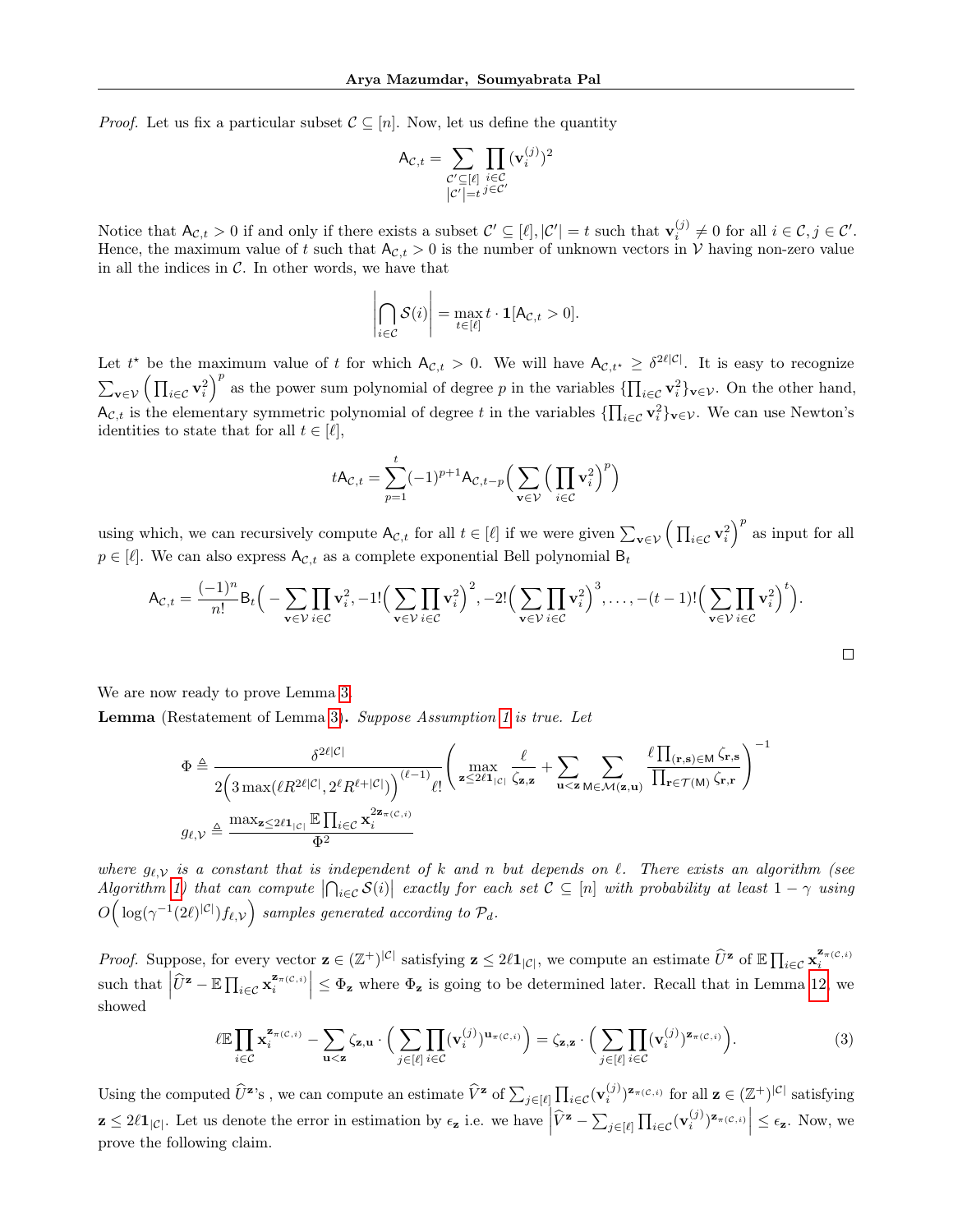*Proof.* Let us fix a particular subset $\mathcal{C} \subseteq [n]$. Now, let us define the quantity

$$\mathsf{A}_{\mathcal{C},t} = \sum_{\substack{\mathcal{C}' \subseteq [\ell] \\ |\mathcal{C}'|=t}} \prod_{\substack{i \in \mathcal{C} \\ j \in \mathcal{C}'}} (\mathbf{v}_i^{(j)})^2$$

Notice that $\mathsf{A}_{\mathcal{C},t} > 0$ if and only if there exists a subset $\mathcal{C}' \subseteq [\ell], |\mathcal{C}'| = t$ such that $\mathbf{v}_i^{(j)} \neq 0$ for all $i \in \mathcal{C}, j \in \mathcal{C}'$. Hence, the maximum value of $t$ such that $\mathsf{A}_{\mathcal{C},t} > 0$ is the number of unknown vectors in $\mathcal{V}$ having non-zero value in all the indices in $\mathcal{C}$. In other words, we have that

$$\left|\bigcap_{i \in \mathcal{C}} \mathcal{S}(i)\right| = \max_{t \in [\ell]} t \cdot \mathbf{1}[\mathsf{A}_{\mathcal{C},t} > 0].$$

Let $t^\star$ be the maximum value of $t$ for which $\mathsf{A}_{\mathcal{C},t} > 0$. We will have $\mathsf{A}_{\mathcal{C},t^\star} \geq \delta^{2\ell|\mathcal{C}|}$. It is easy to recognize $\sum_{\mathbf{v} \in \mathcal{V}} \Big(\prod_{i \in \mathcal{C}} \mathbf{v}_i^2\Big)^p$ as the power sum polynomial of degree $p$ in the variables $\{\prod_{i \in \mathcal{C}} \mathbf{v}_i^2\}_{\mathbf{v} \in \mathcal{V}}$. On the other hand, $\mathsf{A}_{\mathcal{C},t}$ is the elementary symmetric polynomial of degree $t$ in the variables $\{\prod_{i \in \mathcal{C}} \mathbf{v}_i^2\}_{\mathbf{v} \in \mathcal{V}}$. We can use Newton's identities to state that for all $t \in [\ell]$,

$$t\mathsf{A}_{\mathcal{C},t} = \sum_{p=1}^{t} (-1)^{p+1} \mathsf{A}_{\mathcal{C},t-p} \Big( \sum_{\mathbf{v} \in \mathcal{V}} \Big(\prod_{i \in \mathcal{C}} \mathbf{v}_i^2\Big)^p \Big)$$

using which, we can recursively compute $\mathsf{A}_{\mathcal{C},t}$ for all $t \in [\ell]$ if we were given $\sum_{\mathbf{v} \in \mathcal{V}} \Big(\prod_{i \in \mathcal{C}} \mathbf{v}_i^2\Big)^p$ as input for all $p \in [\ell]$. We can also express $\mathsf{A}_{\mathcal{C},t}$ as a complete exponential Bell polynomial $\mathsf{B}_t$

$$\mathsf{A}_{\mathcal{C},t} = \frac{(-1)^n}{n!} \mathsf{B}_t \Big( -\sum_{\mathbf{v} \in \mathcal{V}} \prod_{i \in \mathcal{C}} \mathbf{v}_i^2, -1! \Big(\sum_{\mathbf{v} \in \mathcal{V}} \prod_{i \in \mathcal{C}} \mathbf{v}_i^2\Big)^2, -2! \Big(\sum_{\mathbf{v} \in \mathcal{V}} \prod_{i \in \mathcal{C}} \mathbf{v}_i^2\Big)^3, \dots, -(t-1)! \Big(\sum_{\mathbf{v} \in \mathcal{V}} \prod_{i \in \mathcal{C}} \mathbf{v}_i^2\Big)^t \Big).$$

□

We are now ready to prove Lemma 3.

**Lemma** (Restatement of Lemma 3)**.** *Suppose Assumption 1 is true. Let*

$$\Phi \triangleq \frac{\delta^{2\ell|\mathcal{C}|}}{2\Big(3\max(\ell R^{2\ell|\mathcal{C}|}, 2^\ell R^{\ell+|\mathcal{C}|})\Big)^{(\ell-1)} \ell!} \left( \max_{\mathbf{z} \leq 2\ell \mathbf{1}_{|\mathcal{C}|}} \frac{\ell}{\zeta_{\mathbf{z},\mathbf{z}}} + \sum_{\mathbf{u} < \mathbf{z}} \sum_{\mathsf{M} \in \mathcal{M}(\mathbf{z},\mathbf{u})} \frac{\ell \prod_{(\mathbf{r},\mathbf{s}) \in \mathsf{M}} \zeta_{\mathbf{r},\mathbf{s}}}{\prod_{\mathbf{r} \in \mathcal{T}(\mathsf{M})} \zeta_{\mathbf{r},\mathbf{r}}} \right)^{-1}$$

$$g_{\ell,\mathcal{V}} \triangleq \frac{\max_{\mathbf{z} \leq 2\ell \mathbf{1}_{|\mathcal{C}|}} \mathbb{E} \prod_{i \in \mathcal{C}} \mathbf{x}_i^{2\mathbf{z}_{\pi(\mathcal{C},i)}}}{\Phi^2}$$

*where $g_{\ell,\mathcal{V}}$ is a constant that is independent of $k$ and $n$ but depends on $\ell$. There exists an algorithm (see Algorithm 1) that can compute $\left|\bigcap_{i \in \mathcal{C}} \mathcal{S}(i)\right|$ exactly for each set $\mathcal{C} \subseteq [n]$ with probability at least $1-\gamma$ using $O\Big(\log(\gamma^{-1}(2\ell)^{|\mathcal{C}|}) f_{\ell,\mathcal{V}}\Big)$ samples generated according to $\mathcal{P}_d$.*

*Proof.* Suppose, for every vector $\mathbf{z} \in (\mathbb{Z}^+)^{|\mathcal{C}|}$ satisfying $\mathbf{z} \leq 2\ell \mathbf{1}_{|\mathcal{C}|}$, we compute an estimate $\widehat{U}^{\mathbf{z}}$ of $\mathbb{E} \prod_{i \in \mathcal{C}} \mathbf{x}_i^{\mathbf{z}_{\pi(\mathcal{C},i)}}$ such that $\left|\widehat{U}^{\mathbf{z}} - \mathbb{E} \prod_{i \in \mathcal{C}} \mathbf{x}_i^{\mathbf{z}_{\pi(\mathcal{C},i)}}\right| \leq \Phi_{\mathbf{z}}$ where $\Phi_{\mathbf{z}}$ is going to be determined later. Recall that in Lemma 12, we showed

$$\ell \mathbb{E} \prod_{i \in \mathcal{C}} \mathbf{x}_i^{\mathbf{z}_{\pi(\mathcal{C},i)}} - \sum_{\mathbf{u} < \mathbf{z}} \zeta_{\mathbf{z},\mathbf{u}} \cdot \Big( \sum_{j \in [\ell]} \prod_{i \in \mathcal{C}} (\mathbf{v}_i^{(j)})^{\mathbf{u}_{\pi(\mathcal{C},i)}} \Big) = \zeta_{\mathbf{z},\mathbf{z}} \cdot \Big( \sum_{j \in [\ell]} \prod_{i \in \mathcal{C}} (\mathbf{v}_i^{(j)})^{\mathbf{z}_{\pi(\mathcal{C},i)}} \Big). \tag{3}$$

Using the computed $\widehat{U}^{\mathbf{z}}$'s , we can compute an estimate $\widehat{V}^{\mathbf{z}}$ of $\sum_{j \in [\ell]} \prod_{i \in \mathcal{C}} (\mathbf{v}_i^{(j)})^{\mathbf{z}_{\pi(\mathcal{C},i)}}$ for all $\mathbf{z} \in (\mathbb{Z}^+)^{|\mathcal{C}|}$ satisfying $\mathbf{z} \leq 2\ell \mathbf{1}_{|\mathcal{C}|}$. Let us denote the error in estimation by $\epsilon_{\mathbf{z}}$ i.e. we have $\left|\widehat{V}^{\mathbf{z}} - \sum_{j \in [\ell]} \prod_{i \in \mathcal{C}} (\mathbf{v}_i^{(j)})^{\mathbf{z}_{\pi(\mathcal{C},i)}}\right| \leq \epsilon_{\mathbf{z}}$. Now, we prove the following claim.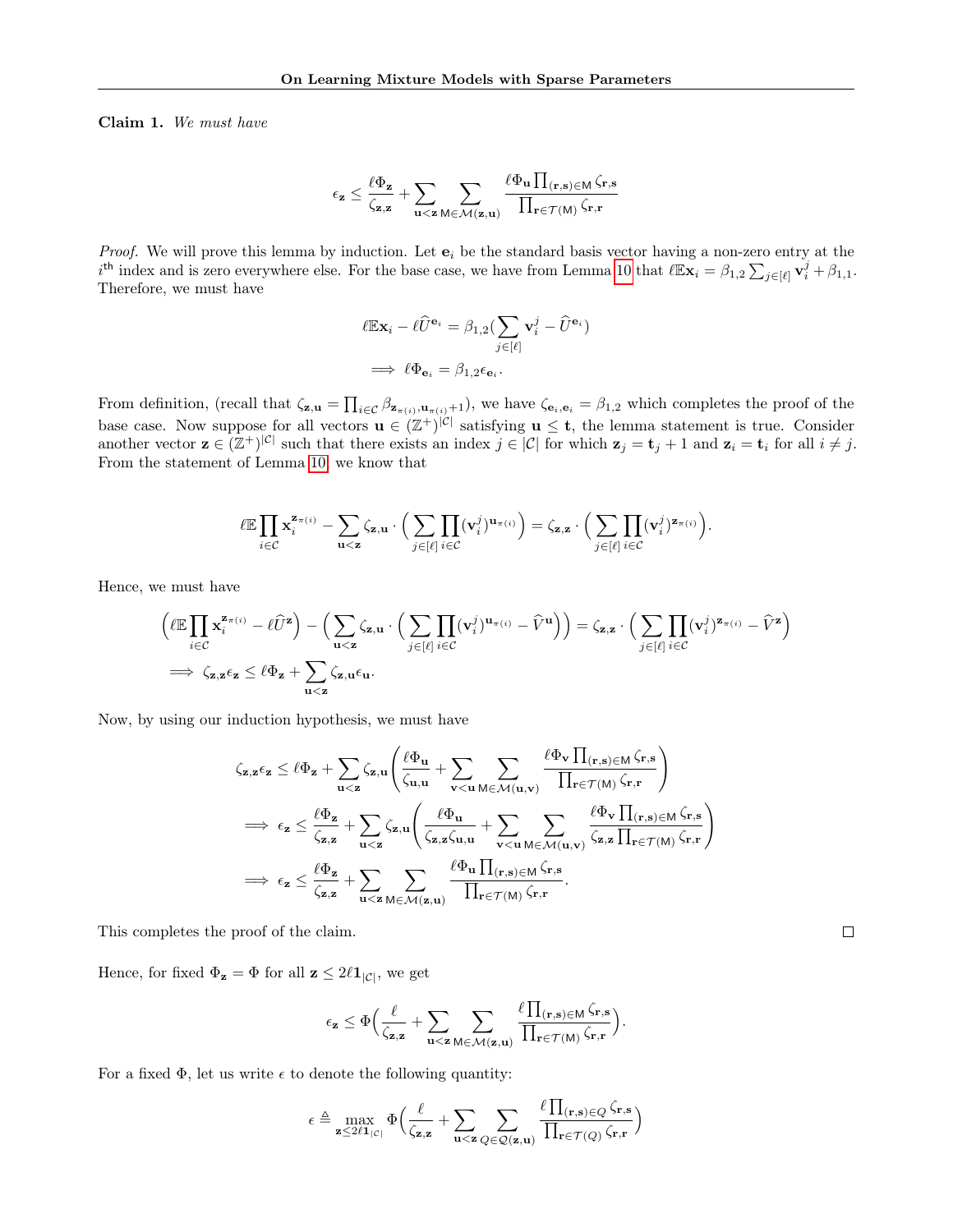**Claim 1.** *We must have*

$$\epsilon_{\mathbf{z}} \le \frac{\ell \Phi_{\mathbf{z}}}{\zeta_{\mathbf{z},\mathbf{z}}} + \sum_{\mathbf{u}<\mathbf{z}} \sum_{\mathsf{M} \in \mathcal{M}(\mathbf{z},\mathbf{u})} \frac{\ell \Phi_{\mathbf{u}} \prod_{(\mathbf{r},\mathbf{s}) \in \mathsf{M}} \zeta_{\mathbf{r},\mathbf{s}}}{\prod_{\mathbf{r} \in \mathcal{T}(\mathsf{M})} \zeta_{\mathbf{r},\mathbf{r}}}$$

*Proof.* We will prove this lemma by induction. Let $\mathbf{e}_i$ be the standard basis vector having a non-zero entry at the $i^{\text{th}}$ index and is zero everywhere else. For the base case, we have from Lemma 10 that $\ell \mathbb{E} \mathbf{x}_i = \beta_{1,2} \sum_{j \in [\ell]} \mathbf{v}_i^j + \beta_{1,1}$. Therefore, we must have

$$\ell \mathbb{E} \mathbf{x}_i - \ell \widehat{U}^{\mathbf{e}_i} = \beta_{1,2} (\sum_{j \in [\ell]} \mathbf{v}_i^j - \widehat{U}^{\mathbf{e}_i})$$
$$\implies \ell \Phi_{\mathbf{e}_i} = \beta_{1,2} \epsilon_{\mathbf{e}_i}.$$

From definition, (recall that $\zeta_{\mathbf{z},\mathbf{u}} = \prod_{i \in \mathcal{C}} \beta_{\mathbf{z}_{\pi(i)}, \mathbf{u}_{\pi(i)}+1}$), we have $\zeta_{\mathbf{e}_i,\mathbf{e}_i} = \beta_{1,2}$ which completes the proof of the base case. Now suppose for all vectors $\mathbf{u} \in (\mathbb{Z}^+)^{|\mathcal{C}|}$ satisfying $\mathbf{u} \le \mathbf{t}$, the lemma statement is true. Consider another vector $\mathbf{z} \in (\mathbb{Z}^+)^{|\mathcal{C}|}$ such that there exists an index $j \in |\mathcal{C}|$ for which $\mathbf{z}_j = \mathbf{t}_j + 1$ and $\mathbf{z}_i = \mathbf{t}_i$ for all $i \ne j$. From the statement of Lemma 10, we know that

$$\ell \mathbb{E} \prod_{i \in \mathcal{C}} \mathbf{x}_i^{\mathbf{z}_{\pi(i)}} - \sum_{\mathbf{u}<\mathbf{z}} \zeta_{\mathbf{z},\mathbf{u}} \cdot \Big( \sum_{j \in [\ell]} \prod_{i \in \mathcal{C}} (\mathbf{v}_i^j)^{\mathbf{u}_{\pi(i)}} \Big) = \zeta_{\mathbf{z},\mathbf{z}} \cdot \Big( \sum_{j \in [\ell]} \prod_{i \in \mathcal{C}} (\mathbf{v}_i^j)^{\mathbf{z}_{\pi(i)}} \Big).$$

Hence, we must have

$$\Big( \ell \mathbb{E} \prod_{i \in \mathcal{C}} \mathbf{x}_i^{\mathbf{z}_{\pi(i)}} - \ell \widehat{U}^{\mathbf{z}} \Big) - \Big( \sum_{\mathbf{u}<\mathbf{z}} \zeta_{\mathbf{z},\mathbf{u}} \cdot \Big( \sum_{j \in [\ell]} \prod_{i \in \mathcal{C}} (\mathbf{v}_i^j)^{\mathbf{u}_{\pi(i)}} - \widehat{V}^{\mathbf{u}} \Big) \Big) = \zeta_{\mathbf{z},\mathbf{z}} \cdot \Big( \sum_{j \in [\ell]} \prod_{i \in \mathcal{C}} (\mathbf{v}_i^j)^{\mathbf{z}_{\pi(i)}} - \widehat{V}^{\mathbf{z}} \Big)$$
$$\implies \zeta_{\mathbf{z},\mathbf{z}} \epsilon_{\mathbf{z}} \le \ell \Phi_{\mathbf{z}} + \sum_{\mathbf{u}<\mathbf{z}} \zeta_{\mathbf{z},\mathbf{u}} \epsilon_{\mathbf{u}}.$$

Now, by using our induction hypothesis, we must have

$$\zeta_{\mathbf{z},\mathbf{z}} \epsilon_{\mathbf{z}} \le \ell \Phi_{\mathbf{z}} + \sum_{\mathbf{u}<\mathbf{z}} \zeta_{\mathbf{z},\mathbf{u}} \Bigg( \frac{\ell \Phi_{\mathbf{u}}}{\zeta_{\mathbf{u},\mathbf{u}}} + \sum_{\mathbf{v}<\mathbf{u}} \sum_{\mathsf{M} \in \mathcal{M}(\mathbf{u},\mathbf{v})} \frac{\ell \Phi_{\mathbf{v}} \prod_{(\mathbf{r},\mathbf{s}) \in \mathsf{M}} \zeta_{\mathbf{r},\mathbf{s}}}{\prod_{\mathbf{r} \in \mathcal{T}(\mathsf{M})} \zeta_{\mathbf{r},\mathbf{r}}} \Bigg)$$
$$\implies \epsilon_{\mathbf{z}} \le \frac{\ell \Phi_{\mathbf{z}}}{\zeta_{\mathbf{z},\mathbf{z}}} + \sum_{\mathbf{u}<\mathbf{z}} \zeta_{\mathbf{z},\mathbf{u}} \Bigg( \frac{\ell \Phi_{\mathbf{u}}}{\zeta_{\mathbf{z},\mathbf{z}} \zeta_{\mathbf{u},\mathbf{u}}} + \sum_{\mathbf{v}<\mathbf{u}} \sum_{\mathsf{M} \in \mathcal{M}(\mathbf{u},\mathbf{v})} \frac{\ell \Phi_{\mathbf{v}} \prod_{(\mathbf{r},\mathbf{s}) \in \mathsf{M}} \zeta_{\mathbf{r},\mathbf{s}}}{\zeta_{\mathbf{z},\mathbf{z}} \prod_{\mathbf{r} \in \mathcal{T}(\mathsf{M})} \zeta_{\mathbf{r},\mathbf{r}}} \Bigg)$$
$$\implies \epsilon_{\mathbf{z}} \le \frac{\ell \Phi_{\mathbf{z}}}{\zeta_{\mathbf{z},\mathbf{z}}} + \sum_{\mathbf{u}<\mathbf{z}} \sum_{\mathsf{M} \in \mathcal{M}(\mathbf{z},\mathbf{u})} \frac{\ell \Phi_{\mathbf{u}} \prod_{(\mathbf{r},\mathbf{s}) \in \mathsf{M}} \zeta_{\mathbf{r},\mathbf{s}}}{\prod_{\mathbf{r} \in \mathcal{T}(\mathsf{M})} \zeta_{\mathbf{r},\mathbf{r}}}.$$

This completes the proof of the claim. □

Hence, for fixed $\Phi_{\mathbf{z}} = \Phi$ for all $\mathbf{z} \le 2\ell \mathbf{1}_{|\mathcal{C}|}$, we get

$$\epsilon_{\mathbf{z}} \le \Phi \Big( \frac{\ell}{\zeta_{\mathbf{z},\mathbf{z}}} + \sum_{\mathbf{u}<\mathbf{z}} \sum_{\mathsf{M} \in \mathcal{M}(\mathbf{z},\mathbf{u})} \frac{\ell \prod_{(\mathbf{r},\mathbf{s}) \in \mathsf{M}} \zeta_{\mathbf{r},\mathbf{s}}}{\prod_{\mathbf{r} \in \mathcal{T}(\mathsf{M})} \zeta_{\mathbf{r},\mathbf{r}}} \Big).$$

For a fixed $\Phi$, let us write $\epsilon$ to denote the following quantity:

$$\epsilon \triangleq \max_{\mathbf{z} \le 2\ell \mathbf{1}_{|\mathcal{C}|}} \Phi \Big( \frac{\ell}{\zeta_{\mathbf{z},\mathbf{z}}} + \sum_{\mathbf{u}<\mathbf{z}} \sum_{Q \in \mathcal{Q}(\mathbf{z},\mathbf{u})} \frac{\ell \prod_{(\mathbf{r},\mathbf{s}) \in Q} \zeta_{\mathbf{r},\mathbf{s}}}{\prod_{\mathbf{r} \in \mathcal{T}(Q)} \zeta_{\mathbf{r},\mathbf{r}}} \Big)$$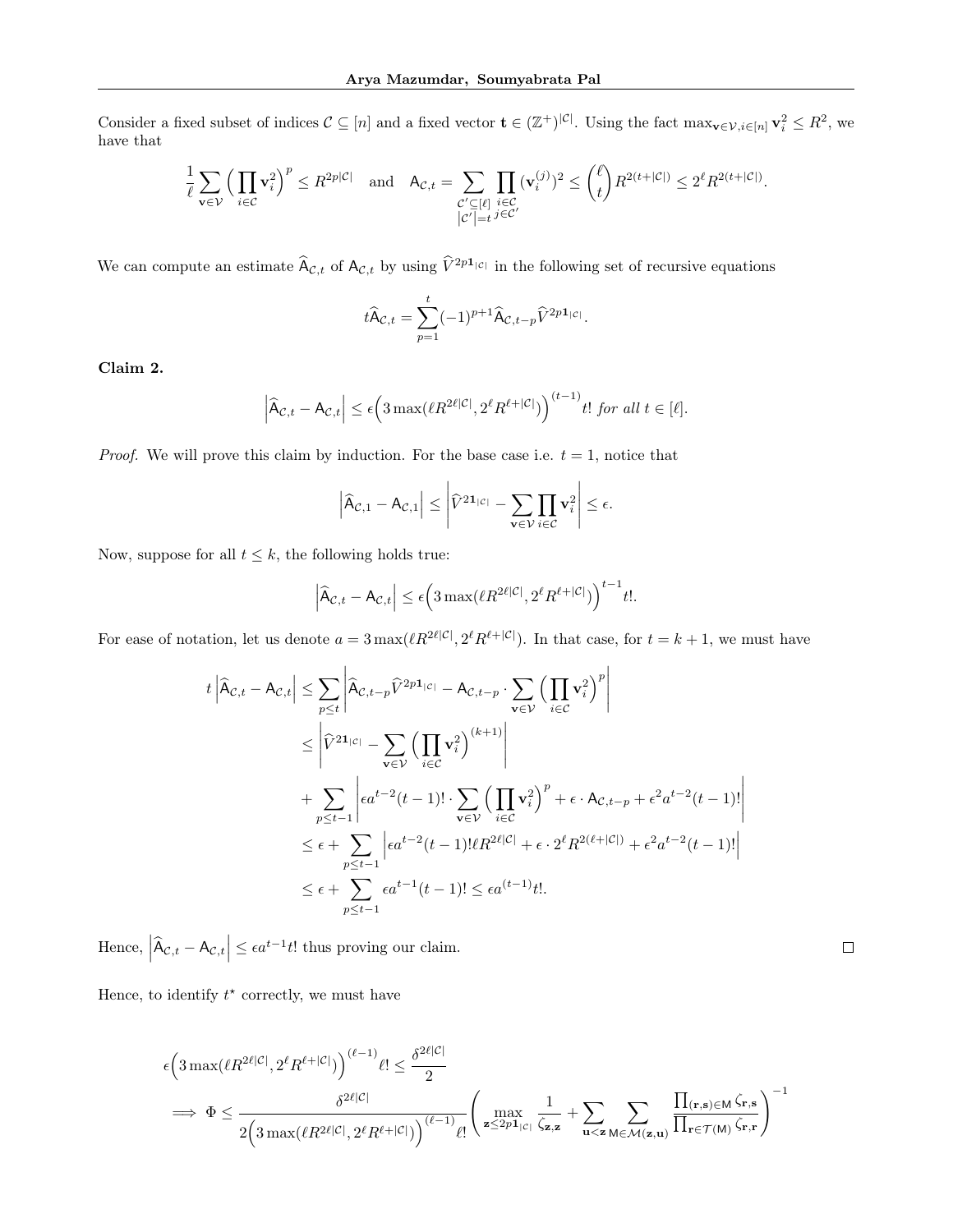Consider a fixed subset of indices $\mathcal{C} \subseteq [n]$ and a fixed vector $\mathbf{t} \in (\mathbb{Z}^+)^{|\mathcal{C}|}$. Using the fact $\max_{\mathbf{v}\in\mathcal{V}, i\in[n]} \mathbf{v}_i^2 \le R^2$, we have that

$$\frac{1}{\ell}\sum_{\mathbf{v}\in\mathcal{V}}\Big(\prod_{i\in\mathcal{C}}\mathbf{v}_i^2\Big)^p \le R^{2p|\mathcal{C}|} \quad \text{and} \quad \mathsf{A}_{\mathcal{C},t} = \sum_{\substack{\mathcal{C}'\subseteq[\ell] \\ |\mathcal{C}'|=t}}\prod_{\substack{i\in\mathcal{C} \\ j\in\mathcal{C}'}}(\mathbf{v}_i^{(j)})^2 \le \binom{\ell}{t}R^{2(t+|\mathcal{C}|)} \le 2^\ell R^{2(t+|\mathcal{C}|)}.$$

We can compute an estimate $\widehat{\mathsf{A}}_{\mathcal{C},t}$ of $\mathsf{A}_{\mathcal{C},t}$ by using $\widehat{V}^{2p\mathbf{1}_{|\mathcal{C}|}}$ in the following set of recursive equations

$$t\widehat{\mathsf{A}}_{\mathcal{C},t} = \sum_{p=1}^{t}(-1)^{p+1}\widehat{\mathsf{A}}_{\mathcal{C},t-p}\widehat{V}^{2p\mathbf{1}_{|\mathcal{C}|}}.$$

**Claim 2.**

$$\left|\widehat{\mathsf{A}}_{\mathcal{C},t} - \mathsf{A}_{\mathcal{C},t}\right| \le \epsilon\Big(3\max(\ell R^{2\ell|\mathcal{C}|}, 2^\ell R^{\ell+|\mathcal{C}|})\Big)^{(t-1)} t! \textit{ for all } t \in [\ell].$$

*Proof.* We will prove this claim by induction. For the base case i.e. $t = 1$, notice that

$$\left|\widehat{\mathsf{A}}_{\mathcal{C},1} - \mathsf{A}_{\mathcal{C},1}\right| \le \left|\widehat{V}^{2\mathbf{1}_{|\mathcal{C}|}} - \sum_{\mathbf{v}\in\mathcal{V}}\prod_{i\in\mathcal{C}}\mathbf{v}_i^2\right| \le \epsilon.$$

Now, suppose for all $t \le k$, the following holds true:

$$\left|\widehat{\mathsf{A}}_{\mathcal{C},t} - \mathsf{A}_{\mathcal{C},t}\right| \le \epsilon\Big(3\max(\ell R^{2\ell|\mathcal{C}|}, 2^\ell R^{\ell+|\mathcal{C}|})\Big)^{t-1} t!.$$

For ease of notation, let us denote $a = 3\max(\ell R^{2\ell|\mathcal{C}|}, 2^\ell R^{\ell+|\mathcal{C}|})$. In that case, for $t = k+1$, we must have

$$\begin{aligned}
t\left|\widehat{\mathsf{A}}_{\mathcal{C},t} - \mathsf{A}_{\mathcal{C},t}\right| &\le \sum_{p\le t}\left|\widehat{\mathsf{A}}_{\mathcal{C},t-p}\widehat{V}^{2p\mathbf{1}_{|\mathcal{C}|}} - \mathsf{A}_{\mathcal{C},t-p}\cdot\sum_{\mathbf{v}\in\mathcal{V}}\Big(\prod_{i\in\mathcal{C}}\mathbf{v}_i^2\Big)^p\right| \\
&\le \left|\widehat{V}^{2\mathbf{1}_{|\mathcal{C}|}} - \sum_{\mathbf{v}\in\mathcal{V}}\Big(\prod_{i\in\mathcal{C}}\mathbf{v}_i^2\Big)^{(k+1)}\right| \\
&\quad + \sum_{p\le t-1}\left|\epsilon a^{t-2}(t-1)!\cdot\sum_{\mathbf{v}\in\mathcal{V}}\Big(\prod_{i\in\mathcal{C}}\mathbf{v}_i^2\Big)^p + \epsilon\cdot\mathsf{A}_{\mathcal{C},t-p} + \epsilon^2 a^{t-2}(t-1)!\right| \\
&\le \epsilon + \sum_{p\le t-1}\left|\epsilon a^{t-2}(t-1)!\ell R^{2\ell|\mathcal{C}|} + \epsilon\cdot 2^\ell R^{2(\ell+|\mathcal{C}|)} + \epsilon^2 a^{t-2}(t-1)!\right| \\
&\le \epsilon + \sum_{p\le t-1}\epsilon a^{t-1}(t-1)! \le \epsilon a^{(t-1)}t!.
\end{aligned}$$

Hence, $\left|\widehat{\mathsf{A}}_{\mathcal{C},t} - \mathsf{A}_{\mathcal{C},t}\right| \le \epsilon a^{t-1}t!$ thus proving our claim. $\square$

Hence, to identify $t^\star$ correctly, we must have

$$\begin{aligned}
&\epsilon\Big(3\max(\ell R^{2\ell|\mathcal{C}|}, 2^\ell R^{\ell+|\mathcal{C}|})\Big)^{(\ell-1)}\ell! \le \frac{\delta^{2\ell|\mathcal{C}|}}{2} \\
\implies \Phi &\le \frac{\delta^{2\ell|\mathcal{C}|}}{2\Big(3\max(\ell R^{2\ell|\mathcal{C}|}, 2^\ell R^{\ell+|\mathcal{C}|})\Big)^{(\ell-1)}\ell!}\left(\max_{\mathbf{z}\le 2p\mathbf{1}_{|\mathcal{C}|}}\frac{1}{\zeta_{\mathbf{z},\mathbf{z}}} + \sum_{\mathbf{u}<\mathbf{z}}\sum_{\mathsf{M}\in\mathcal{M}(\mathbf{z},\mathbf{u})}\frac{\prod_{(\mathbf{r},\mathbf{s})\in\mathsf{M}}\zeta_{\mathbf{r},\mathbf{s}}}{\prod_{\mathbf{r}\in\mathcal{T}(\mathsf{M})}\zeta_{\mathbf{r},\mathbf{r}}}\right)^{-1}
\end{aligned}$$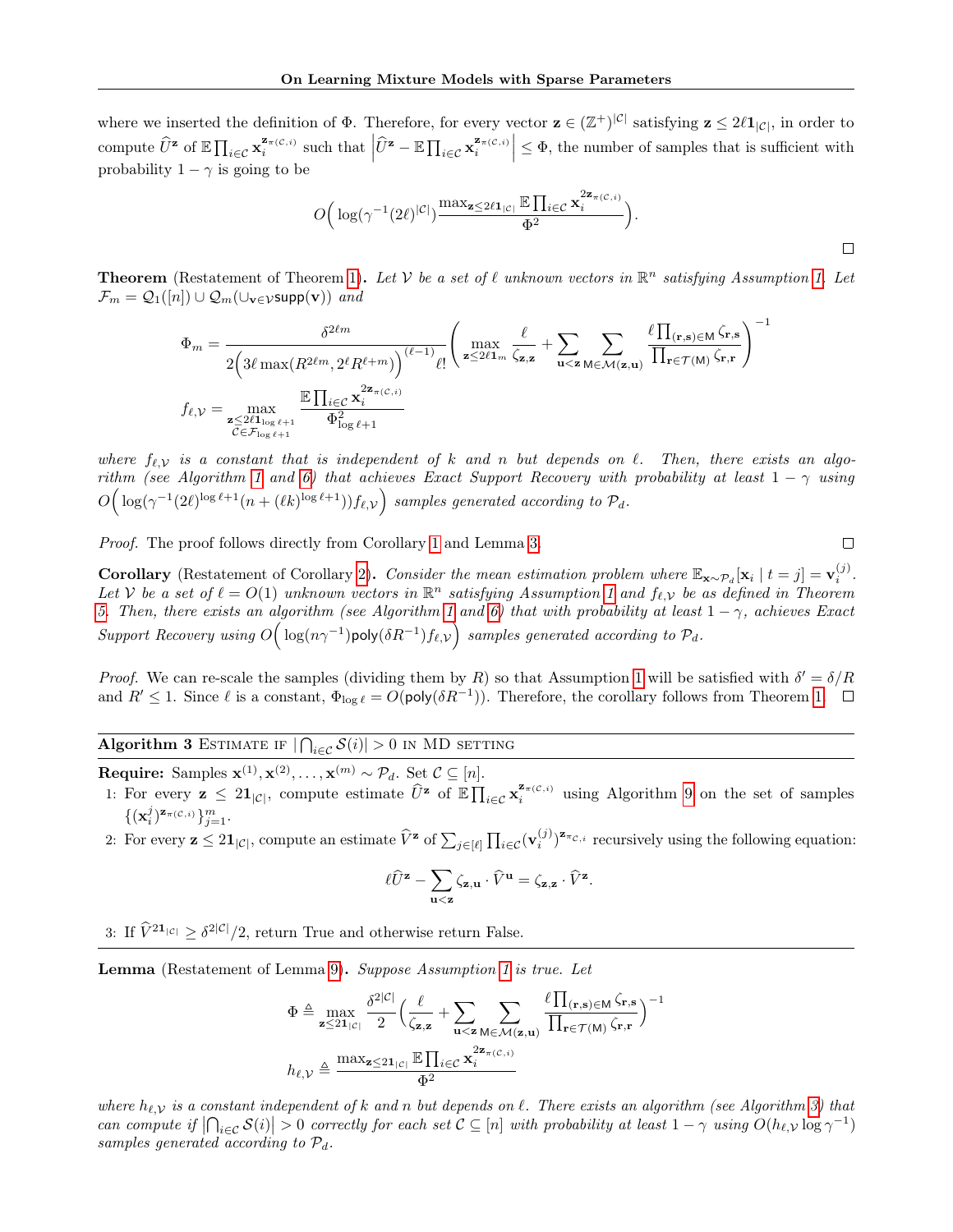where we inserted the definition of $\Phi$. Therefore, for every vector $\mathbf{z} \in (\mathbb{Z}^+)^{|\mathcal{C}|}$ satisfying $\mathbf{z} \le 2\ell \mathbf{1}_{|\mathcal{C}|}$, in order to compute $\widehat{U}^{\mathbf{z}}$ of $\mathbb{E} \prod_{i \in \mathcal{C}} \mathbf{x}_i^{\mathbf{z}_{\pi(\mathcal{C},i)}}$ such that $\left| \widehat{U}^{\mathbf{z}} - \mathbb{E} \prod_{i \in \mathcal{C}} \mathbf{x}_i^{\mathbf{z}_{\pi(\mathcal{C},i)}} \right| \le \Phi$, the number of samples that is sufficient with probability $1-\gamma$ is going to be

$$O\Big( \log(\gamma^{-1}(2\ell)^{|\mathcal{C}|}) \frac{\max_{\mathbf{z} \le 2\ell \mathbf{1}_{|\mathcal{C}|}} \mathbb{E} \prod_{i \in \mathcal{C}} \mathbf{x}_i^{2\mathbf{z}_{\pi(\mathcal{C},i)}}}{\Phi^2} \Big).$$

□

**Theorem** (Restatement of Theorem 1). *Let $\mathcal{V}$ be a set of $\ell$ unknown vectors in $\mathbb{R}^n$ satisfying Assumption 1. Let $\mathcal{F}_m = \mathcal{Q}_1([n]) \cup \mathcal{Q}_m(\cup_{\mathbf{v} \in \mathcal{V}} \mathsf{supp}(\mathbf{v}))$ and*

$$\Phi_m = \frac{\delta^{2\ell m}}{2\Big(3\ell \max(R^{2\ell m}, 2^\ell R^{\ell+m})\Big)^{(\ell-1)} \ell!} \left( \max_{\mathbf{z} \le 2\ell \mathbf{1}_m} \frac{\ell}{\zeta_{\mathbf{z},\mathbf{z}}} + \sum_{\mathbf{u} < \mathbf{z}} \sum_{\mathsf{M} \in \mathcal{M}(\mathbf{z},\mathbf{u})} \frac{\ell \prod_{(\mathbf{r},\mathbf{s}) \in \mathsf{M}} \zeta_{\mathbf{r},\mathbf{s}}}{\prod_{\mathbf{r} \in \mathcal{T}(\mathsf{M})} \zeta_{\mathbf{r},\mathbf{r}}} \right)^{-1}$$

$$f_{\ell,\mathcal{V}} = \max_{\substack{\mathbf{z} \le 2\ell \mathbf{1}_{\log \ell+1} \\ \mathcal{C} \in \mathcal{F}_{\log \ell+1}}} \frac{\mathbb{E} \prod_{i \in \mathcal{C}} \mathbf{x}_i^{2\mathbf{z}_{\pi(\mathcal{C},i)}}}{\Phi^2_{\log \ell+1}}$$

*where $f_{\ell,\mathcal{V}}$ is a constant that is independent of $k$ and $n$ but depends on $\ell$. Then, there exists an algorithm (see Algorithm 1 and 6) that achieves Exact Support Recovery with probability at least $1-\gamma$ using $O\Big( \log(\gamma^{-1}(2\ell)^{\log \ell+1}(n + (\ell k)^{\log \ell+1})) f_{\ell,\mathcal{V}} \Big)$ samples generated according to $\mathcal{P}_d$.*

*Proof.* The proof follows directly from Corollary 1 and Lemma 3. □

**Corollary** (Restatement of Corollary 2). *Consider the mean estimation problem where $\mathbb{E}_{\mathbf{x} \sim \mathcal{P}_d}[\mathbf{x}_i \mid t = j] = \mathbf{v}_i^{(j)}$. Let $\mathcal{V}$ be a set of $\ell = O(1)$ unknown vectors in $\mathbb{R}^n$ satisfying Assumption 1 and $f_{\ell,\mathcal{V}}$ be as defined in Theorem 5. Then, there exists an algorithm (see Algorithm 1 and 6) that with probability at least $1-\gamma$, achieves Exact Support Recovery using $O\Big( \log(n\gamma^{-1}) \mathsf{poly}(\delta R^{-1}) f_{\ell,\mathcal{V}} \Big)$ samples generated according to $\mathcal{P}_d$.*

*Proof.* We can re-scale the samples (dividing them by $R$) so that Assumption 1 will be satisfied with $\delta' = \delta/R$ and $R' \le 1$. Since $\ell$ is a constant, $\Phi_{\log \ell} = O(\mathsf{poly}(\delta R^{-1}))$. Therefore, the corollary follows from Theorem 1. □

---

**Algorithm 3** ESTIMATE IF $|\bigcap_{i \in \mathcal{C}} \mathcal{S}(i)| > 0$ IN MD SETTING

---

**Require:** Samples $\mathbf{x}^{(1)}, \mathbf{x}^{(2)}, \dots, \mathbf{x}^{(m)} \sim \mathcal{P}_d$. Set $\mathcal{C} \subseteq [n]$.

1: For every $\mathbf{z} \le 2\mathbf{1}_{|\mathcal{C}|}$, compute estimate $\widehat{U}^{\mathbf{z}}$ of $\mathbb{E} \prod_{i \in \mathcal{C}} \mathbf{x}_i^{\mathbf{z}_{\pi(\mathcal{C},i)}}$ using Algorithm 9 on the set of samples $\{(\mathbf{x}_i^j)^{\mathbf{z}_{\pi(\mathcal{C},i)}}\}_{j=1}^m$.

2: For every $\mathbf{z} \le 2\mathbf{1}_{|\mathcal{C}|}$, compute an estimate $\widehat{V}^{\mathbf{z}}$ of $\sum_{j \in [\ell]} \prod_{i \in \mathcal{C}} (\mathbf{v}_i^{(j)})^{\mathbf{z}_{\pi_{\mathcal{C},i}}}$ recursively using the following equation:

$$\ell \widehat{U}^{\mathbf{z}} - \sum_{\mathbf{u} < \mathbf{z}} \zeta_{\mathbf{z},\mathbf{u}} \cdot \widehat{V}^{\mathbf{u}} = \zeta_{\mathbf{z},\mathbf{z}} \cdot \widehat{V}^{\mathbf{z}}.$$

3: If $\widehat{V}^{2\mathbf{1}_{|\mathcal{C}|}} \ge \delta^{2|\mathcal{C}|}/2$, return True and otherwise return False.

---

**Lemma** (Restatement of Lemma 9). *Suppose Assumption 1 is true. Let*

$$\Phi \triangleq \max_{\mathbf{z} \le 2\mathbf{1}_{|\mathcal{C}|}} \frac{\delta^{2|\mathcal{C}|}}{2} \Big( \frac{\ell}{\zeta_{\mathbf{z},\mathbf{z}}} + \sum_{\mathbf{u} < \mathbf{z}} \sum_{\mathsf{M} \in \mathcal{M}(\mathbf{z},\mathbf{u})} \frac{\ell \prod_{(\mathbf{r},\mathbf{s}) \in \mathsf{M}} \zeta_{\mathbf{r},\mathbf{s}}}{\prod_{\mathbf{r} \in \mathcal{T}(\mathsf{M})} \zeta_{\mathbf{r},\mathbf{r}}} \Big)^{-1}$$

$$h_{\ell,\mathcal{V}} \triangleq \frac{\max_{\mathbf{z} \le 2\mathbf{1}_{|\mathcal{C}|}} \mathbb{E} \prod_{i \in \mathcal{C}} \mathbf{x}_i^{2\mathbf{z}_{\pi(\mathcal{C},i)}}}{\Phi^2}$$

*where $h_{\ell,\mathcal{V}}$ is a constant independent of $k$ and $n$ but depends on $\ell$. There exists an algorithm (see Algorithm 3) that can compute if $\left|\bigcap_{i \in \mathcal{C}} \mathcal{S}(i)\right| > 0$ correctly for each set $\mathcal{C} \subseteq [n]$ with probability at least $1-\gamma$ using $O(h_{\ell,\mathcal{V}} \log \gamma^{-1})$ samples generated according to $\mathcal{P}_d$.*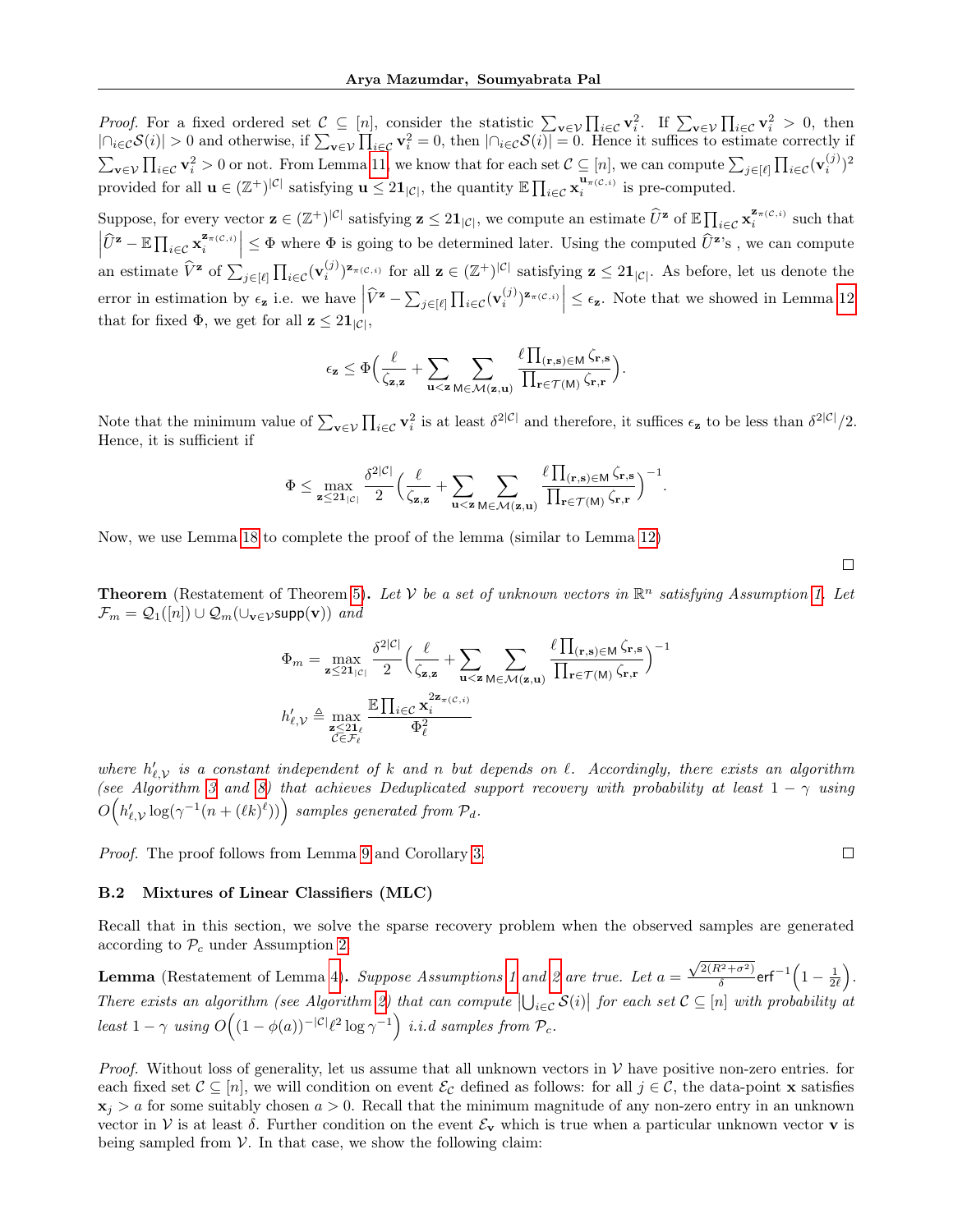*Proof.* For a fixed ordered set $\mathcal{C} \subseteq [n]$, consider the statistic $\sum_{\mathbf{v}\in\mathcal{V}} \prod_{i\in\mathcal{C}} \mathbf{v}_i^2$. If $\sum_{\mathbf{v}\in\mathcal{V}} \prod_{i\in\mathcal{C}} \mathbf{v}_i^2 > 0$, then $|\cap_{i\in\mathcal{C}}\mathcal{S}(i)| > 0$ and otherwise, if $\sum_{\mathbf{v}\in\mathcal{V}} \prod_{i\in\mathcal{C}} \mathbf{v}_i^2 = 0$, then $|\cap_{i\in\mathcal{C}}\mathcal{S}(i)| = 0$. Hence it suffices to estimate correctly if $\sum_{\mathbf{v}\in\mathcal{V}} \prod_{i\in\mathcal{C}} \mathbf{v}_i^2 > 0$ or not. From Lemma 11, we know that for each set $\mathcal{C} \subseteq [n]$, we can compute $\sum_{j\in[\ell]} \prod_{i\in\mathcal{C}} (\mathbf{v}_i^{(j)})^2$ provided for all $\mathbf{u} \in (\mathbb{Z}^+)^{|\mathcal{C}|}$ satisfying $\mathbf{u} \le 2\mathbf{1}_{|\mathcal{C}|}$, the quantity $\mathbb{E}\prod_{i\in\mathcal{C}} \mathbf{x}_i^{\mathbf{u}_{\pi(\mathcal{C},i)}}$ is pre-computed.

Suppose, for every vector $\mathbf{z} \in (\mathbb{Z}^+)^{|\mathcal{C}|}$ satisfying $\mathbf{z} \le 2\mathbf{1}_{|\mathcal{C}|}$, we compute an estimate $\widehat{U}^{\mathbf{z}}$ of $\mathbb{E}\prod_{i\in\mathcal{C}} \mathbf{x}_i^{\mathbf{z}_{\pi(\mathcal{C},i)}}$ such that $\left|\widehat{U}^{\mathbf{z}} - \mathbb{E}\prod_{i\in\mathcal{C}} \mathbf{x}_i^{\mathbf{z}_{\pi(\mathcal{C},i)}}\right| \le \Phi$ where $\Phi$ is going to be determined later. Using the computed $\widehat{U}^{\mathbf{z}}$'s , we can compute an estimate $\widehat{V}^{\mathbf{z}}$ of $\sum_{j\in[\ell]} \prod_{i\in\mathcal{C}} (\mathbf{v}_i^{(j)})^{\mathbf{z}_{\pi(\mathcal{C},i)}}$ for all $\mathbf{z} \in (\mathbb{Z}^+)^{|\mathcal{C}|}$ satisfying $\mathbf{z} \le 2\mathbf{1}_{|\mathcal{C}|}$. As before, let us denote the error in estimation by $\epsilon_{\mathbf{z}}$ i.e. we have $\left|\widehat{V}^{\mathbf{z}} - \sum_{j\in[\ell]} \prod_{i\in\mathcal{C}} (\mathbf{v}_i^{(j)})^{\mathbf{z}_{\pi(\mathcal{C},i)}}\right| \le \epsilon_{\mathbf{z}}$. Note that we showed in Lemma 12 that for fixed $\Phi$, we get for all $\mathbf{z} \le 2\mathbf{1}_{|\mathcal{C}|}$,

$$\epsilon_{\mathbf{z}} \le \Phi\Big(\frac{\ell}{\zeta_{\mathbf{z},\mathbf{z}}} + \sum_{\mathbf{u}<\mathbf{z}} \sum_{\mathsf{M}\in\mathcal{M}(\mathbf{z},\mathbf{u})} \frac{\ell \prod_{(\mathbf{r},\mathbf{s})\in\mathsf{M}} \zeta_{\mathbf{r},\mathbf{s}}}{\prod_{\mathbf{r}\in\mathcal{T}(\mathsf{M})} \zeta_{\mathbf{r},\mathbf{r}}}\Big).$$

Note that the minimum value of $\sum_{\mathbf{v}\in\mathcal{V}} \prod_{i\in\mathcal{C}} \mathbf{v}_i^2$ is at least $\delta^{2|\mathcal{C}|}$ and therefore, it suffices $\epsilon_{\mathbf{z}}$ to be less than $\delta^{2|\mathcal{C}|}/2$. Hence, it is sufficient if

$$\Phi \le \max_{\mathbf{z}\le 2\mathbf{1}_{|\mathcal{C}|}} \frac{\delta^{2|\mathcal{C}|}}{2}\Big(\frac{\ell}{\zeta_{\mathbf{z},\mathbf{z}}} + \sum_{\mathbf{u}<\mathbf{z}} \sum_{\mathsf{M}\in\mathcal{M}(\mathbf{z},\mathbf{u})} \frac{\ell \prod_{(\mathbf{r},\mathbf{s})\in\mathsf{M}} \zeta_{\mathbf{r},\mathbf{s}}}{\prod_{\mathbf{r}\in\mathcal{T}(\mathsf{M})} \zeta_{\mathbf{r},\mathbf{r}}}\Big)^{-1}.$$

Now, we use Lemma 18 to complete the proof of the lemma (similar to Lemma 12) $\square$

**Theorem** (Restatement of Theorem 5)**.** *Let $\mathcal{V}$ be a set of unknown vectors in $\mathbb{R}^n$ satisfying Assumption 1. Let $\mathcal{F}_m = \mathcal{Q}_1([n]) \cup \mathcal{Q}_m(\cup_{\mathbf{v}\in\mathcal{V}}\mathsf{supp}(\mathbf{v}))$ and*

$$\Phi_m = \max_{\mathbf{z}\le 2\mathbf{1}_{|\mathcal{C}|}} \frac{\delta^{2|\mathcal{C}|}}{2}\Big(\frac{\ell}{\zeta_{\mathbf{z},\mathbf{z}}} + \sum_{\mathbf{u}<\mathbf{z}} \sum_{\mathsf{M}\in\mathcal{M}(\mathbf{z},\mathbf{u})} \frac{\ell \prod_{(\mathbf{r},\mathbf{s})\in\mathsf{M}} \zeta_{\mathbf{r},\mathbf{s}}}{\prod_{\mathbf{r}\in\mathcal{T}(\mathsf{M})} \zeta_{\mathbf{r},\mathbf{r}}}\Big)^{-1}$$

$$h'_{\ell,\mathcal{V}} \triangleq \max_{\substack{\mathbf{z}\le 2\mathbf{1}_\ell \\ \mathcal{C}\in\mathcal{F}_\ell}} \frac{\mathbb{E}\prod_{i\in\mathcal{C}} \mathbf{x}_i^{2\mathbf{z}_{\pi(\mathcal{C},i)}}}{\Phi_\ell^2}$$

*where $h'_{\ell,\mathcal{V}}$ is a constant independent of $k$ and $n$ but depends on $\ell$. Accordingly, there exists an algorithm (see Algorithm 3 and 8) that achieves Deduplicated support recovery with probability at least $1-\gamma$ using $O\Big(h'_{\ell,\mathcal{V}} \log(\gamma^{-1}(n + (\ell k)^\ell))\Big)$ samples generated from $\mathcal{P}_d$.*

*Proof.* The proof follows from Lemma 9 and Corollary 3. $\square$

### B.2 Mixtures of Linear Classifiers (MLC)

Recall that in this section, we solve the sparse recovery problem when the observed samples are generated according to $\mathcal{P}_c$ under Assumption 2.

**Lemma** (Restatement of Lemma 4)**.** *Suppose Assumptions 1 and 2 are true. Let $a = \frac{\sqrt{2(R^2+\sigma^2)}}{\delta}\mathsf{erf}^{-1}\Big(1 - \frac{1}{2\ell}\Big)$. There exists an algorithm (see Algorithm 2) that can compute $\left|\bigcup_{i\in\mathcal{C}}\mathcal{S}(i)\right|$ for each set $\mathcal{C} \subseteq [n]$ with probability at least $1-\gamma$ using $O\Big((1-\phi(a))^{-|\mathcal{C}|}\ell^2 \log \gamma^{-1}\Big)$ i.i.d samples from $\mathcal{P}_c$.*

*Proof.* Without loss of generality, let us assume that all unknown vectors in $\mathcal{V}$ have positive non-zero entries. for each fixed set $\mathcal{C} \subseteq [n]$, we will condition on event $\mathcal{E}_{\mathcal{C}}$ defined as follows: for all $j \in \mathcal{C}$, the data-point $\mathbf{x}$ satisfies $\mathbf{x}_j > a$ for some suitably chosen $a > 0$. Recall that the minimum magnitude of any non-zero entry in an unknown vector in $\mathcal{V}$ is at least $\delta$. Further condition on the event $\mathcal{E}_{\mathbf{v}}$ which is true when a particular unknown vector $\mathbf{v}$ is being sampled from $\mathcal{V}$. In that case, we show the following claim: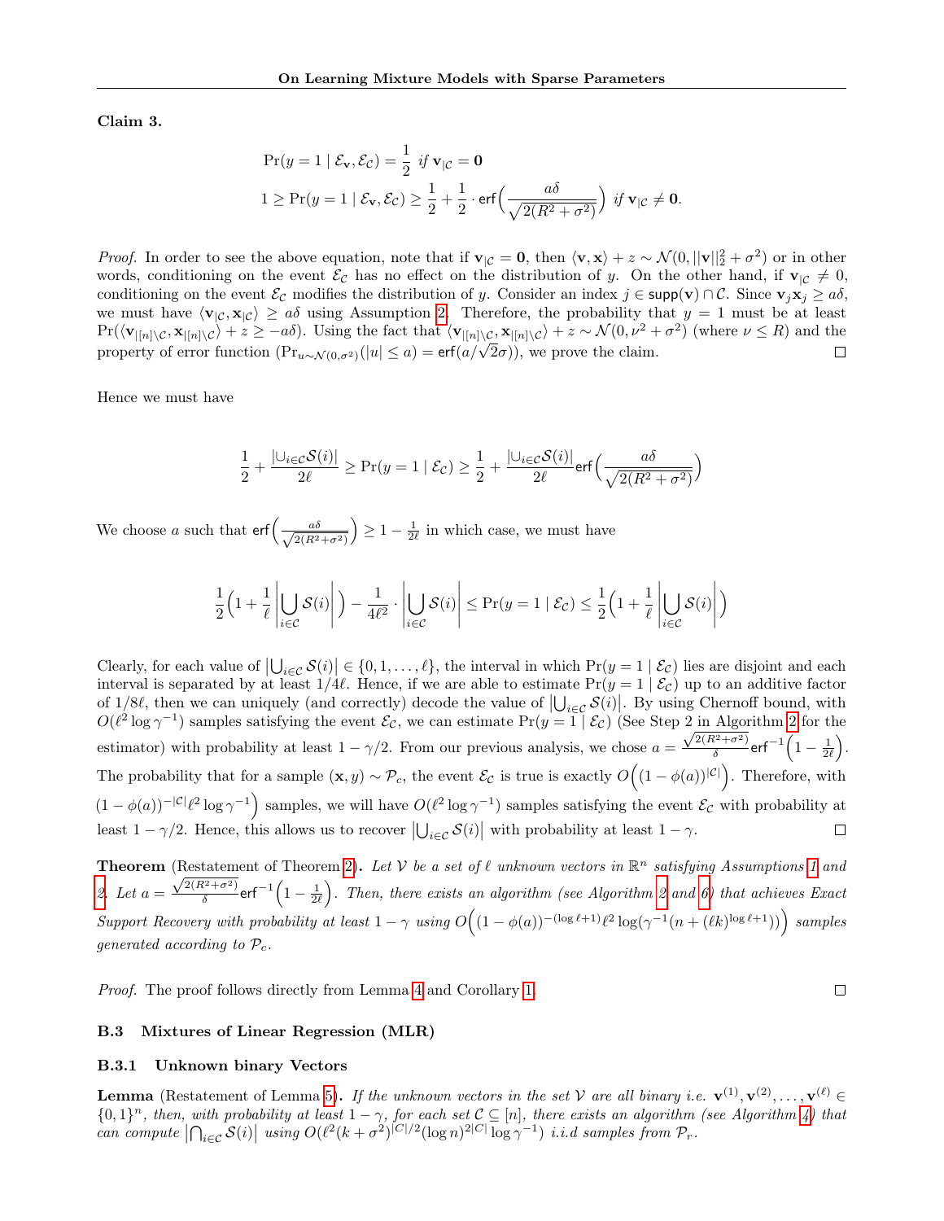**Claim 3.**

$$
\Pr(y = 1 \mid \mathcal{E}_{\mathbf{v}}, \mathcal{E}_{\mathcal{C}}) = \frac{1}{2} \text{ if } \mathbf{v}_{|\mathcal{C}} = \mathbf{0}
$$

$$
1 \geq \Pr(y = 1 \mid \mathcal{E}_{\mathbf{v}}, \mathcal{E}_{\mathcal{C}}) \geq \frac{1}{2} + \frac{1}{2} \cdot \mathsf{erf}\Big(\frac{a\delta}{\sqrt{2(R^2 + \sigma^2)}}\Big) \text{ if } \mathbf{v}_{|\mathcal{C}} \neq \mathbf{0}.
$$

*Proof.* In order to see the above equation, note that if $\mathbf{v}_{|\mathcal{C}} = \mathbf{0}$, then $\langle \mathbf{v}, \mathbf{x} \rangle + z \sim \mathcal{N}(0, ||\mathbf{v}||_2^2 + \sigma^2)$ or in other words, conditioning on the event $\mathcal{E}_{\mathcal{C}}$ has no effect on the distribution of $y$. On the other hand, if $\mathbf{v}_{|\mathcal{C}} \neq 0$, conditioning on the event $\mathcal{E}_{\mathcal{C}}$ modifies the distribution of $y$. Consider an index $j \in \mathsf{supp}(\mathbf{v}) \cap \mathcal{C}$. Since $\mathbf{v}_j \mathbf{x}_j \geq a\delta$, we must have $\langle \mathbf{v}_{|\mathcal{C}}, \mathbf{x}_{|\mathcal{C}} \rangle \geq a\delta$ using Assumption 2. Therefore, the probability that $y = 1$ must be at least $\Pr(\langle \mathbf{v}_{|[n]\setminus\mathcal{C}}, \mathbf{x}_{|[n]\setminus\mathcal{C}} \rangle + z \geq -a\delta)$. Using the fact that $\langle \mathbf{v}_{|[n]\setminus\mathcal{C}}, \mathbf{x}_{|[n]\setminus\mathcal{C}} \rangle + z \sim \mathcal{N}(0, \nu^2 + \sigma^2)$ (where $\nu \leq R$) and the property of error function ($\Pr_{u \sim \mathcal{N}(0,\sigma^2)}(|u| \leq a) = \mathsf{erf}(a/\sqrt{2}\sigma)$), we prove the claim. ∎

Hence we must have

$$
\frac{1}{2} + \frac{|\cup_{i \in \mathcal{C}} \mathcal{S}(i)|}{2\ell} \geq \Pr(y = 1 \mid \mathcal{E}_{\mathcal{C}}) \geq \frac{1}{2} + \frac{|\cup_{i \in \mathcal{C}} \mathcal{S}(i)|}{2\ell} \mathsf{erf}\Big(\frac{a\delta}{\sqrt{2(R^2 + \sigma^2)}}\Big)
$$

We choose $a$ such that $\mathsf{erf}\Big(\frac{a\delta}{\sqrt{2(R^2+\sigma^2)}}\Big) \geq 1 - \frac{1}{2\ell}$ in which case, we must have

$$
\frac{1}{2}\Big(1 + \frac{1}{\ell}\Big|\bigcup_{i \in \mathcal{C}} \mathcal{S}(i)\Big|\Big) - \frac{1}{4\ell^2} \cdot \Big|\bigcup_{i \in \mathcal{C}} \mathcal{S}(i)\Big| \leq \Pr(y = 1 \mid \mathcal{E}_{\mathcal{C}}) \leq \frac{1}{2}\Big(1 + \frac{1}{\ell}\Big|\bigcup_{i \in \mathcal{C}} \mathcal{S}(i)\Big|\Big)
$$

Clearly, for each value of $\big|\bigcup_{i \in \mathcal{C}} \mathcal{S}(i)\big| \in \{0, 1, \dots, \ell\}$, the interval in which $\Pr(y = 1 \mid \mathcal{E}_{\mathcal{C}})$ lies are disjoint and each interval is separated by at least $1/4\ell$. Hence, if we are able to estimate $\Pr(y = 1 \mid \mathcal{E}_{\mathcal{C}})$ up to an additive factor of $1/8\ell$, then we can uniquely (and correctly) decode the value of $\big|\bigcup_{i \in \mathcal{C}} \mathcal{S}(i)\big|$. By using Chernoff bound, with $O(\ell^2 \log \gamma^{-1})$ samples satisfying the event $\mathcal{E}_{\mathcal{C}}$, we can estimate $\Pr(y = 1 \mid \mathcal{E}_{\mathcal{C}})$ (See Step 2 in Algorithm 2 for the estimator) with probability at least $1 - \gamma/2$. From our previous analysis, we chose $a = \frac{\sqrt{2(R^2+\sigma^2)}}{\delta}\mathsf{erf}^{-1}\Big(1 - \frac{1}{2\ell}\Big)$. The probability that for a sample $(\mathbf{x}, y) \sim \mathcal{P}_c$, the event $\mathcal{E}_{\mathcal{C}}$ is true is exactly $O\Big((1 - \phi(a))^{|\mathcal{C}|}\Big)$. Therefore, with $(1 - \phi(a))^{-|\mathcal{C}|}\ell^2 \log \gamma^{-1}\Big)$ samples, we will have $O(\ell^2 \log \gamma^{-1})$ samples satisfying the event $\mathcal{E}_{\mathcal{C}}$ with probability at least $1 - \gamma/2$. Hence, this allows us to recover $\big|\bigcup_{i \in \mathcal{C}} \mathcal{S}(i)\big|$ with probability at least $1 - \gamma$. ∎

**Theorem** (Restatement of Theorem 2)**.** *Let $\mathcal{V}$ be a set of $\ell$ unknown vectors in $\mathbb{R}^n$ satisfying Assumptions 1 and 2. Let $a = \frac{\sqrt{2(R^2+\sigma^2)}}{\delta}\mathsf{erf}^{-1}\Big(1 - \frac{1}{2\ell}\Big)$. Then, there exists an algorithm (see Algorithm 2 and 6) that achieves Exact Support Recovery with probability at least $1 - \gamma$ using $O\Big((1 - \phi(a))^{-(\log \ell + 1)}\ell^2 \log(\gamma^{-1}(n + (\ell k)^{\log \ell + 1}))\Big)$ samples generated according to $\mathcal{P}_c$.*

*Proof.* The proof follows directly from Lemma 4 and Corollary 1. ∎

### B.3 Mixtures of Linear Regression (MLR)

#### B.3.1 Unknown binary Vectors

**Lemma** (Restatement of Lemma 5)**.** *If the unknown vectors in the set $\mathcal{V}$ are all binary i.e. $\mathbf{v}^{(1)}, \mathbf{v}^{(2)}, \dots, \mathbf{v}^{(\ell)} \in \{0, 1\}^n$, then, with probability at least $1 - \gamma$, for each set $\mathcal{C} \subseteq [n]$, there exists an algorithm (see Algorithm 4) that can compute $\big|\bigcap_{i \in \mathcal{C}} \mathcal{S}(i)\big|$ using $O(\ell^2(k + \sigma^2)^{|C|/2}(\log n)^{2|C|} \log \gamma^{-1})$ i.i.d samples from $\mathcal{P}_r$.*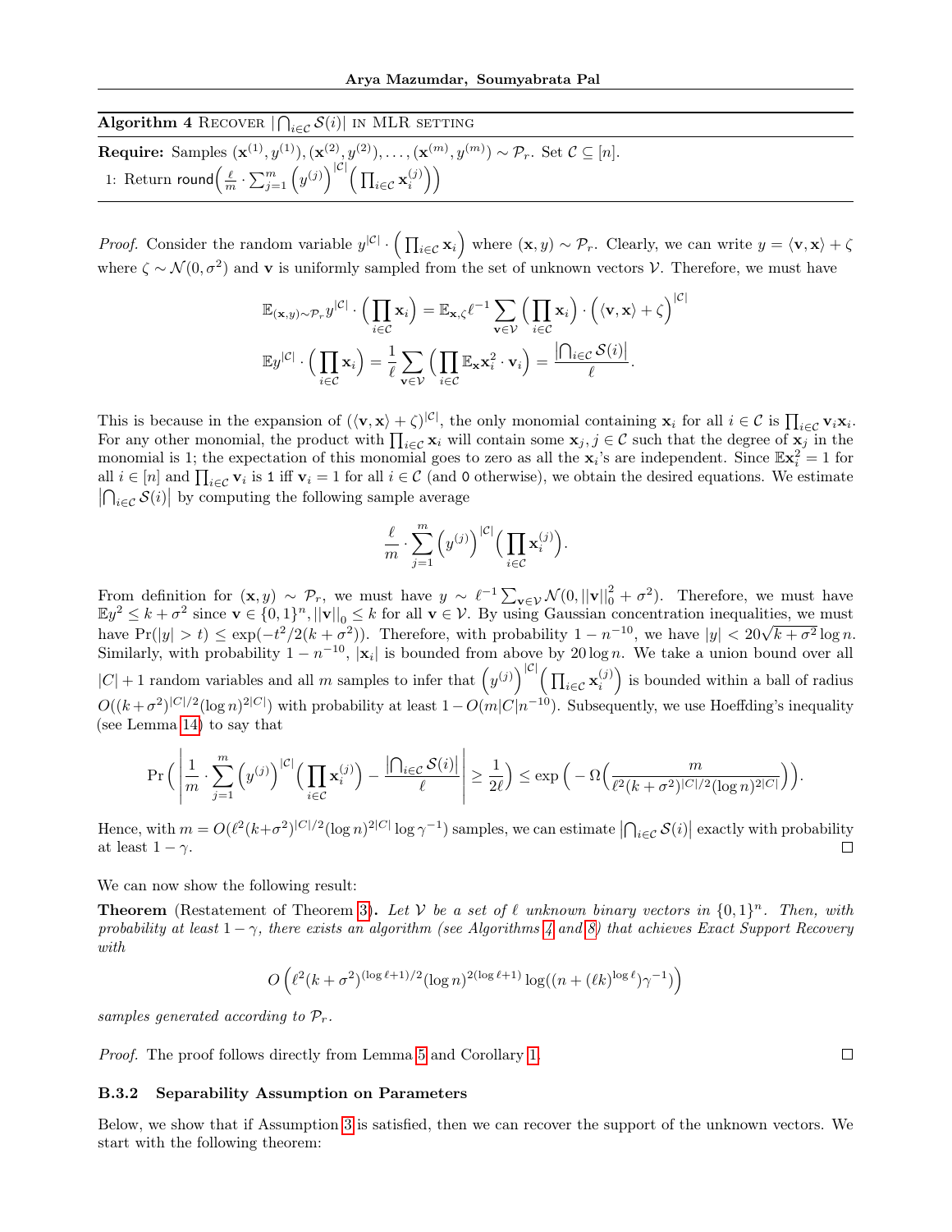**Algorithm 4** RECOVER $|\bigcap_{i\in\mathcal{C}} \mathcal{S}(i)|$ IN MLR SETTING

**Require:** Samples $(\mathbf{x}^{(1)}, y^{(1)}), (\mathbf{x}^{(2)}, y^{(2)}), \dots, (\mathbf{x}^{(m)}, y^{(m)}) \sim \mathcal{P}_r$. Set $\mathcal{C} \subseteq [n]$.

1: Return $\mathsf{round}\Big(\frac{\ell}{m}\cdot\sum_{j=1}^m \Big(y^{(j)}\Big)^{|\mathcal{C}|}\Big(\prod_{i\in\mathcal{C}} \mathbf{x}_i^{(j)}\Big)\Big)$

*Proof.* Consider the random variable $y^{|\mathcal{C}|}\cdot\Big(\prod_{i\in\mathcal{C}} \mathbf{x}_i\Big)$ where $(\mathbf{x}, y) \sim \mathcal{P}_r$. Clearly, we can write $y = \langle \mathbf{v}, \mathbf{x}\rangle + \zeta$ where $\zeta \sim \mathcal{N}(0, \sigma^2)$ and $\mathbf{v}$ is uniformly sampled from the set of unknown vectors $\mathcal{V}$. Therefore, we must have

$$\mathbb{E}_{(\mathbf{x},y)\sim\mathcal{P}_r} y^{|\mathcal{C}|}\cdot\Big(\prod_{i\in\mathcal{C}} \mathbf{x}_i\Big) = \mathbb{E}_{\mathbf{x},\zeta}\ell^{-1}\sum_{\mathbf{v}\in\mathcal{V}}\Big(\prod_{i\in\mathcal{C}} \mathbf{x}_i\Big)\cdot\Big(\langle \mathbf{v}, \mathbf{x}\rangle + \zeta\Big)^{|\mathcal{C}|}$$
$$\mathbb{E}y^{|\mathcal{C}|}\cdot\Big(\prod_{i\in\mathcal{C}} \mathbf{x}_i\Big) = \frac{1}{\ell}\sum_{\mathbf{v}\in\mathcal{V}}\Big(\prod_{i\in\mathcal{C}} \mathbb{E}_{\mathbf{x}}\mathbf{x}_i^2\cdot\mathbf{v}_i\Big) = \frac{\big|\bigcap_{i\in\mathcal{C}} \mathcal{S}(i)\big|}{\ell}.$$

This is because in the expansion of $(\langle \mathbf{v}, \mathbf{x}\rangle + \zeta)^{|\mathcal{C}|}$, the only monomial containing $\mathbf{x}_i$ for all $i \in \mathcal{C}$ is $\prod_{i\in\mathcal{C}} \mathbf{v}_i\mathbf{x}_i$. For any other monomial, the product with $\prod_{i\in\mathcal{C}} \mathbf{x}_i$ will contain some $\mathbf{x}_j, j \in \mathcal{C}$ such that the degree of $\mathbf{x}_j$ in the monomial is 1; the expectation of this monomial goes to zero as all the $\mathbf{x}_i$'s are independent. Since $\mathbb{E}\mathbf{x}_i^2 = 1$ for all $i \in [n]$ and $\prod_{i\in\mathcal{C}} \mathbf{v}_i$ is 1 iff $\mathbf{v}_i = 1$ for all $i \in \mathcal{C}$ (and 0 otherwise), we obtain the desired equations. We estimate $\big|\bigcap_{i\in\mathcal{C}} \mathcal{S}(i)\big|$ by computing the following sample average

$$\frac{\ell}{m}\cdot\sum_{j=1}^m \Big(y^{(j)}\Big)^{|\mathcal{C}|}\Big(\prod_{i\in\mathcal{C}} \mathbf{x}_i^{(j)}\Big).$$

From definition for $(\mathbf{x}, y) \sim \mathcal{P}_r$, we must have $y \sim \ell^{-1}\sum_{\mathbf{v}\in\mathcal{V}} \mathcal{N}(0, ||\mathbf{v}||_0^2 + \sigma^2)$. Therefore, we must have $\mathbb{E}y^2 \le k + \sigma^2$ since $\mathbf{v} \in \{0,1\}^n, ||\mathbf{v}||_0 \le k$ for all $\mathbf{v} \in \mathcal{V}$. By using Gaussian concentration inequalities, we must have $\Pr(|y| > t) \le \exp(-t^2/2(k + \sigma^2))$. Therefore, with probability $1 - n^{-10}$, we have $|y| < 20\sqrt{k + \sigma^2}\log n$. Similarly, with probability $1 - n^{-10}$, $|\mathbf{x}_i|$ is bounded from above by $20\log n$. We take a union bound over all $|C| + 1$ random variables and all $m$ samples to infer that $\Big(y^{(j)}\Big)^{|\mathcal{C}|}\Big(\prod_{i\in\mathcal{C}} \mathbf{x}_i^{(j)}\Big)$ is bounded within a ball of radius $O((k+\sigma^2)^{|C|/2}(\log n)^{2|C|})$ with probability at least $1 - O(m|C|n^{-10})$. Subsequently, we use Hoeffding's inequality (see Lemma 14) to say that

$$\Pr\Big(\Big|\frac{1}{m}\cdot\sum_{j=1}^m \Big(y^{(j)}\Big)^{|\mathcal{C}|}\Big(\prod_{i\in\mathcal{C}} \mathbf{x}_i^{(j)}\Big) - \frac{\big|\bigcap_{i\in\mathcal{C}} \mathcal{S}(i)\big|}{\ell}\Big| \ge \frac{1}{2\ell}\Big) \le \exp\Big(-\Omega\Big(\frac{m}{\ell^2(k+\sigma^2)^{|C|/2}(\log n)^{2|C|}}\Big)\Big).$$

Hence, with $m = O(\ell^2(k+\sigma^2)^{|C|/2}(\log n)^{2|C|}\log\gamma^{-1})$ samples, we can estimate $\big|\bigcap_{i\in\mathcal{C}} \mathcal{S}(i)\big|$ exactly with probability at least $1 - \gamma$. □

We can now show the following result:

**Theorem** (Restatement of Theorem 3)**.** *Let $\mathcal{V}$ be a set of $\ell$ unknown binary vectors in $\{0,1\}^n$. Then, with probability at least $1 - \gamma$, there exists an algorithm (see Algorithms 4 and 8) that achieves Exact Support Recovery with*

$$O\Big(\ell^2(k+\sigma^2)^{(\log\ell+1)/2}(\log n)^{2(\log\ell+1)}\log((n + (\ell k)^{\log\ell})\gamma^{-1})\Big)$$

*samples generated according to $\mathcal{P}_r$.*

*Proof.* The proof follows directly from Lemma 5 and Corollary 1. □

### B.3.2 Separability Assumption on Parameters

Below, we show that if Assumption 3 is satisfied, then we can recover the support of the unknown vectors. We start with the following theorem: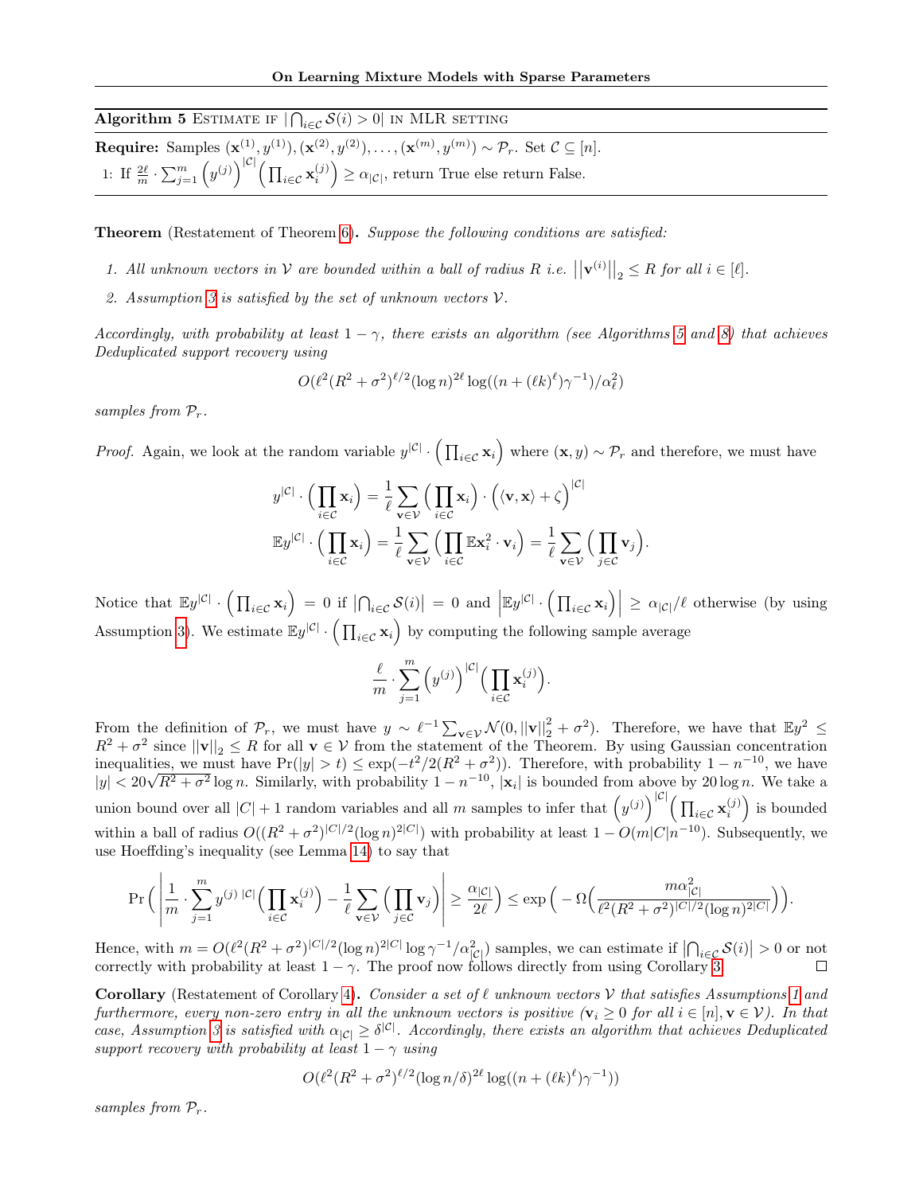**Algorithm 5** Estimate if $|\bigcap_{i\in\mathcal{C}} \mathcal{S}(i) > 0|$ in MLR setting

**Require:** Samples $(\mathbf{x}^{(1)}, y^{(1)}), (\mathbf{x}^{(2)}, y^{(2)}), \ldots, (\mathbf{x}^{(m)}, y^{(m)}) \sim \mathcal{P}_r$. Set $\mathcal{C} \subseteq [n]$.

1: If $\frac{2\ell}{m} \cdot \sum_{j=1}^{m} \Big(y^{(j)}\Big)^{|\mathcal{C}|} \Big(\prod_{i\in\mathcal{C}} \mathbf{x}_i^{(j)}\Big) \geq \alpha_{|\mathcal{C}|}$, return True else return False.

**Theorem** (Restatement of Theorem 6)**.** *Suppose the following conditions are satisfied:*

1. *All unknown vectors in $\mathcal{V}$ are bounded within a ball of radius $R$ i.e. $\left|\left|\mathbf{v}^{(i)}\right|\right|_2 \leq R$ for all $i \in [\ell]$.*
2. *Assumption 3 is satisfied by the set of unknown vectors $\mathcal{V}$.*

*Accordingly, with probability at least $1-\gamma$, there exists an algorithm (see Algorithms 5 and 8) that achieves Deduplicated support recovery using*

$$O(\ell^2(R^2+\sigma^2)^{\ell/2}(\log n)^{2\ell}\log((n+(\ell k)^\ell)\gamma^{-1})/\alpha_\ell^2)$$

*samples from $\mathcal{P}_r$.*

*Proof.* Again, we look at the random variable $y^{|\mathcal{C}|} \cdot \Big(\prod_{i\in\mathcal{C}} \mathbf{x}_i\Big)$ where $(\mathbf{x}, y) \sim \mathcal{P}_r$ and therefore, we must have

$$y^{|\mathcal{C}|} \cdot \Big(\prod_{i\in\mathcal{C}} \mathbf{x}_i\Big) = \frac{1}{\ell}\sum_{\mathbf{v}\in\mathcal{V}} \Big(\prod_{i\in\mathcal{C}} \mathbf{x}_i\Big) \cdot \Big(\langle \mathbf{v}, \mathbf{x}\rangle + \zeta\Big)^{|\mathcal{C}|}$$
$$\mathbb{E}y^{|\mathcal{C}|} \cdot \Big(\prod_{i\in\mathcal{C}} \mathbf{x}_i\Big) = \frac{1}{\ell}\sum_{\mathbf{v}\in\mathcal{V}} \Big(\prod_{i\in\mathcal{C}} \mathbb{E}\mathbf{x}_i^2 \cdot \mathbf{v}_i\Big) = \frac{1}{\ell}\sum_{\mathbf{v}\in\mathcal{V}} \Big(\prod_{j\in\mathcal{C}} \mathbf{v}_j\Big).$$

Notice that $\mathbb{E}y^{|\mathcal{C}|} \cdot \Big(\prod_{i\in\mathcal{C}} \mathbf{x}_i\Big) = 0$ if $\left|\bigcap_{i\in\mathcal{C}} \mathcal{S}(i)\right| = 0$ and $\left|\mathbb{E}y^{|\mathcal{C}|} \cdot \Big(\prod_{i\in\mathcal{C}} \mathbf{x}_i\Big)\right| \geq \alpha_{|\mathcal{C}|}/\ell$ otherwise (by using Assumption 3). We estimate $\mathbb{E}y^{|\mathcal{C}|} \cdot \Big(\prod_{i\in\mathcal{C}} \mathbf{x}_i\Big)$ by computing the following sample average

$$\frac{\ell}{m} \cdot \sum_{j=1}^{m} \Big(y^{(j)}\Big)^{|\mathcal{C}|} \Big(\prod_{i\in\mathcal{C}} \mathbf{x}_i^{(j)}\Big).$$

From the definition of $\mathcal{P}_r$, we must have $y \sim \ell^{-1}\sum_{\mathbf{v}\in\mathcal{V}} \mathcal{N}(0, ||\mathbf{v}||_2^2 + \sigma^2)$. Therefore, we have that $\mathbb{E}y^2 \leq R^2 + \sigma^2$ since $||\mathbf{v}||_2 \leq R$ for all $\mathbf{v} \in \mathcal{V}$ from the statement of the Theorem. By using Gaussian concentration inequalities, we must have $\Pr(|y| > t) \leq \exp(-t^2/2(R^2+\sigma^2))$. Therefore, with probability $1 - n^{-10}$, we have $|y| < 20\sqrt{R^2+\sigma^2}\log n$. Similarly, with probability $1-n^{-10}$, $|\mathbf{x}_i|$ is bounded from above by $20\log n$. We take a union bound over all $|C|+1$ random variables and all $m$ samples to infer that $\Big(y^{(j)}\Big)^{|\mathcal{C}|}\Big(\prod_{i\in\mathcal{C}} \mathbf{x}_i^{(j)}\Big)$ is bounded within a ball of radius $O((R^2+\sigma^2)^{|C|/2}(\log n)^{2|C|})$ with probability at least $1 - O(m|C|n^{-10})$. Subsequently, we use Hoeffding's inequality (see Lemma 14) to say that

$$\Pr\Big(\left|\frac{1}{m} \cdot \sum_{j=1}^{m} y^{(j)\;|\mathcal{C}|}\Big(\prod_{i\in\mathcal{C}} \mathbf{x}_i^{(j)}\Big) - \frac{1}{\ell}\sum_{\mathbf{v}\in\mathcal{V}}\Big(\prod_{j\in\mathcal{C}} \mathbf{v}_j\Big)\right| \geq \frac{\alpha_{|\mathcal{C}|}}{2\ell}\Big) \leq \exp\Big(-\Omega\Big(\frac{m\alpha_{|\mathcal{C}|}^2}{\ell^2(R^2+\sigma^2)^{|C|/2}(\log n)^{2|C|}}\Big)\Big).$$

Hence, with $m = O(\ell^2(R^2+\sigma^2)^{|C|/2}(\log n)^{2|C|}\log\gamma^{-1}/\alpha_{|\mathcal{C}|}^2)$ samples, we can estimate if $\left|\bigcap_{i\in\mathcal{C}} \mathcal{S}(i)\right| > 0$ or not correctly with probability at least $1-\gamma$. The proof now follows directly from using Corollary 3. □

**Corollary** (Restatement of Corollary 4)**.** *Consider a set of $\ell$ unknown vectors $\mathcal{V}$ that satisfies Assumptions 1 and furthermore, every non-zero entry in all the unknown vectors is positive ($\mathbf{v}_i \geq 0$ for all $i \in [n], \mathbf{v} \in \mathcal{V}$). In that case, Assumption 3 is satisfied with $\alpha_{|\mathcal{C}|} \geq \delta^{|\mathcal{C}|}$. Accordingly, there exists an algorithm that achieves Deduplicated support recovery with probability at least $1-\gamma$ using*

$$O(\ell^2(R^2+\sigma^2)^{\ell/2}(\log n/\delta)^{2\ell}\log((n+(\ell k)^\ell)\gamma^{-1}))$$

*samples from $\mathcal{P}_r$.*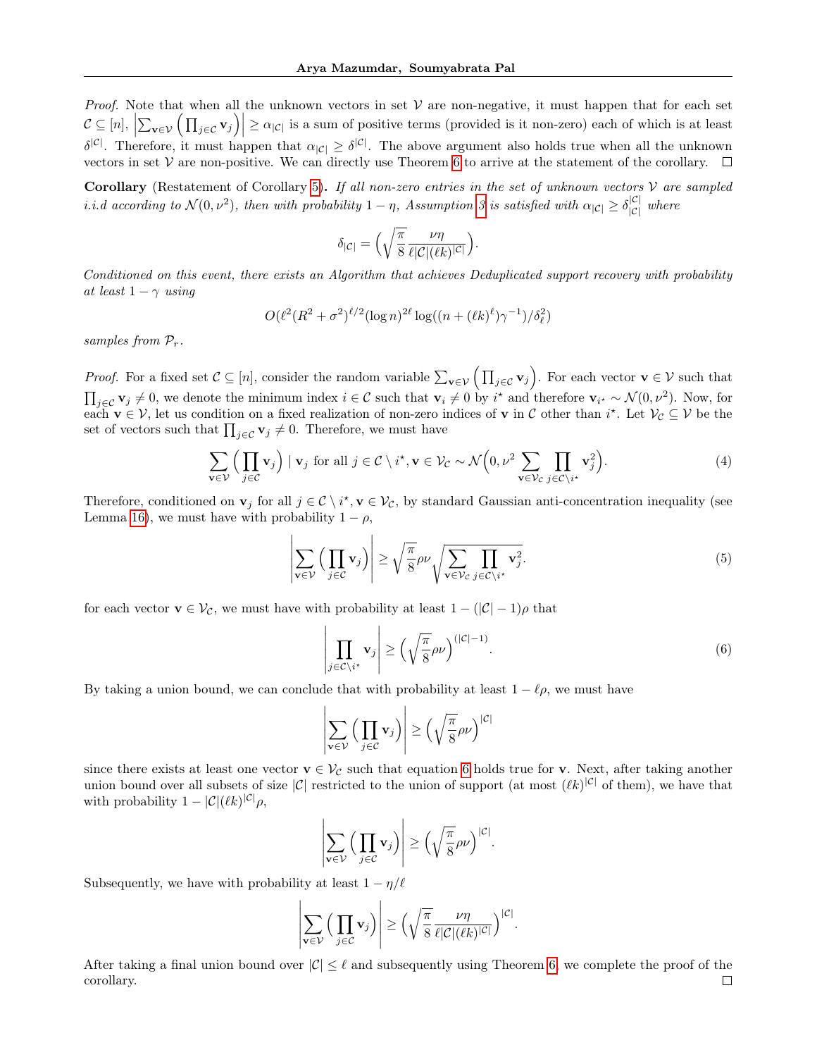*Proof.* Note that when all the unknown vectors in set $\mathcal{V}$ are non-negative, it must happen that for each set $\mathcal{C} \subseteq [n]$, $\left|\sum_{\mathbf{v}\in\mathcal{V}} \left(\prod_{j\in\mathcal{C}} \mathbf{v}_j\right)\right| \geq \alpha_{|\mathcal{C}|}$ is a sum of positive terms (provided is it non-zero) each of which is at least $\delta^{|\mathcal{C}|}$. Therefore, it must happen that $\alpha_{|\mathcal{C}|} \geq \delta^{|\mathcal{C}|}$. The above argument also holds true when all the unknown vectors in set $\mathcal{V}$ are non-positive. We can directly use Theorem 6 to arrive at the statement of the corollary. $\square$

**Corollary** (Restatement of Corollary 5)**.** *If all non-zero entries in the set of unknown vectors $\mathcal{V}$ are sampled i.i.d according to $\mathcal{N}(0,\nu^2)$, then with probability $1-\eta$, Assumption 3 is satisfied with $\alpha_{|\mathcal{C}|} \geq \delta_{|\mathcal{C}|}^{|\mathcal{C}|}$ where*

$$\delta_{|\mathcal{C}|} = \Big(\sqrt{\frac{\pi}{8}}\frac{\nu\eta}{\ell|\mathcal{C}|(\ell k)^{|\mathcal{C}|}}\Big).$$

*Conditioned on this event, there exists an Algorithm that achieves Deduplicated support recovery with probability at least $1-\gamma$ using*

$$O(\ell^2(R^2+\sigma^2)^{\ell/2}(\log n)^{2\ell}\log((n+(\ell k)^\ell)\gamma^{-1})/\delta_\ell^2)$$

*samples from $\mathcal{P}_r$.*

*Proof.* For a fixed set $\mathcal{C} \subseteq [n]$, consider the random variable $\sum_{\mathbf{v}\in\mathcal{V}} \left(\prod_{j\in\mathcal{C}} \mathbf{v}_j\right)$. For each vector $\mathbf{v} \in \mathcal{V}$ such that $\prod_{j\in\mathcal{C}} \mathbf{v}_j \neq 0$, we denote the minimum index $i \in \mathcal{C}$ such that $\mathbf{v}_i \neq 0$ by $i^\star$ and therefore $\mathbf{v}_{i^\star} \sim \mathcal{N}(0,\nu^2)$. Now, for each $\mathbf{v} \in \mathcal{V}$, let us condition on a fixed realization of non-zero indices of $\mathbf{v}$ in $\mathcal{C}$ other than $i^\star$. Let $\mathcal{V}_\mathcal{C} \subseteq \mathcal{V}$ be the set of vectors such that $\prod_{j\in\mathcal{C}} \mathbf{v}_j \neq 0$. Therefore, we must have

$$\sum_{\mathbf{v}\in\mathcal{V}} \Big(\prod_{j\in\mathcal{C}} \mathbf{v}_j\Big) \mid \mathbf{v}_j \text{ for all } j \in \mathcal{C}\setminus i^\star, \mathbf{v}\in\mathcal{V}_\mathcal{C} \sim \mathcal{N}\Big(0, \nu^2 \sum_{\mathbf{v}\in\mathcal{V}_\mathcal{C}} \prod_{j\in\mathcal{C}\setminus i^\star} \mathbf{v}_j^2\Big). \tag{4}$$

Therefore, conditioned on $\mathbf{v}_j$ for all $j \in \mathcal{C}\setminus i^\star, \mathbf{v}\in\mathcal{V}_\mathcal{C}$, by standard Gaussian anti-concentration inequality (see Lemma 16), we must have with probability $1-\rho$,

$$\left|\sum_{\mathbf{v}\in\mathcal{V}} \Big(\prod_{j\in\mathcal{C}} \mathbf{v}_j\Big)\right| \geq \sqrt{\frac{\pi}{8}}\rho\nu\sqrt{\sum_{\mathbf{v}\in\mathcal{V}_\mathcal{C}} \prod_{j\in\mathcal{C}\setminus i^\star} \mathbf{v}_j^2}. \tag{5}$$

for each vector $\mathbf{v} \in \mathcal{V}_\mathcal{C}$, we must have with probability at least $1-(|\mathcal{C}|-1)\rho$ that

$$\left|\prod_{j\in\mathcal{C}\setminus i^\star} \mathbf{v}_j\right| \geq \Big(\sqrt{\frac{\pi}{8}}\rho\nu\Big)^{(|\mathcal{C}|-1)}. \tag{6}$$

By taking a union bound, we can conclude that with probability at least $1-\ell\rho$, we must have

$$\left|\sum_{\mathbf{v}\in\mathcal{V}} \Big(\prod_{j\in\mathcal{C}} \mathbf{v}_j\Big)\right| \geq \Big(\sqrt{\frac{\pi}{8}}\rho\nu\Big)^{|\mathcal{C}|}$$

since there exists at least one vector $\mathbf{v} \in \mathcal{V}_\mathcal{C}$ such that equation 6 holds true for $\mathbf{v}$. Next, after taking another union bound over all subsets of size $|\mathcal{C}|$ restricted to the union of support (at most $(\ell k)^{|\mathcal{C}|}$ of them), we have that with probability $1-|\mathcal{C}|(\ell k)^{|\mathcal{C}|}\rho$,

$$\left|\sum_{\mathbf{v}\in\mathcal{V}} \Big(\prod_{j\in\mathcal{C}} \mathbf{v}_j\Big)\right| \geq \Big(\sqrt{\frac{\pi}{8}}\rho\nu\Big)^{|\mathcal{C}|}.$$

Subsequently, we have with probability at least $1-\eta/\ell$

$$\left|\sum_{\mathbf{v}\in\mathcal{V}} \Big(\prod_{j\in\mathcal{C}} \mathbf{v}_j\Big)\right| \geq \Big(\sqrt{\frac{\pi}{8}}\frac{\nu\eta}{\ell|\mathcal{C}|(\ell k)^{|\mathcal{C}|}}\Big)^{|\mathcal{C}|}.$$

After taking a final union bound over $|\mathcal{C}| \leq \ell$ and subsequently using Theorem 6, we complete the proof of the corollary. $\square$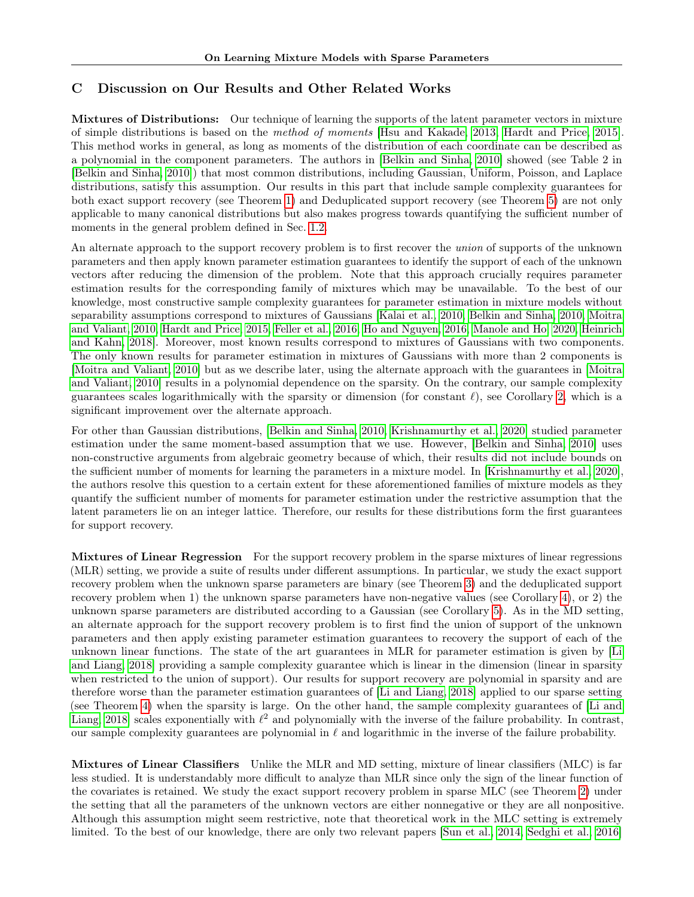## C Discussion on Our Results and Other Related Works

**Mixtures of Distributions:** Our technique of learning the supports of the latent parameter vectors in mixture of simple distributions is based on the *method of moments* [Hsu and Kakade, 2013, Hardt and Price, 2015]. This method works in general, as long as moments of the distribution of each coordinate can be described as a polynomial in the component parameters. The authors in [Belkin and Sinha, 2010] showed (see Table 2 in [Belkin and Sinha, 2010]) that most common distributions, including Gaussian, Uniform, Poisson, and Laplace distributions, satisfy this assumption. Our results in this part that include sample complexity guarantees for both exact support recovery (see Theorem 1) and Deduplicated support recovery (see Theorem 5) are not only applicable to many canonical distributions but also makes progress towards quantifying the sufficient number of moments in the general problem defined in Sec. 1.2.

An alternate approach to the support recovery problem is to first recover the *union* of supports of the unknown parameters and then apply known parameter estimation guarantees to identify the support of each of the unknown vectors after reducing the dimension of the problem. Note that this approach crucially requires parameter estimation results for the corresponding family of mixtures which may be unavailable. To the best of our knowledge, most constructive sample complexity guarantees for parameter estimation in mixture models without separability assumptions correspond to mixtures of Gaussians [Kalai et al., 2010, Belkin and Sinha, 2010, Moitra and Valiant, 2010, Hardt and Price, 2015, Feller et al., 2016, Ho and Nguyen, 2016, Manole and Ho, 2020, Heinrich and Kahn, 2018]. Moreover, most known results correspond to mixtures of Gaussians with two components. The only known results for parameter estimation in mixtures of Gaussians with more than 2 components is [Moitra and Valiant, 2010] but as we describe later, using the alternate approach with the guarantees in [Moitra and Valiant, 2010] results in a polynomial dependence on the sparsity. On the contrary, our sample complexity guarantees scales logarithmically with the sparsity or dimension (for constant $\ell$), see Corollary 2, which is a significant improvement over the alternate approach.

For other than Gaussian distributions, [Belkin and Sinha, 2010, Krishnamurthy et al., 2020] studied parameter estimation under the same moment-based assumption that we use. However, [Belkin and Sinha, 2010] uses non-constructive arguments from algebraic geometry because of which, their results did not include bounds on the sufficient number of moments for learning the parameters in a mixture model. In [Krishnamurthy et al., 2020], the authors resolve this question to a certain extent for these aforementioned families of mixture models as they quantify the sufficient number of moments for parameter estimation under the restrictive assumption that the latent parameters lie on an integer lattice. Therefore, our results for these distributions form the first guarantees for support recovery.

**Mixtures of Linear Regression** For the support recovery problem in the sparse mixtures of linear regressions (MLR) setting, we provide a suite of results under different assumptions. In particular, we study the exact support recovery problem when the unknown sparse parameters are binary (see Theorem 3) and the deduplicated support recovery problem when 1) the unknown sparse parameters have non-negative values (see Corollary 4), or 2) the unknown sparse parameters are distributed according to a Gaussian (see Corollary 5). As in the MD setting, an alternate approach for the support recovery problem is to first find the union of support of the unknown parameters and then apply existing parameter estimation guarantees to recovery the support of each of the unknown linear functions. The state of the art guarantees in MLR for parameter estimation is given by [Li and Liang, 2018] providing a sample complexity guarantee which is linear in the dimension (linear in sparsity when restricted to the union of support). Our results for support recovery are polynomial in sparsity and are therefore worse than the parameter estimation guarantees of [Li and Liang, 2018] applied to our sparse setting (see Theorem 4) when the sparsity is large. On the other hand, the sample complexity guarantees of [Li and Liang, 2018] scales exponentially with $\ell^2$ and polynomially with the inverse of the failure probability. In contrast, our sample complexity guarantees are polynomial in $\ell$ and logarithmic in the inverse of the failure probability.

**Mixtures of Linear Classifiers** Unlike the MLR and MD setting, mixture of linear classifiers (MLC) is far less studied. It is understandably more difficult to analyze than MLR since only the sign of the linear function of the covariates is retained. We study the exact support recovery problem in sparse MLC (see Theorem 2) under the setting that all the parameters of the unknown vectors are either nonnegative or they are all nonpositive. Although this assumption might seem restrictive, note that theoretical work in the MLC setting is extremely limited. To the best of our knowledge, there are only two relevant papers [Sun et al., 2014, Sedghi et al., 2016]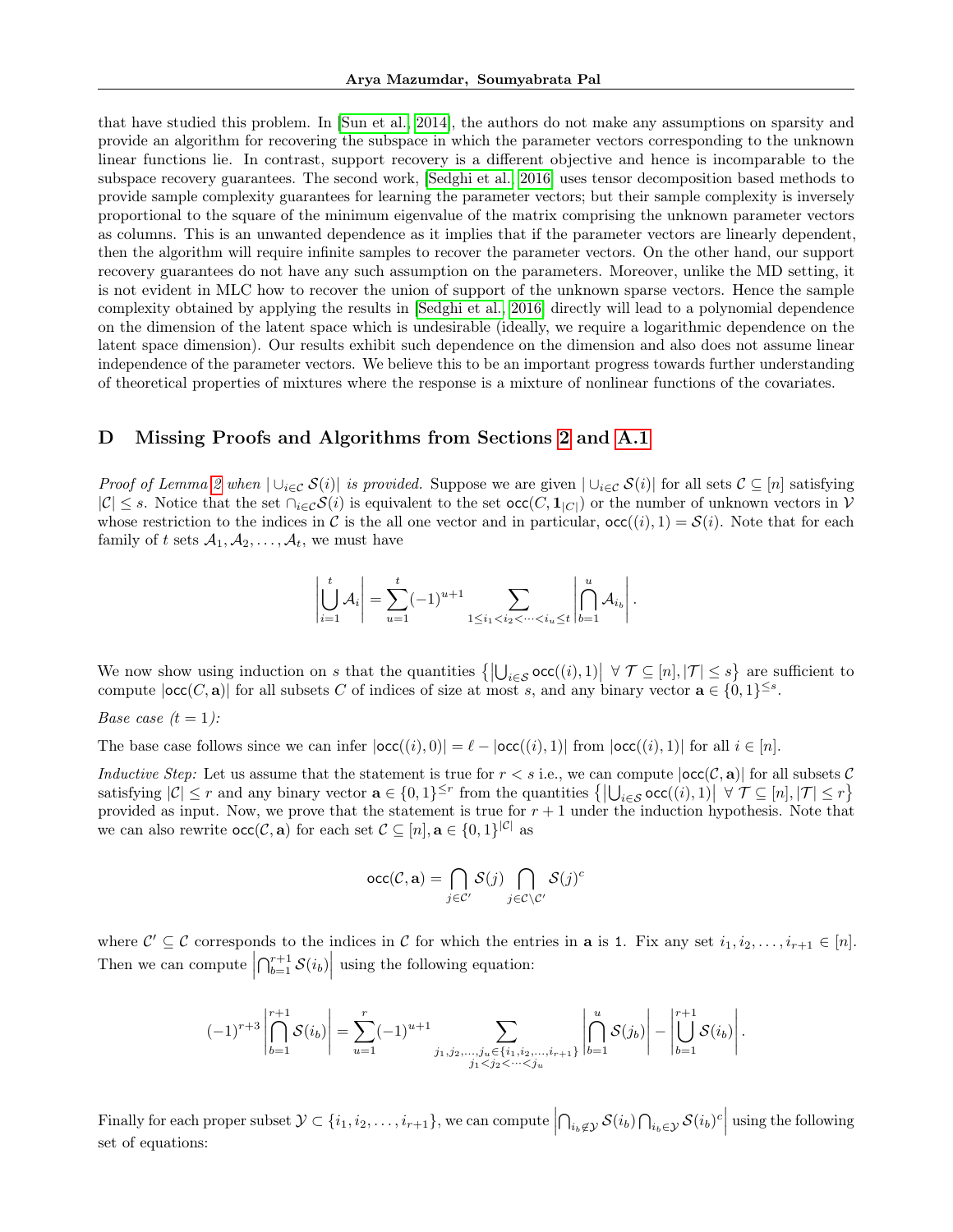that have studied this problem. In [Sun et al., 2014], the authors do not make any assumptions on sparsity and provide an algorithm for recovering the subspace in which the parameter vectors corresponding to the unknown linear functions lie. In contrast, support recovery is a different objective and hence is incomparable to the subspace recovery guarantees. The second work, [Sedghi et al., 2016] uses tensor decomposition based methods to provide sample complexity guarantees for learning the parameter vectors; but their sample complexity is inversely proportional to the square of the minimum eigenvalue of the matrix comprising the unknown parameter vectors as columns. This is an unwanted dependence as it implies that if the parameter vectors are linearly dependent, then the algorithm will require infinite samples to recover the parameter vectors. On the other hand, our support recovery guarantees do not have any such assumption on the parameters. Moreover, unlike the MD setting, it is not evident in MLC how to recover the union of support of the unknown sparse vectors. Hence the sample complexity obtained by applying the results in [Sedghi et al., 2016] directly will lead to a polynomial dependence on the dimension of the latent space which is undesirable (ideally, we require a logarithmic dependence on the latent space dimension). Our results exhibit such dependence on the dimension and also does not assume linear independence of the parameter vectors. We believe this to be an important progress towards further understanding of theoretical properties of mixtures where the response is a mixture of nonlinear functions of the covariates.

# D Missing Proofs and Algorithms from Sections 2 and A.1

*Proof of Lemma 2 when $|\cup_{i\in\mathcal{C}}\mathcal{S}(i)|$ is provided.* Suppose we are given $|\cup_{i\in\mathcal{C}}\mathcal{S}(i)|$ for all sets $\mathcal{C}\subseteq[n]$ satisfying $|\mathcal{C}|\le s$. Notice that the set $\cap_{i\in\mathcal{C}}\mathcal{S}(i)$ is equivalent to the set $\mathsf{occ}(C,\mathbf{1}_{|C|})$ or the number of unknown vectors in $\mathcal{V}$ whose restriction to the indices in $\mathcal{C}$ is the all one vector and in particular, $\mathsf{occ}((i),1)=\mathcal{S}(i)$. Note that for each family of $t$ sets $\mathcal{A}_1,\mathcal{A}_2,\dots,\mathcal{A}_t$, we must have

$$\left|\bigcup_{i=1}^{t}\mathcal{A}_i\right| = \sum_{u=1}^{t}(-1)^{u+1}\sum_{1\le i_1<i_2<\dots<i_u\le t}\left|\bigcap_{b=1}^{u}\mathcal{A}_{i_b}\right|.$$

We now show using induction on $s$ that the quantities $\left\{\left|\bigcup_{i\in\mathcal{S}}\mathsf{occ}((i),1)\right| \ \forall\ \mathcal{T}\subseteq[n],|\mathcal{T}|\le s\right\}$ are sufficient to compute $|\mathsf{occ}(C,\mathbf{a})|$ for all subsets $C$ of indices of size at most $s$, and any binary vector $\mathbf{a}\in\{0,1\}^{\le s}$.

*Base case ($t=1$):*

The base case follows since we can infer $|\mathsf{occ}((i),0)|=\ell-|\mathsf{occ}((i),1)|$ from $|\mathsf{occ}((i),1)|$ for all $i\in[n]$.

*Inductive Step:* Let us assume that the statement is true for $r<s$ i.e., we can compute $|\mathsf{occ}(\mathcal{C},\mathbf{a})|$ for all subsets $\mathcal{C}$ satisfying $|\mathcal{C}|\le r$ and any binary vector $\mathbf{a}\in\{0,1\}^{\le r}$ from the quantities $\left\{\left|\bigcup_{i\in\mathcal{S}}\mathsf{occ}((i),1)\right| \ \forall\ \mathcal{T}\subseteq[n],|\mathcal{T}|\le r\right\}$ provided as input. Now, we prove that the statement is true for $r+1$ under the induction hypothesis. Note that we can also rewrite $\mathsf{occ}(\mathcal{C},\mathbf{a})$ for each set $\mathcal{C}\subseteq[n],\mathbf{a}\in\{0,1\}^{|\mathcal{C}|}$ as

$$\mathsf{occ}(\mathcal{C},\mathbf{a})=\bigcap_{j\in\mathcal{C}'}\mathcal{S}(j)\bigcap_{j\in\mathcal{C}\setminus\mathcal{C}'}\mathcal{S}(j)^c$$

where $\mathcal{C}'\subseteq\mathcal{C}$ corresponds to the indices in $\mathcal{C}$ for which the entries in $\mathbf{a}$ is 1. Fix any set $i_1,i_2,\dots,i_{r+1}\in[n]$. Then we can compute $\left|\bigcap_{b=1}^{r+1}\mathcal{S}(i_b)\right|$ using the following equation:

$$(-1)^{r+3}\left|\bigcap_{b=1}^{r+1}\mathcal{S}(i_b)\right| = \sum_{u=1}^{r}(-1)^{u+1}\sum_{\substack{j_1,j_2,\dots,j_u\in\{i_1,i_2,\dots,i_{r+1}\}\\ j_1<j_2<\dots<j_u}}\left|\bigcap_{b=1}^{u}\mathcal{S}(j_b)\right| - \left|\bigcup_{b=1}^{r+1}\mathcal{S}(i_b)\right|.$$

Finally for each proper subset $\mathcal{Y}\subset\{i_1,i_2,\dots,i_{r+1}\}$, we can compute $\left|\bigcap_{i_b\notin\mathcal{Y}}\mathcal{S}(i_b)\bigcap_{i_b\in\mathcal{Y}}\mathcal{S}(i_b)^c\right|$ using the following set of equations: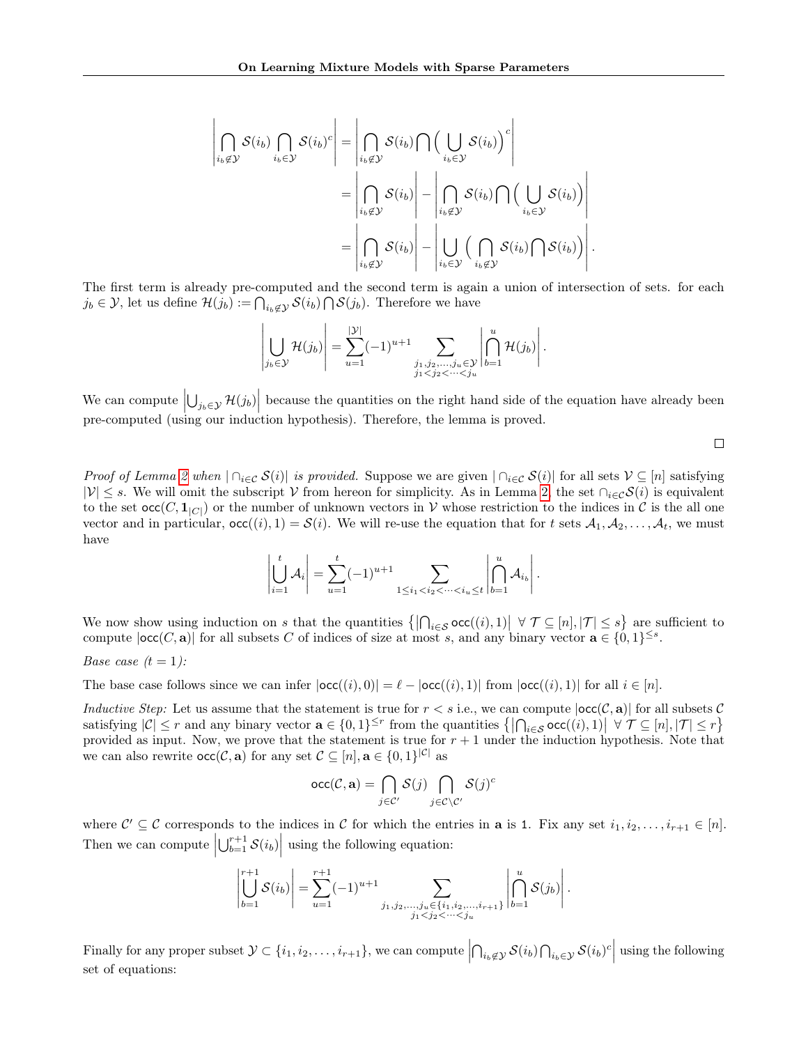$$
\begin{aligned}
\left|\bigcap_{i_b\notin\mathcal{Y}} \mathcal{S}(i_b) \bigcap_{i_b\in\mathcal{Y}} \mathcal{S}(i_b)^c\right| &= \left|\bigcap_{i_b\notin\mathcal{Y}} \mathcal{S}(i_b) \bigcap \Big(\bigcup_{i_b\in\mathcal{Y}} \mathcal{S}(i_b)\Big)^c\right| \\
&= \left|\bigcap_{i_b\notin\mathcal{Y}} \mathcal{S}(i_b)\right| - \left|\bigcap_{i_b\notin\mathcal{Y}} \mathcal{S}(i_b) \bigcap \Big(\bigcup_{i_b\in\mathcal{Y}} \mathcal{S}(i_b)\Big)\right| \\
&= \left|\bigcap_{i_b\notin\mathcal{Y}} \mathcal{S}(i_b)\right| - \left|\bigcup_{i_b\in\mathcal{Y}} \Big(\bigcap_{i_b\notin\mathcal{Y}} \mathcal{S}(i_b) \bigcap \mathcal{S}(i_b)\Big)\right|.
\end{aligned}
$$

The first term is already pre-computed and the second term is again a union of intersection of sets. for each $j_b \in \mathcal{Y}$, let us define $\mathcal{H}(j_b) := \bigcap_{i_b\notin\mathcal{Y}} \mathcal{S}(i_b) \bigcap \mathcal{S}(j_b)$. Therefore we have

$$
\left|\bigcup_{j_b\in\mathcal{Y}} \mathcal{H}(j_b)\right| = \sum_{u=1}^{|\mathcal{Y}|} (-1)^{u+1} \sum_{\substack{j_1,j_2,\dots,j_u\in\mathcal{Y} \\ j_1<j_2<\dots<j_u}} \left|\bigcap_{b=1}^{u} \mathcal{H}(j_b)\right|.
$$

We can compute $\left|\bigcup_{j_b\in\mathcal{Y}} \mathcal{H}(j_b)\right|$ because the quantities on the right hand side of the equation have already been pre-computed (using our induction hypothesis). Therefore, the lemma is proved.

□

*Proof of Lemma 2 when $|\cap_{i\in\mathcal{C}} \mathcal{S}(i)|$ is provided.* Suppose we are given $|\cap_{i\in\mathcal{C}} \mathcal{S}(i)|$ for all sets $\mathcal{V} \subseteq [n]$ satisfying $|\mathcal{V}| \le s$. We will omit the subscript $\mathcal{V}$ from hereon for simplicity. As in Lemma 2, the set $\cap_{i\in\mathcal{C}}\mathcal{S}(i)$ is equivalent to the set $\mathsf{occ}(C, \mathbf{1}_{|C|})$ or the number of unknown vectors in $\mathcal{V}$ whose restriction to the indices in $\mathcal{C}$ is the all one vector and in particular, $\mathsf{occ}((i), 1) = \mathcal{S}(i)$. We will re-use the equation that for $t$ sets $\mathcal{A}_1, \mathcal{A}_2, \dots, \mathcal{A}_t$, we must have

$$
\left|\bigcup_{i=1}^{t} \mathcal{A}_i\right| = \sum_{u=1}^{t} (-1)^{u+1} \sum_{1\le i_1<i_2<\dots<i_u\le t} \left|\bigcap_{b=1}^{u} \mathcal{A}_{i_b}\right|.
$$

We now show using induction on $s$ that the quantities $\left\{\left|\bigcap_{i\in\mathcal{S}} \mathsf{occ}((i), 1)\right| \;\forall\; \mathcal{T} \subseteq [n], |\mathcal{T}| \le s\right\}$ are sufficient to compute $|\mathsf{occ}(C, \mathbf{a})|$ for all subsets $C$ of indices of size at most $s$, and any binary vector $\mathbf{a} \in \{0,1\}^{\le s}$.

*Base case ($t = 1$):*

The base case follows since we can infer $|\mathsf{occ}((i), 0)| = \ell - |\mathsf{occ}((i), 1)|$ from $|\mathsf{occ}((i), 1)|$ for all $i \in [n]$.

*Inductive Step:* Let us assume that the statement is true for $r < s$ i.e., we can compute $|\mathsf{occ}(\mathcal{C}, \mathbf{a})|$ for all subsets $\mathcal{C}$ satisfying $|\mathcal{C}| \le r$ and any binary vector $\mathbf{a} \in \{0,1\}^{\le r}$ from the quantities $\left\{\left|\bigcap_{i\in\mathcal{S}} \mathsf{occ}((i), 1)\right| \;\forall\; \mathcal{T} \subseteq [n], |\mathcal{T}| \le r\right\}$ provided as input. Now, we prove that the statement is true for $r+1$ under the induction hypothesis. Note that we can also rewrite $\mathsf{occ}(\mathcal{C}, \mathbf{a})$ for any set $\mathcal{C} \subseteq [n], \mathbf{a} \in \{0,1\}^{|\mathcal{C}|}$ as

$$
\mathsf{occ}(\mathcal{C}, \mathbf{a}) = \bigcap_{j\in\mathcal{C}'} \mathcal{S}(j) \bigcap_{j\in\mathcal{C}\setminus\mathcal{C}'} \mathcal{S}(j)^c
$$

where $\mathcal{C}' \subseteq \mathcal{C}$ corresponds to the indices in $\mathcal{C}$ for which the entries in $\mathbf{a}$ is 1. Fix any set $i_1, i_2, \dots, i_{r+1} \in [n]$. Then we can compute $\left|\bigcup_{b=1}^{r+1} \mathcal{S}(i_b)\right|$ using the following equation:

$$
\left|\bigcup_{b=1}^{r+1} \mathcal{S}(i_b)\right| = \sum_{u=1}^{r+1} (-1)^{u+1} \sum_{\substack{j_1,j_2,\dots,j_u\in\{i_1,i_2,\dots,i_{r+1}\} \\ j_1<j_2<\dots<j_u}} \left|\bigcap_{b=1}^{u} \mathcal{S}(j_b)\right|.
$$

Finally for any proper subset $\mathcal{Y} \subset \{i_1, i_2, \dots, i_{r+1}\}$, we can compute $\left|\bigcap_{i_b\notin\mathcal{Y}} \mathcal{S}(i_b) \bigcap_{i_b\in\mathcal{Y}} \mathcal{S}(i_b)^c\right|$ using the following set of equations: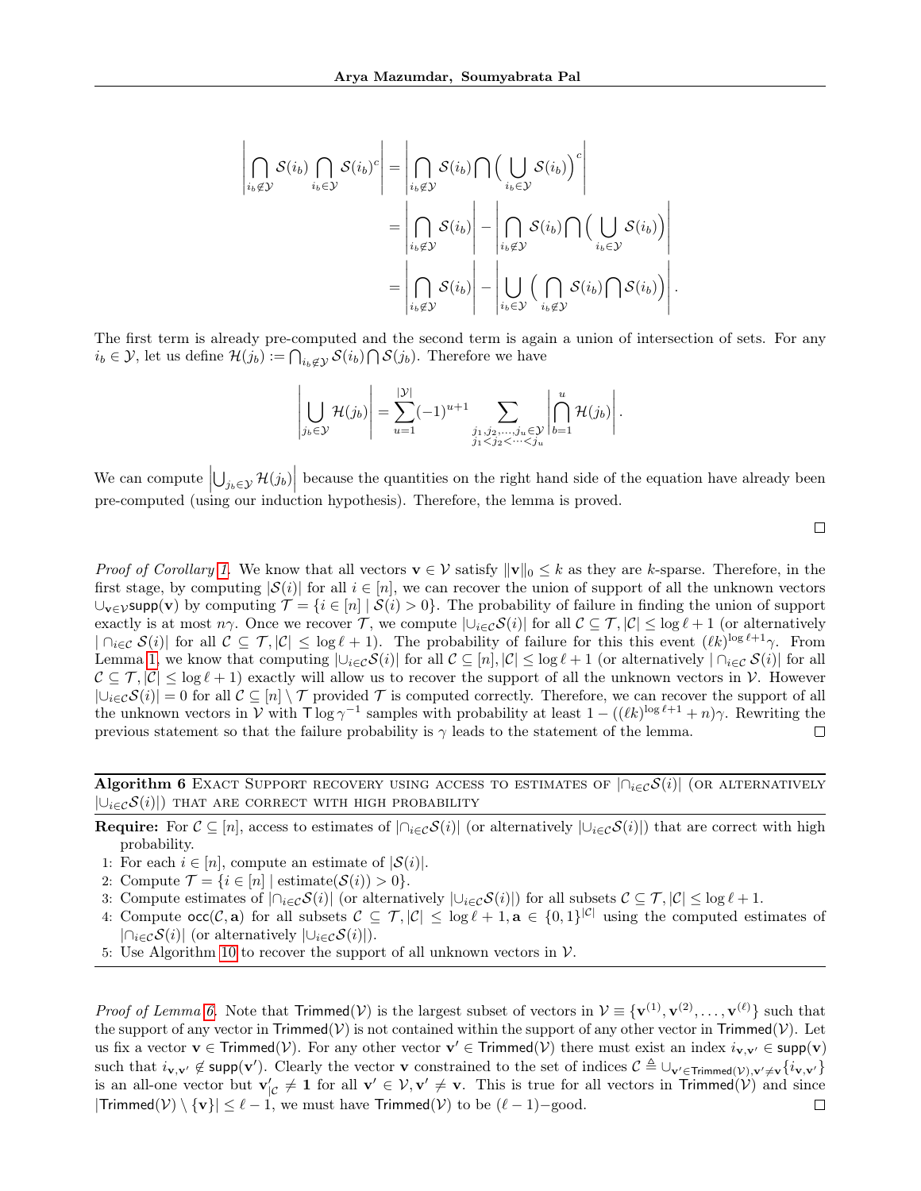$$\left|\bigcap_{i_b \notin \mathcal{Y}} \mathcal{S}(i_b) \bigcap_{i_b \in \mathcal{Y}} \mathcal{S}(i_b)^c\right| = \left|\bigcap_{i_b \notin \mathcal{Y}} \mathcal{S}(i_b) \bigcap \Big(\bigcup_{i_b \in \mathcal{Y}} \mathcal{S}(i_b)\Big)^c\right|$$
$$= \left|\bigcap_{i_b \notin \mathcal{Y}} \mathcal{S}(i_b)\right| - \left|\bigcap_{i_b \notin \mathcal{Y}} \mathcal{S}(i_b) \bigcap \Big(\bigcup_{i_b \in \mathcal{Y}} \mathcal{S}(i_b)\Big)\right|$$
$$= \left|\bigcap_{i_b \notin \mathcal{Y}} \mathcal{S}(i_b)\right| - \left|\bigcup_{i_b \in \mathcal{Y}} \Big(\bigcap_{i_b \notin \mathcal{Y}} \mathcal{S}(i_b) \bigcap \mathcal{S}(i_b)\Big)\right|.$$

The first term is already pre-computed and the second term is again a union of intersection of sets. For any $i_b \in \mathcal{Y}$, let us define $\mathcal{H}(j_b) := \bigcap_{i_b \notin \mathcal{Y}} \mathcal{S}(i_b) \bigcap \mathcal{S}(j_b)$. Therefore we have

$$\left|\bigcup_{j_b \in \mathcal{Y}} \mathcal{H}(j_b)\right| = \sum_{u=1}^{|\mathcal{Y}|} (-1)^{u+1} \sum_{\substack{j_1, j_2, \dots, j_u \in \mathcal{Y} \\ j_1 < j_2 < \dots < j_u}} \left|\bigcap_{b=1}^{u} \mathcal{H}(j_b)\right|.$$

We can compute $\left|\bigcup_{j_b \in \mathcal{Y}} \mathcal{H}(j_b)\right|$ because the quantities on the right hand side of the equation have already been pre-computed (using our induction hypothesis). Therefore, the lemma is proved. □

*Proof of Corollary 1.* We know that all vectors $\mathbf{v} \in \mathcal{V}$ satisfy $\|\mathbf{v}\|_0 \le k$ as they are $k$-sparse. Therefore, in the first stage, by computing $|\mathcal{S}(i)|$ for all $i \in [n]$, we can recover the union of support of all the unknown vectors $\cup_{\mathbf{v} \in \mathcal{V}} \mathsf{supp}(\mathbf{v})$ by computing $\mathcal{T} = \{i \in [n] \mid \mathcal{S}(i) > 0\}$. The probability of failure in finding the union of support exactly is at most $n\gamma$. Once we recover $\mathcal{T}$, we compute $|\cup_{i \in \mathcal{C}} \mathcal{S}(i)|$ for all $\mathcal{C} \subseteq \mathcal{T}, |\mathcal{C}| \le \log \ell + 1$ (or alternatively $|\cap_{i \in \mathcal{C}} \mathcal{S}(i)|$ for all $\mathcal{C} \subseteq \mathcal{T}, |\mathcal{C}| \le \log \ell + 1$). The probability of failure for this this event $(\ell k)^{\log \ell + 1}\gamma$. From Lemma 1, we know that computing $|\cup_{i \in \mathcal{C}} \mathcal{S}(i)|$ for all $\mathcal{C} \subseteq [n], |\mathcal{C}| \le \log \ell + 1$ (or alternatively $|\cap_{i \in \mathcal{C}} \mathcal{S}(i)|$ for all $\mathcal{C} \subseteq \mathcal{T}, |\mathcal{C}| \le \log \ell + 1$) exactly will allow us to recover the support of all the unknown vectors in $\mathcal{V}$. However $|\cup_{i \in \mathcal{C}} \mathcal{S}(i)| = 0$ for all $\mathcal{C} \subseteq [n] \setminus \mathcal{T}$ provided $\mathcal{T}$ is computed correctly. Therefore, we can recover the support of all the unknown vectors in $\mathcal{V}$ with $\mathsf{T} \log \gamma^{-1}$ samples with probability at least $1 - ((\ell k)^{\log \ell + 1} + n)\gamma$. Rewriting the previous statement so that the failure probability is $\gamma$ leads to the statement of the lemma. □

---

**Algorithm 6** EXACT SUPPORT RECOVERY USING ACCESS TO ESTIMATES OF $|\cap_{i \in \mathcal{C}} \mathcal{S}(i)|$ (OR ALTERNATIVELY $|\cup_{i \in \mathcal{C}} \mathcal{S}(i)|$) THAT ARE CORRECT WITH HIGH PROBABILITY

---

**Require:** For $\mathcal{C} \subseteq [n]$, access to estimates of $|\cap_{i \in \mathcal{C}} \mathcal{S}(i)|$ (or alternatively $|\cup_{i \in \mathcal{C}} \mathcal{S}(i)|$) that are correct with high probability.

1. For each $i \in [n]$, compute an estimate of $|\mathcal{S}(i)|$.
2. Compute $\mathcal{T} = \{i \in [n] \mid \text{estimate}(\mathcal{S}(i)) > 0\}$.
3. Compute estimates of $|\cap_{i \in \mathcal{C}} \mathcal{S}(i)|$ (or alternatively $|\cup_{i \in \mathcal{C}} \mathcal{S}(i)|$) for all subsets $\mathcal{C} \subseteq \mathcal{T}, |\mathcal{C}| \le \log \ell + 1$.
4. Compute $\mathsf{occ}(\mathcal{C}, \mathbf{a})$ for all subsets $\mathcal{C} \subseteq \mathcal{T}, |\mathcal{C}| \le \log \ell + 1, \mathbf{a} \in \{0,1\}^{|\mathcal{C}|}$ using the computed estimates of $|\cap_{i \in \mathcal{C}} \mathcal{S}(i)|$ (or alternatively $|\cup_{i \in \mathcal{C}} \mathcal{S}(i)|$).
5. Use Algorithm 10 to recover the support of all unknown vectors in $\mathcal{V}$.

---

*Proof of Lemma 6.* Note that $\mathsf{Trimmed}(\mathcal{V})$ is the largest subset of vectors in $\mathcal{V} \equiv \{\mathbf{v}^{(1)}, \mathbf{v}^{(2)}, \dots, \mathbf{v}^{(\ell)}\}$ such that the support of any vector in $\mathsf{Trimmed}(\mathcal{V})$ is not contained within the support of any other vector in $\mathsf{Trimmed}(\mathcal{V})$. Let us fix a vector $\mathbf{v} \in \mathsf{Trimmed}(\mathcal{V})$. For any other vector $\mathbf{v}' \in \mathsf{Trimmed}(\mathcal{V})$ there must exist an index $i_{\mathbf{v},\mathbf{v}'} \in \mathsf{supp}(\mathbf{v})$ such that $i_{\mathbf{v},\mathbf{v}'} \notin \mathsf{supp}(\mathbf{v}')$. Clearly the vector $\mathbf{v}$ constrained to the set of indices $\mathcal{C} \triangleq \cup_{\mathbf{v}' \in \mathsf{Trimmed}(\mathcal{V}), \mathbf{v}' \neq \mathbf{v}} \{i_{\mathbf{v},\mathbf{v}'}\}$ is an all-one vector but $\mathbf{v}'_{|\mathcal{C}} \neq \mathbf{1}$ for all $\mathbf{v}' \in \mathcal{V}, \mathbf{v}' \neq \mathbf{v}$. This is true for all vectors in $\mathsf{Trimmed}(\mathcal{V})$ and since $|\mathsf{Trimmed}(\mathcal{V}) \setminus \{\mathbf{v}\}| \le \ell - 1$, we must have $\mathsf{Trimmed}(\mathcal{V})$ to be $(\ell-1)-$good. □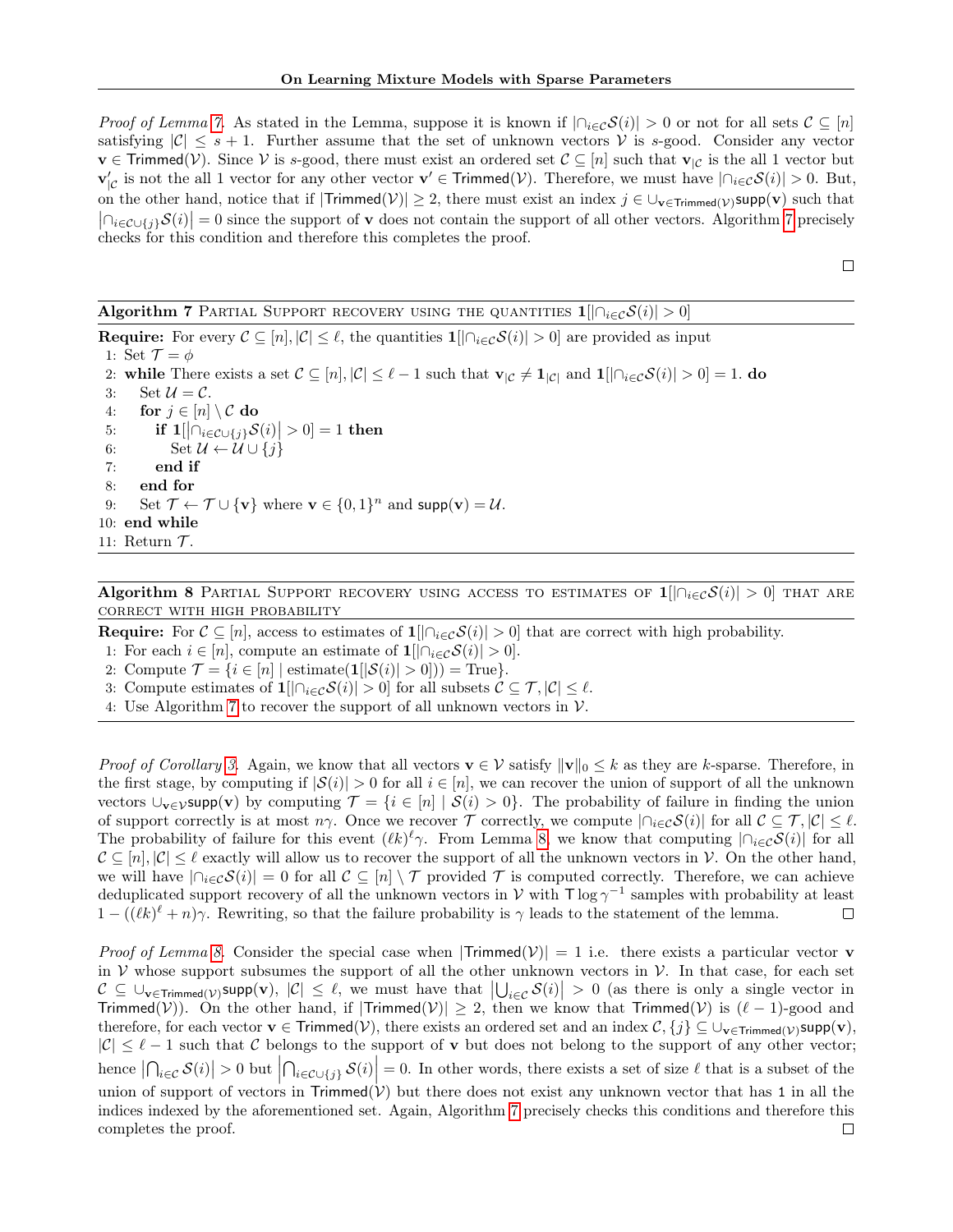*Proof of Lemma 7.* As stated in the Lemma, suppose it is known if $|\cap_{i\in\mathcal{C}}\mathcal{S}(i)| > 0$ or not for all sets $\mathcal{C} \subseteq [n]$ satisfying $|\mathcal{C}| \le s+1$. Further assume that the set of unknown vectors $\mathcal{V}$ is $s$-good. Consider any vector $\mathbf{v} \in \mathsf{Trimmed}(\mathcal{V})$. Since $\mathcal{V}$ is $s$-good, there must exist an ordered set $\mathcal{C} \subseteq [n]$ such that $\mathbf{v}_{|\mathcal{C}}$ is the all 1 vector but $\mathbf{v}'_{|\mathcal{C}}$ is not the all 1 vector for any other vector $\mathbf{v}' \in \mathsf{Trimmed}(\mathcal{V})$. Therefore, we must have $|\cap_{i\in\mathcal{C}}\mathcal{S}(i)| > 0$. But, on the other hand, notice that if $|\mathsf{Trimmed}(\mathcal{V})| \ge 2$, there must exist an index $j \in \cup_{\mathbf{v}\in\mathsf{Trimmed}(\mathcal{V})}\mathsf{supp}(\mathbf{v})$ such that $\left|\cap_{i\in\mathcal{C}\cup\{j\}}\mathcal{S}(i)\right| = 0$ since the support of $\mathbf{v}$ does not contain the support of all other vectors. Algorithm 7 precisely checks for this condition and therefore this completes the proof.

□

**Algorithm 7** PARTIAL SUPPORT RECOVERY USING THE QUANTITIES $\mathbf{1}[|\cap_{i\in\mathcal{C}}\mathcal{S}(i)| > 0]$

**Require:** For every $\mathcal{C} \subseteq [n], |\mathcal{C}| \le \ell$, the quantities $\mathbf{1}[|\cap_{i\in\mathcal{C}}\mathcal{S}(i)| > 0]$ are provided as input

1: Set $\mathcal{T} = \phi$
2: **while** There exists a set $\mathcal{C} \subseteq [n], |\mathcal{C}| \le \ell - 1$ such that $\mathbf{v}_{|\mathcal{C}} \neq \mathbf{1}_{|\mathcal{C}|}$ and $\mathbf{1}[|\cap_{i\in\mathcal{C}}\mathcal{S}(i)| > 0] = 1$. **do**
3: Set $\mathcal{U} = \mathcal{C}$.
4: **for** $j \in [n] \setminus \mathcal{C}$ **do**
5: **if** $\mathbf{1}[\left|\cap_{i\in\mathcal{C}\cup\{j\}}\mathcal{S}(i)\right| > 0] = 1$ **then**
6: Set $\mathcal{U} \leftarrow \mathcal{U} \cup \{j\}$
7: **end if**
8: **end for**
9: Set $\mathcal{T} \leftarrow \mathcal{T} \cup \{\mathbf{v}\}$ where $\mathbf{v} \in \{0,1\}^n$ and $\mathsf{supp}(\mathbf{v}) = \mathcal{U}$.
10: **end while**
11: Return $\mathcal{T}$.

**Algorithm 8** PARTIAL SUPPORT RECOVERY USING ACCESS TO ESTIMATES OF $\mathbf{1}[|\cap_{i\in\mathcal{C}}\mathcal{S}(i)| > 0]$ THAT ARE CORRECT WITH HIGH PROBABILITY

**Require:** For $\mathcal{C} \subseteq [n]$, access to estimates of $\mathbf{1}[|\cap_{i\in\mathcal{C}}\mathcal{S}(i)| > 0]$ that are correct with high probability.

1: For each $i \in [n]$, compute an estimate of $\mathbf{1}[|\cap_{i\in\mathcal{C}}\mathcal{S}(i)| > 0]$.
2: Compute $\mathcal{T} = \{i \in [n] \mid \text{estimate}(\mathbf{1}[|\mathcal{S}(i)| > 0])) = \text{True}\}$.
3: Compute estimates of $\mathbf{1}[|\cap_{i\in\mathcal{C}}\mathcal{S}(i)| > 0]$ for all subsets $\mathcal{C} \subseteq \mathcal{T}, |\mathcal{C}| \le \ell$.
4: Use Algorithm 7 to recover the support of all unknown vectors in $\mathcal{V}$.

*Proof of Corollary 3.* Again, we know that all vectors $\mathbf{v} \in \mathcal{V}$ satisfy $\|\mathbf{v}\|_0 \le k$ as they are $k$-sparse. Therefore, in the first stage, by computing if $|\mathcal{S}(i)| > 0$ for all $i \in [n]$, we can recover the union of support of all the unknown vectors $\cup_{\mathbf{v}\in\mathcal{V}}\mathsf{supp}(\mathbf{v})$ by computing $\mathcal{T} = \{i \in [n] \mid \mathcal{S}(i) > 0\}$. The probability of failure in finding the union of support correctly is at most $n\gamma$. Once we recover $\mathcal{T}$ correctly, we compute $|\cap_{i\in\mathcal{C}}\mathcal{S}(i)|$ for all $\mathcal{C} \subseteq \mathcal{T}, |\mathcal{C}| \le \ell$. The probability of failure for this event $(\ell k)^\ell\gamma$. From Lemma 8, we know that computing $|\cap_{i\in\mathcal{C}}\mathcal{S}(i)|$ for all $\mathcal{C} \subseteq [n], |\mathcal{C}| \le \ell$ exactly will allow us to recover the support of all the unknown vectors in $\mathcal{V}$. On the other hand, we will have $|\cap_{i\in\mathcal{C}}\mathcal{S}(i)| = 0$ for all $\mathcal{C} \subseteq [n] \setminus \mathcal{T}$ provided $\mathcal{T}$ is computed correctly. Therefore, we can achieve deduplicated support recovery of all the unknown vectors in $\mathcal{V}$ with $\mathsf{T}\log\gamma^{-1}$ samples with probability at least $1 - ((\ell k)^\ell + n)\gamma$. Rewriting, so that the failure probability is $\gamma$ leads to the statement of the lemma. □

*Proof of Lemma 8.* Consider the special case when $|\mathsf{Trimmed}(\mathcal{V})| = 1$ i.e. there exists a particular vector $\mathbf{v}$ in $\mathcal{V}$ whose support subsumes the support of all the other unknown vectors in $\mathcal{V}$. In that case, for each set $\mathcal{C} \subseteq \cup_{\mathbf{v}\in\mathsf{Trimmed}(\mathcal{V})}\mathsf{supp}(\mathbf{v})$, $|\mathcal{C}| \le \ell$, we must have that $\left|\bigcup_{i\in\mathcal{C}}\mathcal{S}(i)\right| > 0$ (as there is only a single vector in $\mathsf{Trimmed}(\mathcal{V})$). On the other hand, if $|\mathsf{Trimmed}(\mathcal{V})| \ge 2$, then we know that $\mathsf{Trimmed}(\mathcal{V})$ is $(\ell-1)$-good and therefore, for each vector $\mathbf{v} \in \mathsf{Trimmed}(\mathcal{V})$, there exists an ordered set and an index $\mathcal{C}, \{j\} \subseteq \cup_{\mathbf{v}\in\mathsf{Trimmed}(\mathcal{V})}\mathsf{supp}(\mathbf{v})$, $|\mathcal{C}| \le \ell - 1$ such that $\mathcal{C}$ belongs to the support of $\mathbf{v}$ but does not belong to the support of any other vector; hence $\left|\bigcap_{i\in\mathcal{C}}\mathcal{S}(i)\right| > 0$ but $\left|\bigcap_{i\in\mathcal{C}\cup\{j\}}\mathcal{S}(i)\right| = 0$. In other words, there exists a set of size $\ell$ that is a subset of the union of support of vectors in $\mathsf{Trimmed}(\mathcal{V})$ but there does not exist any unknown vector that has 1 in all the indices indexed by the aforementioned set. Again, Algorithm 7 precisely checks this conditions and therefore this completes the proof. □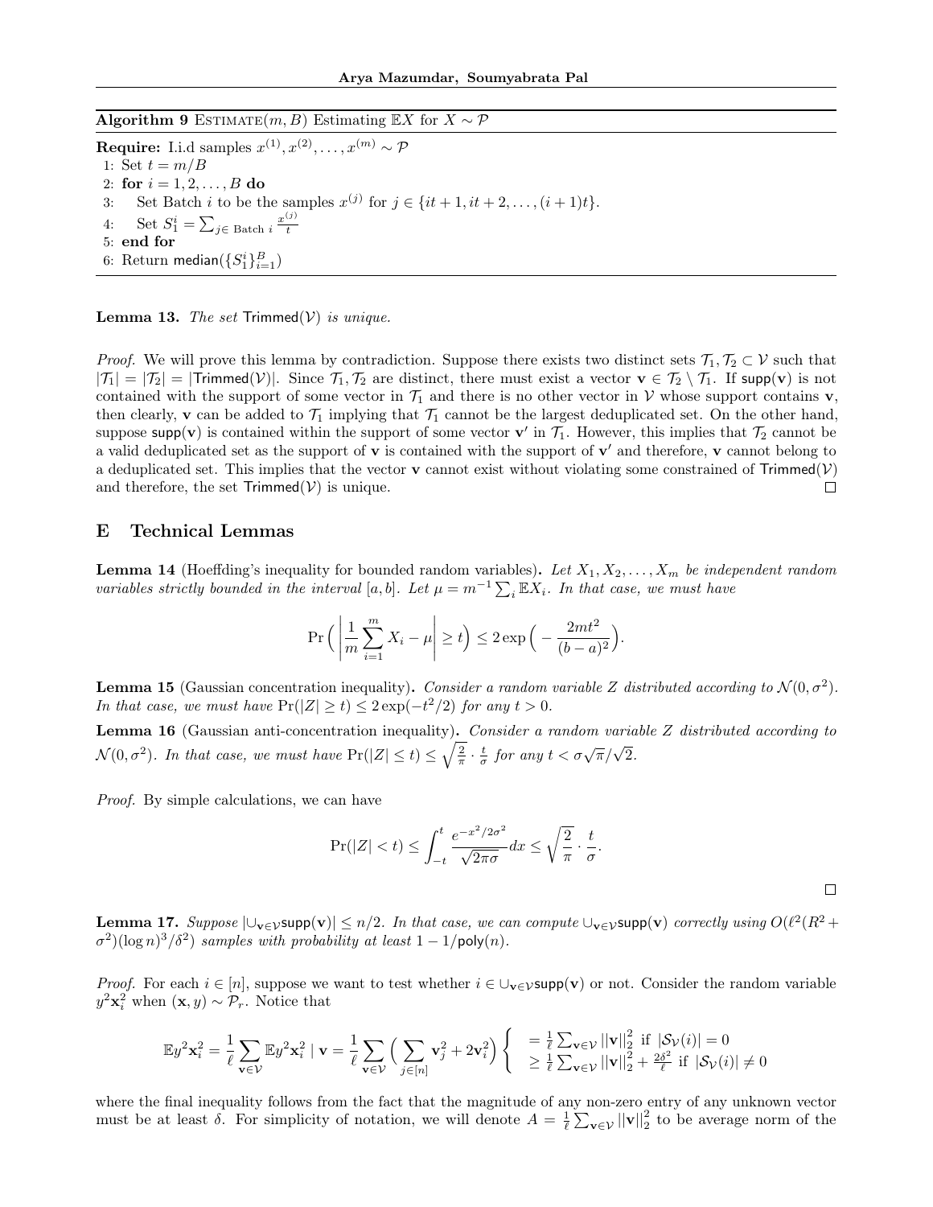**Algorithm 9** ESTIMATE$(m, B)$ Estimating $\mathbb{E}X$ for $X \sim \mathcal{P}$

**Require:** I.i.d samples $x^{(1)}, x^{(2)}, \dots, x^{(m)} \sim \mathcal{P}$
1: Set $t = m/B$
2: **for** $i = 1, 2, \dots, B$ **do**
3: &nbsp;&nbsp;&nbsp;&nbsp;Set Batch $i$ to be the samples $x^{(j)}$ for $j \in \{it+1, it+2, \dots, (i+1)t\}$.
4: &nbsp;&nbsp;&nbsp;&nbsp;Set $S_1^i = \sum_{j \in \text{ Batch } i} \frac{x^{(j)}}{t}$
5: **end for**
6: Return $\mathsf{median}(\{S_1^i\}_{i=1}^B)$

**Lemma 13.** *The set* $\mathsf{Trimmed}(\mathcal{V})$ *is unique.*

*Proof.* We will prove this lemma by contradiction. Suppose there exists two distinct sets $\mathcal{T}_1, \mathcal{T}_2 \subset \mathcal{V}$ such that $|\mathcal{T}_1| = |\mathcal{T}_2| = |\mathsf{Trimmed}(\mathcal{V})|$. Since $\mathcal{T}_1, \mathcal{T}_2$ are distinct, there must exist a vector $\mathbf{v} \in \mathcal{T}_2 \setminus \mathcal{T}_1$. If $\mathsf{supp}(\mathbf{v})$ is not contained with the support of some vector in $\mathcal{T}_1$ and there is no other vector in $\mathcal{V}$ whose support contains $\mathbf{v}$, then clearly, $\mathbf{v}$ can be added to $\mathcal{T}_1$ implying that $\mathcal{T}_1$ cannot be the largest deduplicated set. On the other hand, suppose $\mathsf{supp}(\mathbf{v})$ is contained within the support of some vector $\mathbf{v'}$ in $\mathcal{T}_1$. However, this implies that $\mathcal{T}_2$ cannot be a valid deduplicated set as the support of $\mathbf{v}$ is contained with the support of $\mathbf{v'}$ and therefore, $\mathbf{v}$ cannot belong to a deduplicated set. This implies that the vector $\mathbf{v}$ cannot exist without violating some constrained of $\mathsf{Trimmed}(\mathcal{V})$ and therefore, the set $\mathsf{Trimmed}(\mathcal{V})$ is unique. ☐

## E Technical Lemmas

**Lemma 14** (Hoeffding's inequality for bounded random variables)**.** *Let $X_1, X_2, \dots, X_m$ be independent random variables strictly bounded in the interval $[a, b]$. Let $\mu = m^{-1} \sum_i \mathbb{E}X_i$. In that case, we must have*

$$\Pr\Big( \Big| \frac{1}{m} \sum_{i=1}^{m} X_i - \mu \Big| \geq t \Big) \leq 2 \exp\Big( -\frac{2mt^2}{(b-a)^2} \Big).$$

**Lemma 15** (Gaussian concentration inequality)**.** *Consider a random variable $Z$ distributed according to $\mathcal{N}(0, \sigma^2)$. In that case, we must have $\Pr(|Z| \geq t) \leq 2\exp(-t^2/2)$ for any $t > 0$.*

**Lemma 16** (Gaussian anti-concentration inequality)**.** *Consider a random variable $Z$ distributed according to $\mathcal{N}(0, \sigma^2)$. In that case, we must have $\Pr(|Z| \leq t) \leq \sqrt{\frac{2}{\pi}} \cdot \frac{t}{\sigma}$ for any $t < \sigma\sqrt{\pi}/\sqrt{2}$.*

*Proof.* By simple calculations, we can have

$$\Pr(|Z| < t) \leq \int_{-t}^{t} \frac{e^{-x^2/2\sigma^2}}{\sqrt{2\pi}\sigma} dx \leq \sqrt{\frac{2}{\pi}} \cdot \frac{t}{\sigma}.$$

☐

**Lemma 17.** *Suppose $|\cup_{\mathbf{v} \in \mathcal{V}} \mathsf{supp}(\mathbf{v})| \leq n/2$. In that case, we can compute $\cup_{\mathbf{v} \in \mathcal{V}} \mathsf{supp}(\mathbf{v})$ correctly using $O(\ell^2(R^2 + \sigma^2)(\log n)^3/\delta^2)$ samples with probability at least $1 - 1/\mathsf{poly}(n)$.*

*Proof.* For each $i \in [n]$, suppose we want to test whether $i \in \cup_{\mathbf{v} \in \mathcal{V}} \mathsf{supp}(\mathbf{v})$ or not. Consider the random variable $y^2\mathbf{x}_i^2$ when $(\mathbf{x}, y) \sim \mathcal{P}_r$. Notice that

$$\mathbb{E}y^2\mathbf{x}_i^2 = \frac{1}{\ell} \sum_{\mathbf{v} \in \mathcal{V}} \mathbb{E}y^2\mathbf{x}_i^2 \mid \mathbf{v} = \frac{1}{\ell} \sum_{\mathbf{v} \in \mathcal{V}} \Big( \sum_{j \in [n]} \mathbf{v}_j^2 + 2\mathbf{v}_i^2 \Big) \begin{cases} = \frac{1}{\ell} \sum_{\mathbf{v} \in \mathcal{V}} ||\mathbf{v}||_2^2 \text{ if } |\mathcal{S}_{\mathcal{V}}(i)| = 0 \\ \geq \frac{1}{\ell} \sum_{\mathbf{v} \in \mathcal{V}} ||\mathbf{v}||_2^2 + \frac{2\delta^2}{\ell} \text{ if } |\mathcal{S}_{\mathcal{V}}(i)| \neq 0 \end{cases}$$

where the final inequality follows from the fact that the magnitude of any non-zero entry of any unknown vector must be at least $\delta$. For simplicity of notation, we will denote $A = \frac{1}{\ell} \sum_{\mathbf{v} \in \mathcal{V}} ||\mathbf{v}||_2^2$ to be average norm of the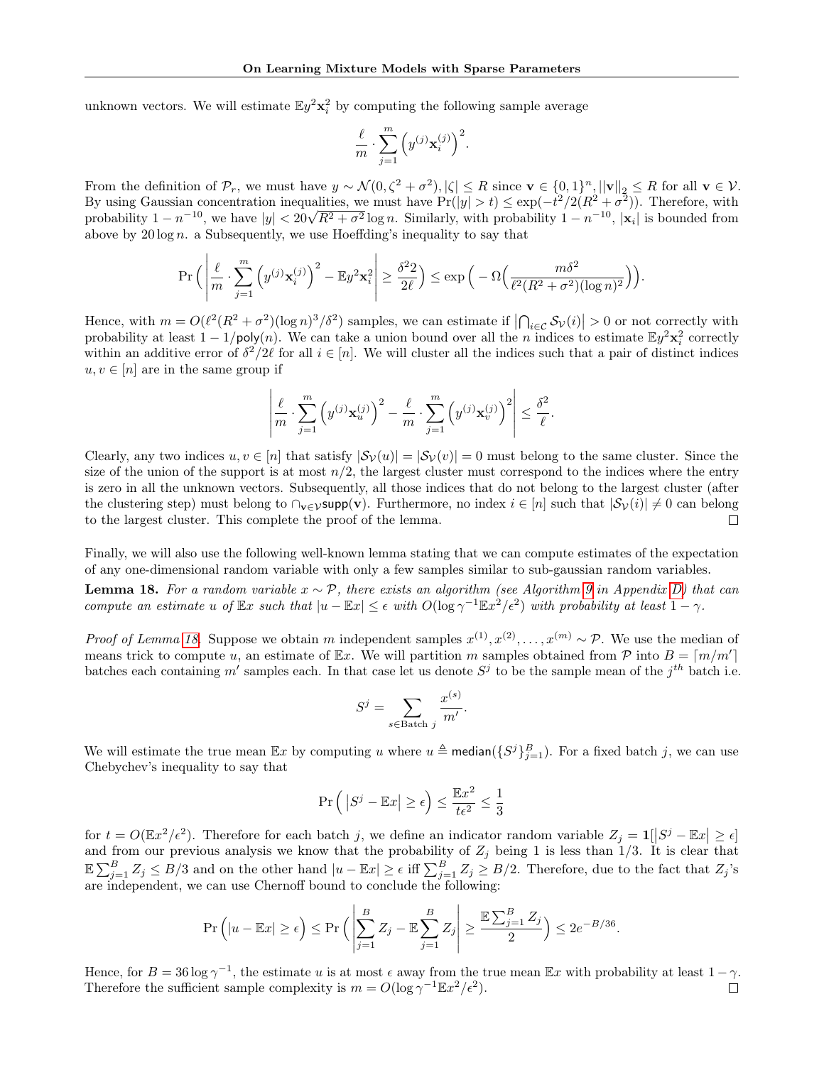unknown vectors. We will estimate $\mathbb{E}y^2\mathbf{x}_i^2$ by computing the following sample average

$$\frac{\ell}{m} \cdot \sum_{j=1}^{m} \left(y^{(j)}\mathbf{x}_i^{(j)}\right)^2.$$

From the definition of $\mathcal{P}_r$, we must have $y \sim \mathcal{N}(0, \zeta^2 + \sigma^2), |\zeta| \le R$ since $\mathbf{v} \in \{0,1\}^n, ||\mathbf{v}||_2 \le R$ for all $\mathbf{v} \in \mathcal{V}$. By using Gaussian concentration inequalities, we must have $\Pr(|y| > t) \le \exp(-t^2/2(R^2+\sigma^2))$. Therefore, with probability $1 - n^{-10}$, we have $|y| < 20\sqrt{R^2+\sigma^2}\log n$. Similarly, with probability $1-n^{-10}$, $|\mathbf{x}_i|$ is bounded from above by $20\log n$. a Subsequently, we use Hoeffding's inequality to say that

$$\Pr\Big( \left| \frac{\ell}{m} \cdot \sum_{j=1}^{m} \left(y^{(j)}\mathbf{x}_i^{(j)}\right)^2 - \mathbb{E}y^2\mathbf{x}_i^2 \right| \ge \frac{\delta^2 2}{2\ell} \Big) \le \exp\Big( -\Omega\Big( \frac{m\delta^2}{\ell^2(R^2+\sigma^2)(\log n)^2} \Big)\Big).$$

Hence, with $m = O(\ell^2(R^2+\sigma^2)(\log n)^3/\delta^2)$ samples, we can estimate if $\left|\bigcap_{i\in\mathcal{C}} \mathcal{S}_{\mathcal{V}}(i)\right| > 0$ or not correctly with probability at least $1 - 1/\mathsf{poly}(n)$. We can take a union bound over all the $n$ indices to estimate $\mathbb{E}y^2\mathbf{x}_i^2$ correctly within an additive error of $\delta^2/2\ell$ for all $i \in [n]$. We will cluster all the indices such that a pair of distinct indices $u, v \in [n]$ are in the same group if

$$\left| \frac{\ell}{m} \cdot \sum_{j=1}^{m} \left(y^{(j)}\mathbf{x}_u^{(j)}\right)^2 - \frac{\ell}{m} \cdot \sum_{j=1}^{m} \left(y^{(j)}\mathbf{x}_v^{(j)}\right)^2 \right| \le \frac{\delta^2}{\ell}.$$

Clearly, any two indices $u, v \in [n]$ that satisfy $|\mathcal{S}_{\mathcal{V}}(u)| = |\mathcal{S}_{\mathcal{V}}(v)| = 0$ must belong to the same cluster. Since the size of the union of the support is at most $n/2$, the largest cluster must correspond to the indices where the entry is zero in all the unknown vectors. Subsequently, all those indices that do not belong to the largest cluster (after the clustering step) must belong to $\cap_{\mathbf{v}\in\mathcal{V}}\mathsf{supp}(\mathbf{v})$. Furthermore, no index $i \in [n]$ such that $|\mathcal{S}_{\mathcal{V}}(i)| \ne 0$ can belong to the largest cluster. This complete the proof of the lemma. □

Finally, we will also use the following well-known lemma stating that we can compute estimates of the expectation of any one-dimensional random variable with only a few samples similar to sub-gaussian random variables.

**Lemma 18.** *For a random variable $x \sim \mathcal{P}$, there exists an algorithm (see Algorithm 9 in Appendix D) that can compute an estimate $u$ of $\mathbb{E}x$ such that $|u - \mathbb{E}x| \le \epsilon$ with $O(\log\gamma^{-1}\mathbb{E}x^2/\epsilon^2)$ with probability at least $1-\gamma$.*

*Proof of Lemma 18.* Suppose we obtain $m$ independent samples $x^{(1)}, x^{(2)}, \ldots, x^{(m)} \sim \mathcal{P}$. We use the median of means trick to compute $u$, an estimate of $\mathbb{E}x$. We will partition $m$ samples obtained from $\mathcal{P}$ into $B = \lceil m/m' \rceil$ batches each containing $m'$ samples each. In that case let us denote $S^j$ to be the sample mean of the $j^{th}$ batch i.e.

$$S^j = \sum_{s\in \text{Batch } j} \frac{x^{(s)}}{m'}.$$

We will estimate the true mean $\mathbb{E}x$ by computing $u$ where $u \triangleq \mathsf{median}(\{S^j\}_{j=1}^B)$. For a fixed batch $j$, we can use Chebychev's inequality to say that

$$\Pr\Big( \left|S^j - \mathbb{E}x\right| \ge \epsilon \Big) \le \frac{\mathbb{E}x^2}{t\epsilon^2} \le \frac{1}{3}$$

for $t = O(\mathbb{E}x^2/\epsilon^2)$. Therefore for each batch $j$, we define an indicator random variable $Z_j = \mathbf{1}[\left|S^j - \mathbb{E}x\right| \ge \epsilon]$ and from our previous analysis we know that the probability of $Z_j$ being 1 is less than $1/3$. It is clear that $\mathbb{E}\sum_{j=1}^B Z_j \le B/3$ and on the other hand $|u - \mathbb{E}x| \ge \epsilon$ iff $\sum_{j=1}^B Z_j \ge B/2$. Therefore, due to the fact that $Z_j$'s are independent, we can use Chernoff bound to conclude the following:

$$\Pr\Big( |u - \mathbb{E}x| \ge \epsilon \Big) \le \Pr\Big( \left| \sum_{j=1}^B Z_j - \mathbb{E}\sum_{j=1}^B Z_j \right| \ge \frac{\mathbb{E}\sum_{j=1}^B Z_j}{2} \Big) \le 2e^{-B/36}.$$

Hence, for $B = 36\log\gamma^{-1}$, the estimate $u$ is at most $\epsilon$ away from the true mean $\mathbb{E}x$ with probability at least $1-\gamma$. Therefore the sufficient sample complexity is $m = O(\log\gamma^{-1}\mathbb{E}x^2/\epsilon^2)$. □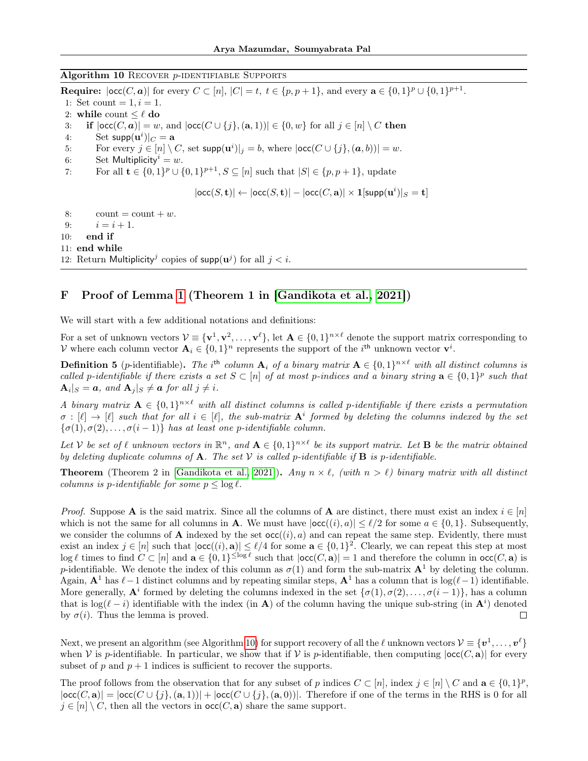**Algorithm 10** Recover $p$-identifiable Supports

**Require:** $|\text{occ}(C, \boldsymbol{a})|$ for every $C \subset [n]$, $|C| = t$, $t \in \{p, p+1\}$, and every $\mathbf{a} \in \{0,1\}^p \cup \{0,1\}^{p+1}$.

1: Set count $= 1, i = 1$.
2: **while** count $\leq \ell$ **do**
3: &nbsp;&nbsp;&nbsp;&nbsp;**if** $|\text{occ}(C, \boldsymbol{a})| = w$, and $|\text{occ}(C \cup \{j\}, (\mathbf{a}, 1))| \in \{0, w\}$ for all $j \in [n] \setminus C$ **then**
4: &nbsp;&nbsp;&nbsp;&nbsp;&nbsp;&nbsp;&nbsp;&nbsp;Set $\text{supp}(\mathbf{u}^i)|_C = \mathbf{a}$
5: &nbsp;&nbsp;&nbsp;&nbsp;&nbsp;&nbsp;&nbsp;&nbsp;For every $j \in [n] \setminus C$, set $\text{supp}(\mathbf{u}^i)|_j = b$, where $|\text{occ}(C \cup \{j\}, (\boldsymbol{a}, b))| = w$.
6: &nbsp;&nbsp;&nbsp;&nbsp;&nbsp;&nbsp;&nbsp;&nbsp;Set $\text{Multiplicity}^i = w$.
7: &nbsp;&nbsp;&nbsp;&nbsp;&nbsp;&nbsp;&nbsp;&nbsp;For all $\mathbf{t} \in \{0,1\}^p \cup \{0,1\}^{p+1}, S \subseteq [n]$ such that $|S| \in \{p, p+1\}$, update

$$|\text{occ}(S, \mathbf{t})| \leftarrow |\text{occ}(S, \mathbf{t})| - |\text{occ}(C, \mathbf{a})| \times \mathbf{1}[\text{supp}(\mathbf{u}^i)|_S = \mathbf{t}]$$

8: &nbsp;&nbsp;&nbsp;&nbsp;&nbsp;&nbsp;&nbsp;&nbsp;count $=$ count $+ w$.
9: &nbsp;&nbsp;&nbsp;&nbsp;&nbsp;&nbsp;&nbsp;&nbsp;$i = i + 1$.
10: &nbsp;&nbsp;&nbsp;&nbsp;**end if**
11: **end while**
12: Return $\text{Multiplicity}^j$ copies of $\text{supp}(\mathbf{u}^j)$ for all $j < i$.

# F Proof of Lemma 1 (Theorem 1 in [Gandikota et al., 2021])

We will start with a few additional notations and definitions:

For a set of unknown vectors $\mathcal{V} \equiv \{\mathbf{v}^1, \mathbf{v}^2, \ldots, \mathbf{v}^\ell\}$, let $\mathbf{A} \in \{0,1\}^{n \times \ell}$ denote the support matrix corresponding to $\mathcal{V}$ where each column vector $\mathbf{A}_i \in \{0,1\}^n$ represents the support of the $i^{\text{th}}$ unknown vector $\mathbf{v}^i$.

**Definition 5** ($p$-identifiable)**.** *The $i^{\text{th}}$ column $\mathbf{A}_i$ of a binary matrix $\mathbf{A} \in \{0,1\}^{n \times \ell}$ with all distinct columns is called $p$-identifiable if there exists a set $S \subset [n]$ of at most $p$-indices and a binary string $\mathbf{a} \in \{0,1\}^p$ such that $\mathbf{A}_i|_S = \boldsymbol{a}$, and $\mathbf{A}_j|_S \neq \boldsymbol{a}$ for all $j \neq i$.*

*A binary matrix $\mathbf{A} \in \{0,1\}^{n \times \ell}$ with all distinct columns is called $p$-identifiable if there exists a permutation $\sigma : [\ell] \to [\ell]$ such that for all $i \in [\ell]$, the sub-matrix $\mathbf{A}^i$ formed by deleting the columns indexed by the set $\{\sigma(1), \sigma(2), \ldots, \sigma(i-1)\}$ has at least one $p$-identifiable column.*

*Let $\mathcal{V}$ be set of $\ell$ unknown vectors in $\mathbb{R}^n$, and $\mathbf{A} \in \{0,1\}^{n \times \ell}$ be its support matrix. Let $\mathbf{B}$ be the matrix obtained by deleting duplicate columns of $\mathbf{A}$. The set $\mathcal{V}$ is called $p$-identifiable if $\mathbf{B}$ is $p$-identifiable.*

**Theorem** (Theorem 2 in [Gandikota et al., 2021])**.** *Any $n \times \ell$, (with $n > \ell$) binary matrix with all distinct columns is $p$-identifiable for some $p \leq \log \ell$.*

*Proof.* Suppose $\mathbf{A}$ is the said matrix. Since all the columns of $\mathbf{A}$ are distinct, there must exist an index $i \in [n]$ which is not the same for all columns in $\mathbf{A}$. We must have $|\text{occ}((i), a)| \leq \ell/2$ for some $a \in \{0,1\}$. Subsequently, we consider the columns of $\mathbf{A}$ indexed by the set $\text{occ}((i), a)$ and can repeat the same step. Evidently, there must exist an index $j \in [n]$ such that $|\text{occ}((i), \mathbf{a})| \leq \ell/4$ for some $\mathbf{a} \in \{0,1\}^2$. Clearly, we can repeat this step at most $\log \ell$ times to find $C \subset [n]$ and $\mathbf{a} \in \{0,1\}^{\leq \log \ell}$ such that $|\text{occ}(C, \mathbf{a})| = 1$ and therefore the column in $\text{occ}(C, \mathbf{a})$ is $p$-identifiable. We denote the index of this column as $\sigma(1)$ and form the sub-matrix $\mathbf{A}^1$ by deleting the column. Again, $\mathbf{A}^1$ has $\ell - 1$ distinct columns and by repeating similar steps, $\mathbf{A}^1$ has a column that is $\log(\ell-1)$ identifiable. More generally, $\mathbf{A}^i$ formed by deleting the columns indexed in the set $\{\sigma(1), \sigma(2), \ldots, \sigma(i-1)\}$, has a column that is $\log(\ell - i)$ identifiable with the index (in $\mathbf{A}$) of the column having the unique sub-string (in $\mathbf{A}^i$) denoted by $\sigma(i)$. Thus the lemma is proved. □

Next, we present an algorithm (see Algorithm 10) for support recovery of all the $\ell$ unknown vectors $\mathcal{V} \equiv \{\boldsymbol{v}^1, \ldots, \boldsymbol{v}^\ell\}$ when $\mathcal{V}$ is $p$-identifiable. In particular, we show that if $\mathcal{V}$ is $p$-identifiable, then computing $|\text{occ}(C, \mathbf{a})|$ for every subset of $p$ and $p+1$ indices is sufficient to recover the supports.

The proof follows from the observation that for any subset of $p$ indices $C \subset [n]$, index $j \in [n] \setminus C$ and $\mathbf{a} \in \{0,1\}^p$, $|\text{occ}(C, \mathbf{a})| = |\text{occ}(C \cup \{j\}, (\mathbf{a}, 1))| + |\text{occ}(C \cup \{j\}, (\mathbf{a}, 0))|$. Therefore if one of the terms in the RHS is 0 for all $j \in [n] \setminus C$, then all the vectors in $\text{occ}(C, \mathbf{a})$ share the same support.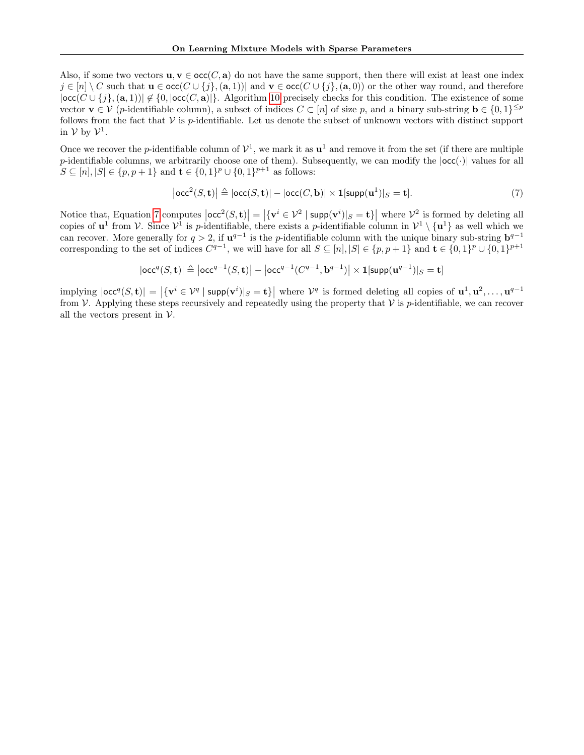Also, if some two vectors $\mathbf{u}, \mathbf{v} \in \mathsf{occ}(C, \mathbf{a})$ do not have the same support, then there will exist at least one index $j \in [n] \setminus C$ such that $\mathbf{u} \in \mathsf{occ}(C \cup \{j\}, (\mathbf{a}, 1))|$ and $\mathbf{v} \in \mathsf{occ}(C \cup \{j\}, (\mathbf{a}, 0))$ or the other way round, and therefore $|\mathsf{occ}(C \cup \{j\}, (\mathbf{a}, 1))| \notin \{0, |\mathsf{occ}(C, \mathbf{a})|\}$. Algorithm 10 precisely checks for this condition. The existence of some vector $\mathbf{v} \in \mathcal{V}$ ($p$-identifiable column), a subset of indices $C \subset [n]$ of size $p$, and a binary sub-string $\mathbf{b} \in \{0,1\}^{\leq p}$ follows from the fact that $\mathcal{V}$ is $p$-identifiable. Let us denote the subset of unknown vectors with distinct support in $\mathcal{V}$ by $\mathcal{V}^1$.

Once we recover the $p$-identifiable column of $\mathcal{V}^1$, we mark it as $\mathbf{u}^1$ and remove it from the set (if there are multiple $p$-identifiable columns, we arbitrarily choose one of them). Subsequently, we can modify the $|\mathsf{occ}(\cdot)|$ values for all $S \subseteq [n], |S| \in \{p, p+1\}$ and $\mathbf{t} \in \{0,1\}^p \cup \{0,1\}^{p+1}$ as follows:

$$\left|\mathsf{occ}^2(S, \mathbf{t})\right| \triangleq |\mathsf{occ}(S, \mathbf{t})| - |\mathsf{occ}(C, \mathbf{b})| \times \mathbf{1}[\mathsf{supp}(\mathbf{u}^1)|_S = \mathbf{t}]. \tag{7}$$

Notice that, Equation 7 computes $\left|\mathsf{occ}^2(S, \mathbf{t})\right| = \left|\{\mathbf{v}^i \in \mathcal{V}^2 \mid \mathsf{supp}(\mathbf{v}^i)|_S = \mathbf{t}\}\right|$ where $\mathcal{V}^2$ is formed by deleting all copies of $\mathbf{u}^1$ from $\mathcal{V}$. Since $\mathcal{V}^1$ is $p$-identifiable, there exists a $p$-identifiable column in $\mathcal{V}^1 \setminus \{\mathbf{u}^1\}$ as well which we can recover. More generally for $q > 2$, if $\mathbf{u}^{q-1}$ is the $p$-identifiable column with the unique binary sub-string $\mathbf{b}^{q-1}$ corresponding to the set of indices $C^{q-1}$, we will have for all $S \subseteq [n], |S| \in \{p, p+1\}$ and $\mathbf{t} \in \{0,1\}^p \cup \{0,1\}^{p+1}$

$$|\mathsf{occ}^q(S, \mathbf{t})| \triangleq \left|\mathsf{occ}^{q-1}(S, \mathbf{t})\right| - \left|\mathsf{occ}^{q-1}(C^{q-1}, \mathbf{b}^{q-1})\right| \times \mathbf{1}[\mathsf{supp}(\mathbf{u}^{q-1})|_S = \mathbf{t}]$$

implying $|\mathsf{occ}^q(S, \mathbf{t})| = \left|\{\mathbf{v}^i \in \mathcal{V}^q \mid \mathsf{supp}(\mathbf{v}^i)|_S = \mathbf{t}\}\right|$ where $\mathcal{V}^q$ is formed deleting all copies of $\mathbf{u}^1, \mathbf{u}^2, \ldots, \mathbf{u}^{q-1}$ from $\mathcal{V}$. Applying these steps recursively and repeatedly using the property that $\mathcal{V}$ is $p$-identifiable, we can recover all the vectors present in $\mathcal{V}$.